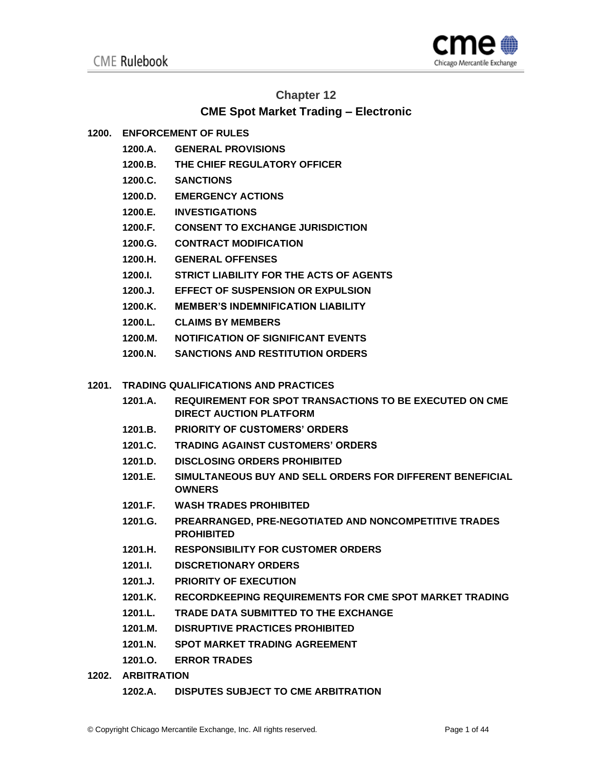# Chapter 12

## CME Spot Market Trading – Electronic

**1200. ENFORCEMENT OF RULES**

- **1200.A. GENERAL PROVISIONS**
- **1200.B. THE CHIEF REGULATORY OFFICER**
- **1200.C. SANCTIONS**
- **1200.D. EMERGENCY ACTIONS**
- **1200.E. INVESTIGATIONS**
- **1200.F. CONSENT TO EXCHANGE JURISDICTION**
- **1200.G. CONTRACT MODIFICATION**
- **1200.H. GENERAL OFFENSES**
- **1200.I. STRICT LIABILITY FOR THE ACTS OF AGENTS**
- **1200.J. EFFECT OF SUSPENSION OR EXPULSION**
- **1200.K. MEMBER'S INDEMNIFICATION LIABILITY**
- **1200.L. CLAIMS BY MEMBERS**
- **1200.M. NOTIFICATION OF SIGNIFICANT EVENTS**
- **1200.N. SANCTIONS AND RESTITUTION ORDERS**

**1201. TRADING QUALIFICATIONS AND PRACTICES**

- **1201.A. REQUIREMENT FOR SPOT TRANSACTIONS TO BE EXECUTED ON CME DIRECT AUCTION PLATFORM**
- **1201.B. PRIORITY OF CUSTOMERS' ORDERS**
- **1201.C. TRADING AGAINST CUSTOMERS' ORDERS**
- **1201.D. DISCLOSING ORDERS PROHIBITED**
- **1201.E. SIMULTANEOUS BUY AND SELL ORDERS FOR DIFFERENT BENEFICIAL OWNERS**
- **1201.F. WASH TRADES PROHIBITED**
- **1201.G. PREARRANGED, PRE-NEGOTIATED AND NONCOMPETITIVE TRADES PROHIBITED**
- **1201.H. RESPONSIBILITY FOR CUSTOMER ORDERS**
- **1201.I. DISCRETIONARY ORDERS**
- **1201.J. PRIORITY OF EXECUTION**
- **1201.K. RECORDKEEPING REQUIREMENTS FOR CME SPOT MARKET TRADING**
- **1201.L. TRADE DATA SUBMITTED TO THE EXCHANGE**
- **1201.M. DISRUPTIVE PRACTICES PROHIBITED**
- **1201.N. SPOT MARKET TRADING AGREEMENT**
- **1201.O. ERROR TRADES**

**1202. ARBITRATION**

- **1202.A. DISPUTES SUBJECT TO CME ARBITRATION**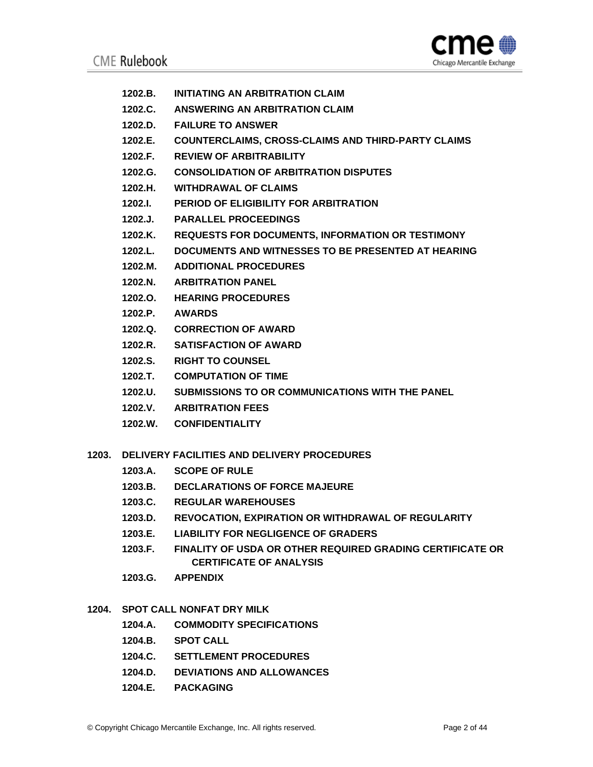- **1202.B. INITIATING AN ARBITRATION CLAIM**
- **1202.C. ANSWERING AN ARBITRATION CLAIM**
- **1202.D. FAILURE TO ANSWER**
- **1202.E. COUNTERCLAIMS, CROSS-CLAIMS AND THIRD-PARTY CLAIMS**
- **1202.F. REVIEW OF ARBITRABILITY**
- **1202.G. CONSOLIDATION OF ARBITRATION DISPUTES**
- **1202.H. WITHDRAWAL OF CLAIMS**
- **1202.I. PERIOD OF ELIGIBILITY FOR ARBITRATION**
- **1202.J. PARALLEL PROCEEDINGS**
- **1202.K. REQUESTS FOR DOCUMENTS, INFORMATION OR TESTIMONY**
- **1202.L. DOCUMENTS AND WITNESSES TO BE PRESENTED AT HEARING**
- **1202.M. ADDITIONAL PROCEDURES**
- **1202.N. ARBITRATION PANEL**
- **1202.O. HEARING PROCEDURES**
- **1202.P. AWARDS**
- **1202.Q. CORRECTION OF AWARD**
- **1202.R. SATISFACTION OF AWARD**
- **1202.S. RIGHT TO COUNSEL**
- **1202.T. COMPUTATION OF TIME**
- **1202.U. SUBMISSIONS TO OR COMMUNICATIONS WITH THE PANEL**
- **1202.V. ARBITRATION FEES**
- **1202.W. CONFIDENTIALITY**

**1203. DELIVERY FACILITIES AND DELIVERY PROCEDURES**

- **1203.A. SCOPE OF RULE**
- **1203.B. DECLARATIONS OF FORCE MAJEURE**
- **1203.C. REGULAR WAREHOUSES**
- **1203.D. REVOCATION, EXPIRATION OR WITHDRAWAL OF REGULARITY**
- **1203.E. LIABILITY FOR NEGLIGENCE OF GRADERS**
- **1203.F. FINALITY OF USDA OR OTHER REQUIRED GRADING CERTIFICATE OR CERTIFICATE OF ANALYSIS**
- **1203.G. APPENDIX**

**1204. SPOT CALL NONFAT DRY MILK**

- **1204.A. COMMODITY SPECIFICATIONS**
- **1204.B. SPOT CALL**
- **1204.C. SETTLEMENT PROCEDURES**
- **1204.D. DEVIATIONS AND ALLOWANCES**
- **1204.E. PACKAGING**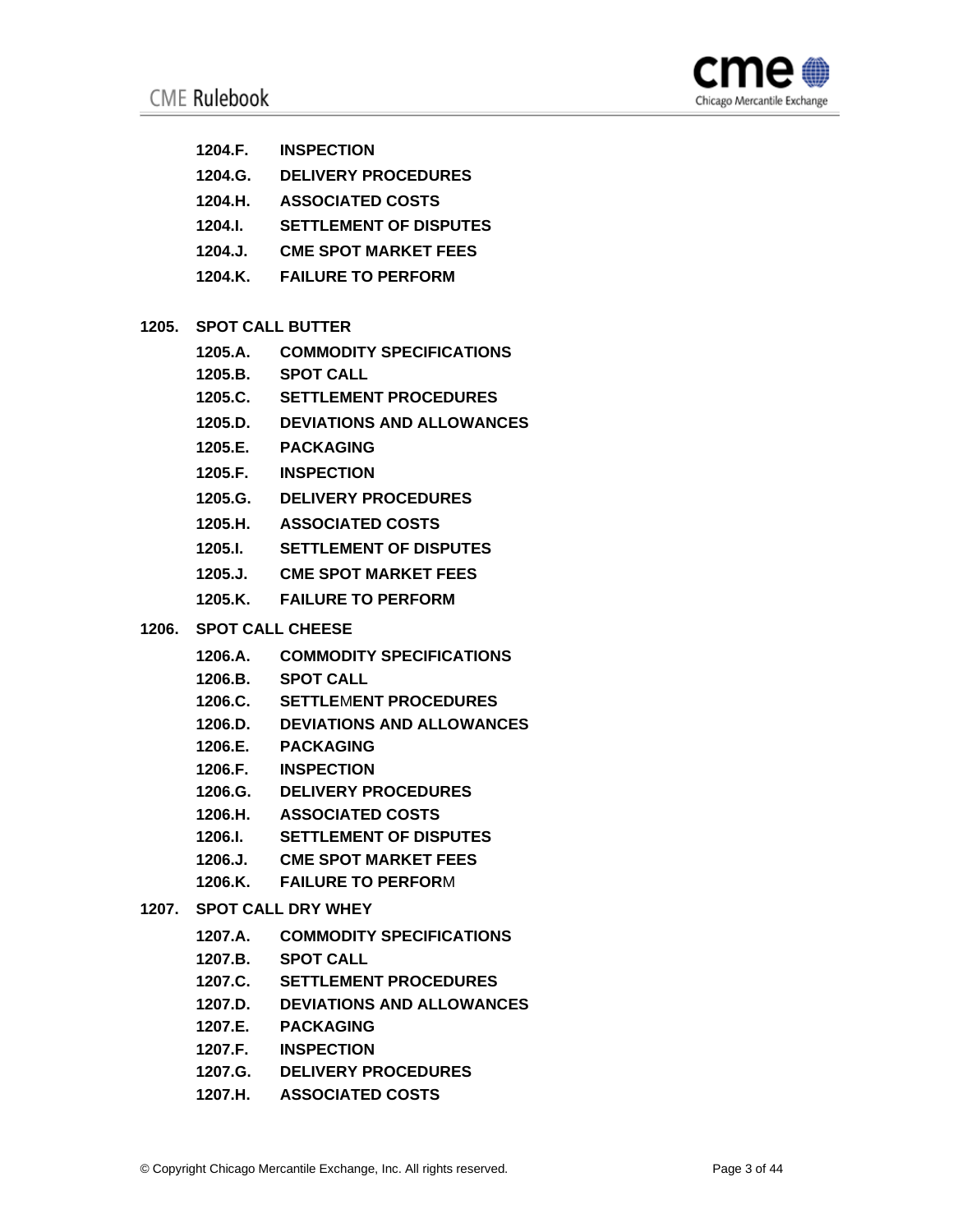**1204.F. INSPECTION**

**1204.G. DELIVERY PROCEDURES**

**1204.H. ASSOCIATED COSTS**

**1204.I. SETTLEMENT OF DISPUTES**

**1204.J. CME SPOT MARKET FEES**

**1204.K. FAILURE TO PERFORM**

**1205. SPOT CALL BUTTER**

**1205.A. COMMODITY SPECIFICATIONS**

**1205.B. SPOT CALL**

**1205.C. SETTLEMENT PROCEDURES**

**1205.D. DEVIATIONS AND ALLOWANCES**

**1205.E. PACKAGING**

**1205.F. INSPECTION**

**1205.G. DELIVERY PROCEDURES**

**1205.H. ASSOCIATED COSTS**

**1205.I. SETTLEMENT OF DISPUTES**

**1205.J. CME SPOT MARKET FEES**

**1205.K. FAILURE TO PERFORM**

**1206. SPOT CALL CHEESE**

**1206.A. COMMODITY SPECIFICATIONS**

**1206.B. SPOT CALL**

**1206.C. SETTLEMENT PROCEDURES**

**1206.D. DEVIATIONS AND ALLOWANCES**

**1206.E. PACKAGING**

**1206.F. INSPECTION**

**1206.G. DELIVERY PROCEDURES**

**1206.H. ASSOCIATED COSTS**

**1206.I. SETTLEMENT OF DISPUTES**

**1206.J. CME SPOT MARKET FEES**

**1206.K. FAILURE TO PERFORM**

**1207. SPOT CALL DRY WHEY**

**1207.A. COMMODITY SPECIFICATIONS**

**1207.B. SPOT CALL**

**1207.C. SETTLEMENT PROCEDURES**

**1207.D. DEVIATIONS AND ALLOWANCES**

**1207.E. PACKAGING**

**1207.F. INSPECTION**

**1207.G. DELIVERY PROCEDURES**

**1207.H. ASSOCIATED COSTS**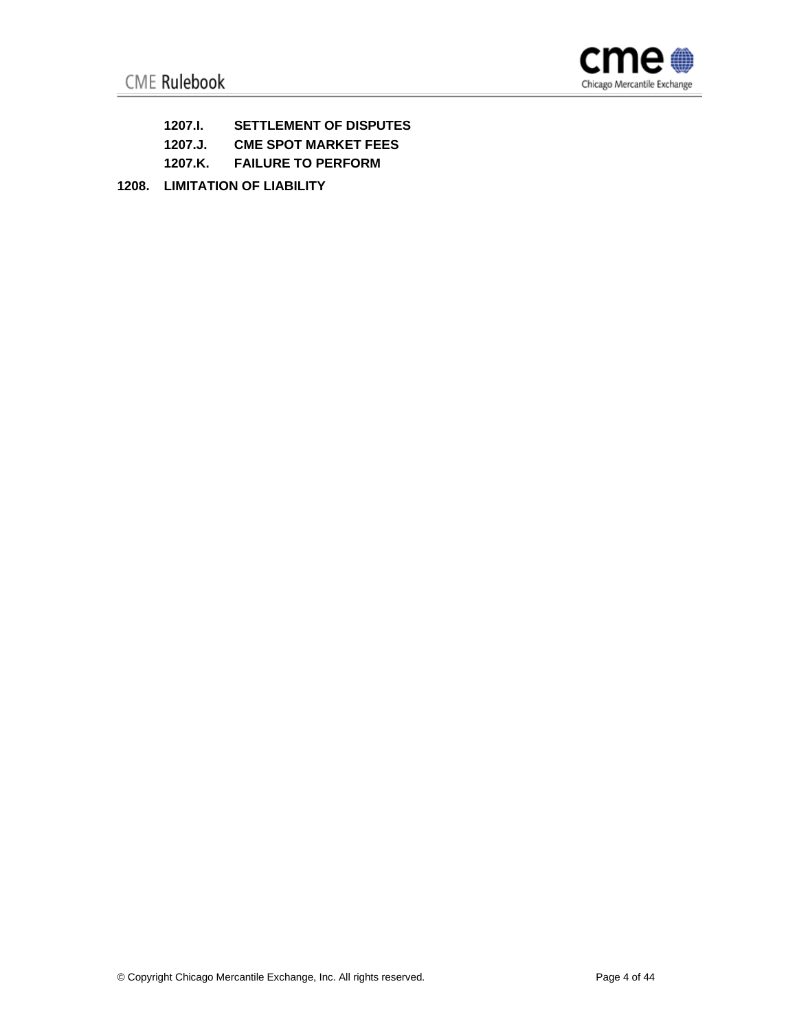**1207.I. SETTLEMENT OF DISPUTES**

**1207.J. CME SPOT MARKET FEES**

**1207.K. FAILURE TO PERFORM**

**1208. LIMITATION OF LIABILITY**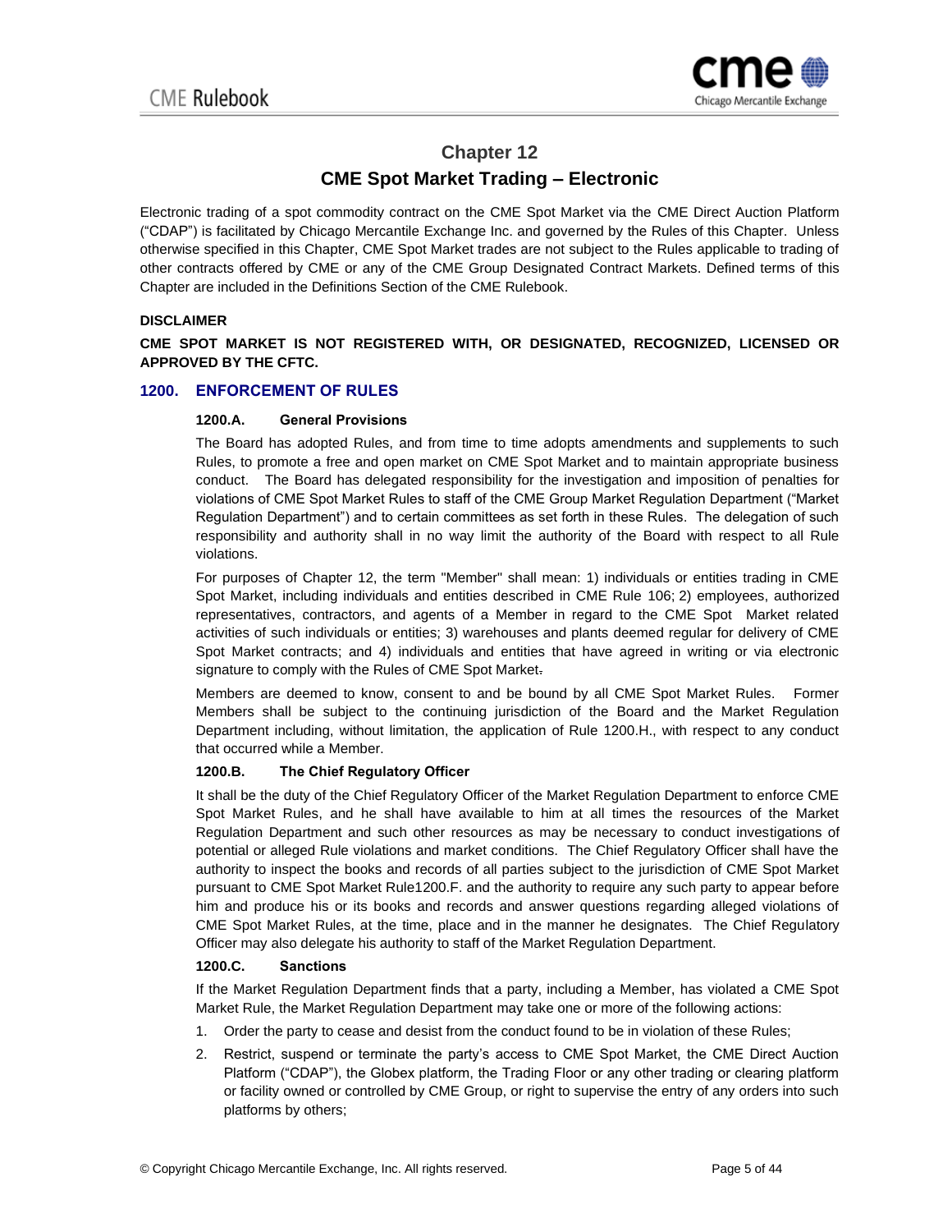# Chapter 12

## CME Spot Market Trading – Electronic

Electronic trading of a spot commodity contract on the CME Spot Market via the CME Direct Auction Platform ("CDAP") is facilitated by Chicago Mercantile Exchange Inc. and governed by the Rules of this Chapter. Unless otherwise specified in this Chapter, CME Spot Market trades are not subject to the Rules applicable to trading of other contracts offered by CME or any of the CME Group Designated Contract Markets. Defined terms of this Chapter are included in the Definitions Section of the CME Rulebook.

**DISCLAIMER**

**CME SPOT MARKET IS NOT REGISTERED WITH, OR DESIGNATED, RECOGNIZED, LICENSED OR APPROVED BY THE CFTC.**

### 1200. ENFORCEMENT OF RULES

#### 1200.A. General Provisions

The Board has adopted Rules, and from time to time adopts amendments and supplements to such Rules, to promote a free and open market on CME Spot Market and to maintain appropriate business conduct. The Board has delegated responsibility for the investigation and imposition of penalties for violations of CME Spot Market Rules to staff of the CME Group Market Regulation Department ("Market Regulation Department") and to certain committees as set forth in these Rules. The delegation of such responsibility and authority shall in no way limit the authority of the Board with respect to all Rule violations.

For purposes of Chapter 12, the term "Member" shall mean: 1) individuals or entities trading in CME Spot Market, including individuals and entities described in CME Rule 106; 2) employees, authorized representatives, contractors, and agents of a Member in regard to the CME Spot Market related activities of such individuals or entities; 3) warehouses and plants deemed regular for delivery of CME Spot Market contracts; and 4) individuals and entities that have agreed in writing or via electronic signature to comply with the Rules of CME Spot Market.

Members are deemed to know, consent to and be bound by all CME Spot Market Rules. Former Members shall be subject to the continuing jurisdiction of the Board and the Market Regulation Department including, without limitation, the application of Rule 1200.H., with respect to any conduct that occurred while a Member.

#### 1200.B. The Chief Regulatory Officer

It shall be the duty of the Chief Regulatory Officer of the Market Regulation Department to enforce CME Spot Market Rules, and he shall have available to him at all times the resources of the Market Regulation Department and such other resources as may be necessary to conduct investigations of potential or alleged Rule violations and market conditions. The Chief Regulatory Officer shall have the authority to inspect the books and records of all parties subject to the jurisdiction of CME Spot Market pursuant to CME Spot Market Rule1200.F. and the authority to require any such party to appear before him and produce his or its books and records and answer questions regarding alleged violations of CME Spot Market Rules, at the time, place and in the manner he designates. The Chief Regulatory Officer may also delegate his authority to staff of the Market Regulation Department.

#### 1200.C. Sanctions

If the Market Regulation Department finds that a party, including a Member, has violated a CME Spot Market Rule, the Market Regulation Department may take one or more of the following actions:

1. Order the party to cease and desist from the conduct found to be in violation of these Rules;
2. Restrict, suspend or terminate the party's access to CME Spot Market, the CME Direct Auction Platform ("CDAP"), the Globex platform, the Trading Floor or any other trading or clearing platform or facility owned or controlled by CME Group, or right to supervise the entry of any orders into such platforms by others;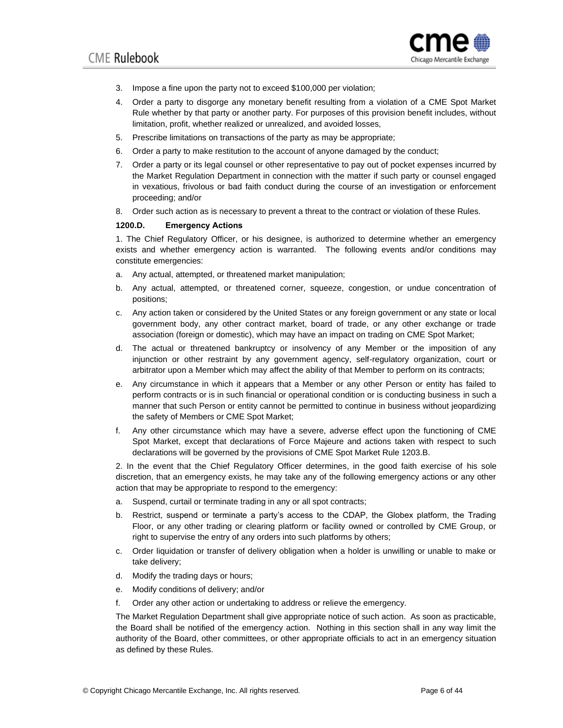3. Impose a fine upon the party not to exceed $100,000 per violation;
4. Order a party to disgorge any monetary benefit resulting from a violation of a CME Spot Market Rule whether by that party or another party. For purposes of this provision benefit includes, without limitation, profit, whether realized or unrealized, and avoided losses,
5. Prescribe limitations on transactions of the party as may be appropriate;
6. Order a party to make restitution to the account of anyone damaged by the conduct;
7. Order a party or its legal counsel or other representative to pay out of pocket expenses incurred by the Market Regulation Department in connection with the matter if such party or counsel engaged in vexatious, frivolous or bad faith conduct during the course of an investigation or enforcement proceeding; and/or
8. Order such action as is necessary to prevent a threat to the contract or violation of these Rules.

### 1200.D. Emergency Actions

1. The Chief Regulatory Officer, or his designee, is authorized to determine whether an emergency exists and whether emergency action is warranted. The following events and/or conditions may constitute emergencies:

a. Any actual, attempted, or threatened market manipulation;

b. Any actual, attempted, or threatened corner, squeeze, congestion, or undue concentration of positions;

c. Any action taken or considered by the United States or any foreign government or any state or local government body, any other contract market, board of trade, or any other exchange or trade association (foreign or domestic), which may have an impact on trading on CME Spot Market;

d. The actual or threatened bankruptcy or insolvency of any Member or the imposition of any injunction or other restraint by any government agency, self-regulatory organization, court or arbitrator upon a Member which may affect the ability of that Member to perform on its contracts;

e. Any circumstance in which it appears that a Member or any other Person or entity has failed to perform contracts or is in such financial or operational condition or is conducting business in such a manner that such Person or entity cannot be permitted to continue in business without jeopardizing the safety of Members or CME Spot Market;

f. Any other circumstance which may have a severe, adverse effect upon the functioning of CME Spot Market, except that declarations of Force Majeure and actions taken with respect to such declarations will be governed by the provisions of CME Spot Market Rule 1203.B.

2. In the event that the Chief Regulatory Officer determines, in the good faith exercise of his sole discretion, that an emergency exists, he may take any of the following emergency actions or any other action that may be appropriate to respond to the emergency:

a. Suspend, curtail or terminate trading in any or all spot contracts;

b. Restrict, suspend or terminate a party's access to the CDAP, the Globex platform, the Trading Floor, or any other trading or clearing platform or facility owned or controlled by CME Group, or right to supervise the entry of any orders into such platforms by others;

c. Order liquidation or transfer of delivery obligation when a holder is unwilling or unable to make or take delivery;

d. Modify the trading days or hours;

e. Modify conditions of delivery; and/or

f. Order any other action or undertaking to address or relieve the emergency.

The Market Regulation Department shall give appropriate notice of such action. As soon as practicable, the Board shall be notified of the emergency action. Nothing in this section shall in any way limit the authority of the Board, other committees, or other appropriate officials to act in an emergency situation as defined by these Rules.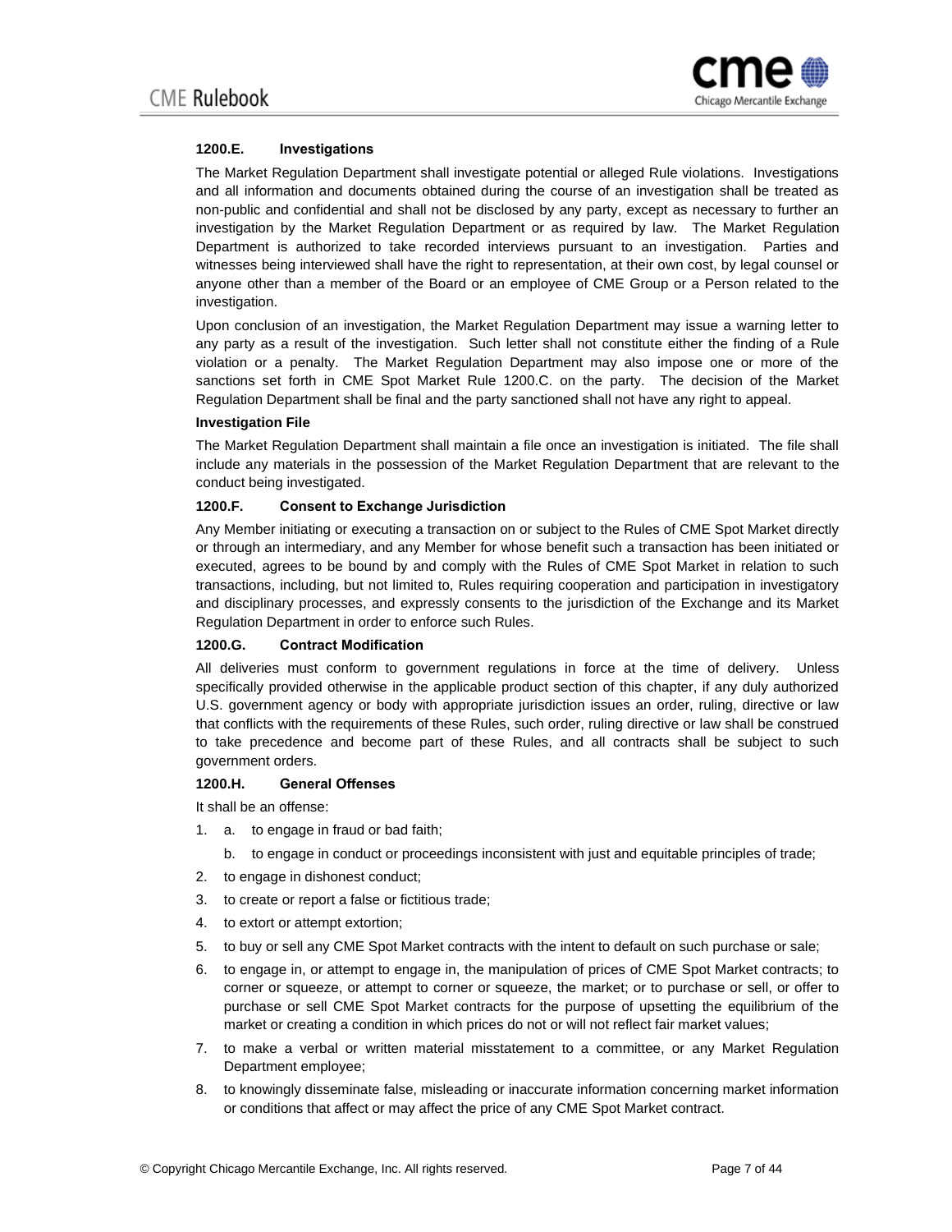### 1200.E. Investigations

The Market Regulation Department shall investigate potential or alleged Rule violations. Investigations and all information and documents obtained during the course of an investigation shall be treated as non-public and confidential and shall not be disclosed by any party, except as necessary to further an investigation by the Market Regulation Department or as required by law. The Market Regulation Department is authorized to take recorded interviews pursuant to an investigation. Parties and witnesses being interviewed shall have the right to representation, at their own cost, by legal counsel or anyone other than a member of the Board or an employee of CME Group or a Person related to the investigation.

Upon conclusion of an investigation, the Market Regulation Department may issue a warning letter to any party as a result of the investigation. Such letter shall not constitute either the finding of a Rule violation or a penalty. The Market Regulation Department may also impose one or more of the sanctions set forth in CME Spot Market Rule 1200.C. on the party. The decision of the Market Regulation Department shall be final and the party sanctioned shall not have any right to appeal.

**Investigation File**

The Market Regulation Department shall maintain a file once an investigation is initiated. The file shall include any materials in the possession of the Market Regulation Department that are relevant to the conduct being investigated.

### 1200.F. Consent to Exchange Jurisdiction

Any Member initiating or executing a transaction on or subject to the Rules of CME Spot Market directly or through an intermediary, and any Member for whose benefit such a transaction has been initiated or executed, agrees to be bound by and comply with the Rules of CME Spot Market in relation to such transactions, including, but not limited to, Rules requiring cooperation and participation in investigatory and disciplinary processes, and expressly consents to the jurisdiction of the Exchange and its Market Regulation Department in order to enforce such Rules.

### 1200.G. Contract Modification

All deliveries must conform to government regulations in force at the time of delivery. Unless specifically provided otherwise in the applicable product section of this chapter, if any duly authorized U.S. government agency or body with appropriate jurisdiction issues an order, ruling, directive or law that conflicts with the requirements of these Rules, such order, ruling directive or law shall be construed to take precedence and become part of these Rules, and all contracts shall be subject to such government orders.

### 1200.H. General Offenses

It shall be an offense:

1. a. to engage in fraud or bad faith;

   b. to engage in conduct or proceedings inconsistent with just and equitable principles of trade;
2. to engage in dishonest conduct;
3. to create or report a false or fictitious trade;
4. to extort or attempt extortion;
5. to buy or sell any CME Spot Market contracts with the intent to default on such purchase or sale;
6. to engage in, or attempt to engage in, the manipulation of prices of CME Spot Market contracts; to corner or squeeze, or attempt to corner or squeeze, the market; or to purchase or sell, or offer to purchase or sell CME Spot Market contracts for the purpose of upsetting the equilibrium of the market or creating a condition in which prices do not or will not reflect fair market values;
7. to make a verbal or written material misstatement to a committee, or any Market Regulation Department employee;
8. to knowingly disseminate false, misleading or inaccurate information concerning market information or conditions that affect or may affect the price of any CME Spot Market contract.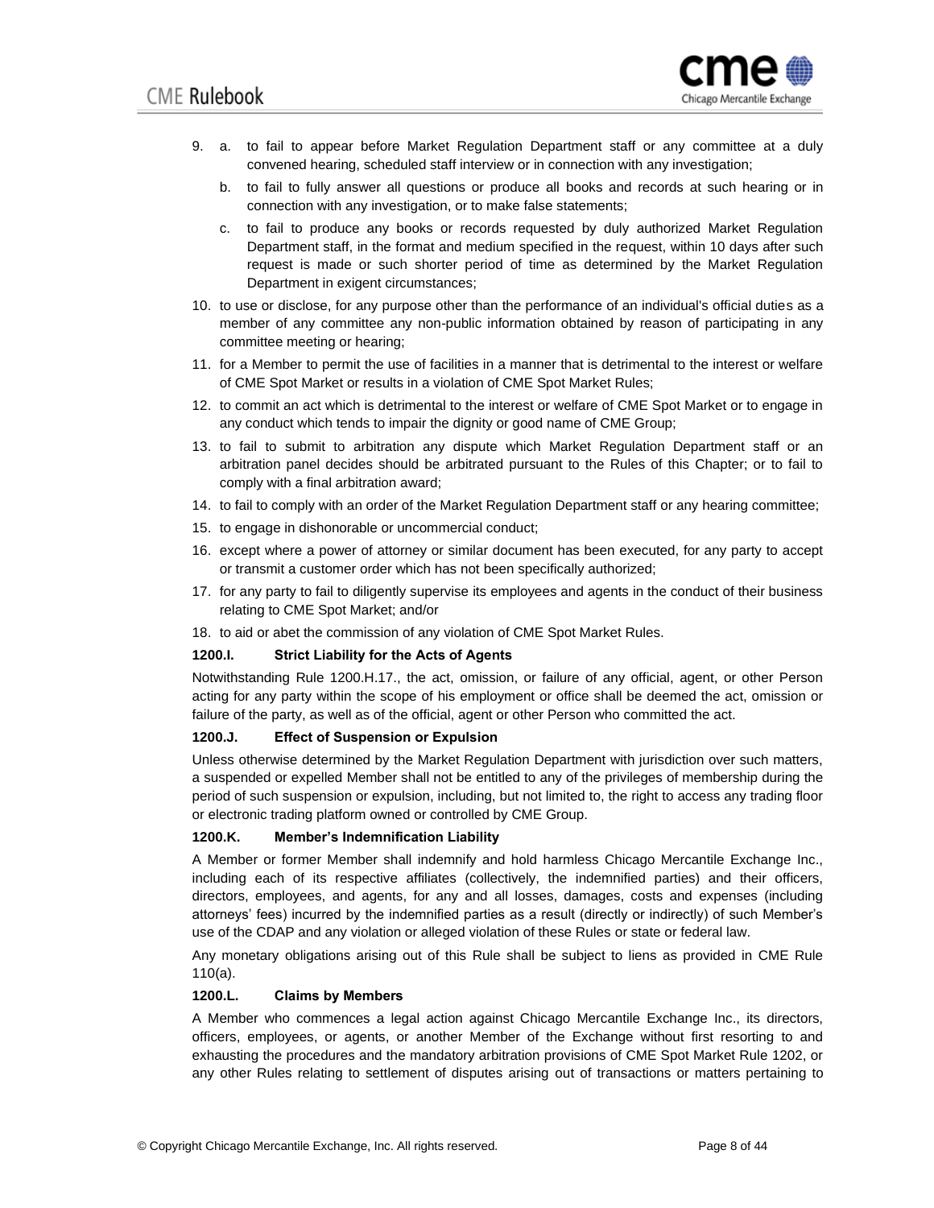9. a. to fail to appear before Market Regulation Department staff or any committee at a duly convened hearing, scheduled staff interview or in connection with any investigation;

   b. to fail to fully answer all questions or produce all books and records at such hearing or in connection with any investigation, or to make false statements;

   c. to fail to produce any books or records requested by duly authorized Market Regulation Department staff, in the format and medium specified in the request, within 10 days after such request is made or such shorter period of time as determined by the Market Regulation Department in exigent circumstances;

10. to use or disclose, for any purpose other than the performance of an individual's official duties as a member of any committee any non-public information obtained by reason of participating in any committee meeting or hearing;

11. for a Member to permit the use of facilities in a manner that is detrimental to the interest or welfare of CME Spot Market or results in a violation of CME Spot Market Rules;

12. to commit an act which is detrimental to the interest or welfare of CME Spot Market or to engage in any conduct which tends to impair the dignity or good name of CME Group;

13. to fail to submit to arbitration any dispute which Market Regulation Department staff or an arbitration panel decides should be arbitrated pursuant to the Rules of this Chapter; or to fail to comply with a final arbitration award;

14. to fail to comply with an order of the Market Regulation Department staff or any hearing committee;

15. to engage in dishonorable or uncommercial conduct;

16. except where a power of attorney or similar document has been executed, for any party to accept or transmit a customer order which has not been specifically authorized;

17. for any party to fail to diligently supervise its employees and agents in the conduct of their business relating to CME Spot Market; and/or

18. to aid or abet the commission of any violation of CME Spot Market Rules.

**1200.I. Strict Liability for the Acts of Agents**

Notwithstanding Rule 1200.H.17., the act, omission, or failure of any official, agent, or other Person acting for any party within the scope of his employment or office shall be deemed the act, omission or failure of the party, as well as of the official, agent or other Person who committed the act.

**1200.J. Effect of Suspension or Expulsion**

Unless otherwise determined by the Market Regulation Department with jurisdiction over such matters, a suspended or expelled Member shall not be entitled to any of the privileges of membership during the period of such suspension or expulsion, including, but not limited to, the right to access any trading floor or electronic trading platform owned or controlled by CME Group.

**1200.K. Member's Indemnification Liability**

A Member or former Member shall indemnify and hold harmless Chicago Mercantile Exchange Inc., including each of its respective affiliates (collectively, the indemnified parties) and their officers, directors, employees, and agents, for any and all losses, damages, costs and expenses (including attorneys' fees) incurred by the indemnified parties as a result (directly or indirectly) of such Member's use of the CDAP and any violation or alleged violation of these Rules or state or federal law.

Any monetary obligations arising out of this Rule shall be subject to liens as provided in CME Rule 110(a).

**1200.L. Claims by Members**

A Member who commences a legal action against Chicago Mercantile Exchange Inc., its directors, officers, employees, or agents, or another Member of the Exchange without first resorting to and exhausting the procedures and the mandatory arbitration provisions of CME Spot Market Rule 1202, or any other Rules relating to settlement of disputes arising out of transactions or matters pertaining to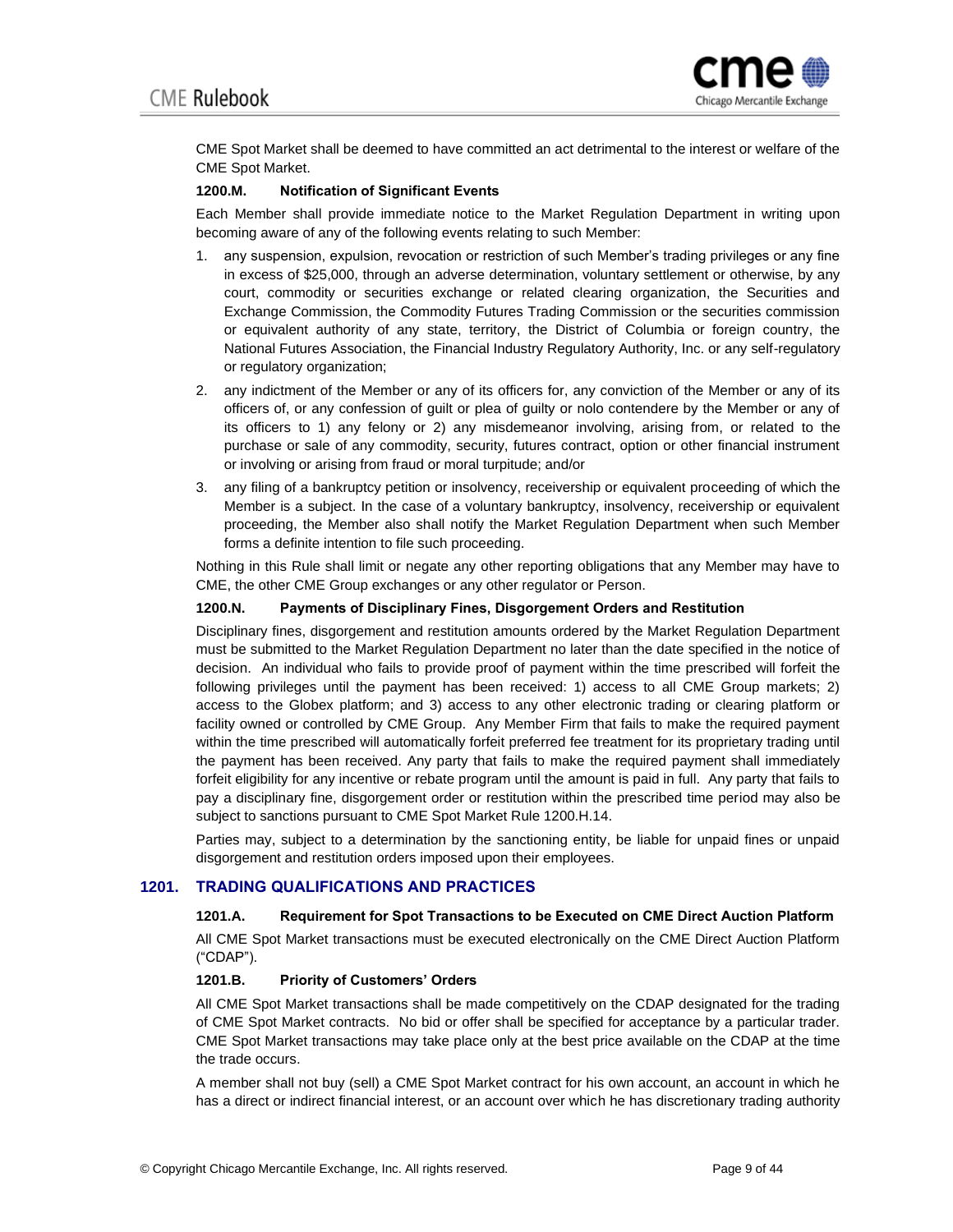CME Spot Market shall be deemed to have committed an act detrimental to the interest or welfare of the CME Spot Market.

#### 1200.M. Notification of Significant Events

Each Member shall provide immediate notice to the Market Regulation Department in writing upon becoming aware of any of the following events relating to such Member:

1. any suspension, expulsion, revocation or restriction of such Member's trading privileges or any fine in excess of $25,000, through an adverse determination, voluntary settlement or otherwise, by any court, commodity or securities exchange or related clearing organization, the Securities and Exchange Commission, the Commodity Futures Trading Commission or the securities commission or equivalent authority of any state, territory, the District of Columbia or foreign country, the National Futures Association, the Financial Industry Regulatory Authority, Inc. or any self-regulatory or regulatory organization;
2. any indictment of the Member or any of its officers for, any conviction of the Member or any of its officers of, or any confession of guilt or plea of guilty or nolo contendere by the Member or any of its officers to 1) any felony or 2) any misdemeanor involving, arising from, or related to the purchase or sale of any commodity, security, futures contract, option or other financial instrument or involving or arising from fraud or moral turpitude; and/or
3. any filing of a bankruptcy petition or insolvency, receivership or equivalent proceeding of which the Member is a subject. In the case of a voluntary bankruptcy, insolvency, receivership or equivalent proceeding, the Member also shall notify the Market Regulation Department when such Member forms a definite intention to file such proceeding.

Nothing in this Rule shall limit or negate any other reporting obligations that any Member may have to CME, the other CME Group exchanges or any other regulator or Person.

#### 1200.N. Payments of Disciplinary Fines, Disgorgement Orders and Restitution

Disciplinary fines, disgorgement and restitution amounts ordered by the Market Regulation Department must be submitted to the Market Regulation Department no later than the date specified in the notice of decision. An individual who fails to provide proof of payment within the time prescribed will forfeit the following privileges until the payment has been received: 1) access to all CME Group markets; 2) access to the Globex platform; and 3) access to any other electronic trading or clearing platform or facility owned or controlled by CME Group. Any Member Firm that fails to make the required payment within the time prescribed will automatically forfeit preferred fee treatment for its proprietary trading until the payment has been received. Any party that fails to make the required payment shall immediately forfeit eligibility for any incentive or rebate program until the amount is paid in full. Any party that fails to pay a disciplinary fine, disgorgement order or restitution within the prescribed time period may also be subject to sanctions pursuant to CME Spot Market Rule 1200.H.14.

Parties may, subject to a determination by the sanctioning entity, be liable for unpaid fines or unpaid disgorgement and restitution orders imposed upon their employees.

### 1201. TRADING QUALIFICATIONS AND PRACTICES

#### 1201.A. Requirement for Spot Transactions to be Executed on CME Direct Auction Platform

All CME Spot Market transactions must be executed electronically on the CME Direct Auction Platform ("CDAP").

#### 1201.B. Priority of Customers' Orders

All CME Spot Market transactions shall be made competitively on the CDAP designated for the trading of CME Spot Market contracts. No bid or offer shall be specified for acceptance by a particular trader. CME Spot Market transactions may take place only at the best price available on the CDAP at the time the trade occurs.

A member shall not buy (sell) a CME Spot Market contract for his own account, an account in which he has a direct or indirect financial interest, or an account over which he has discretionary trading authority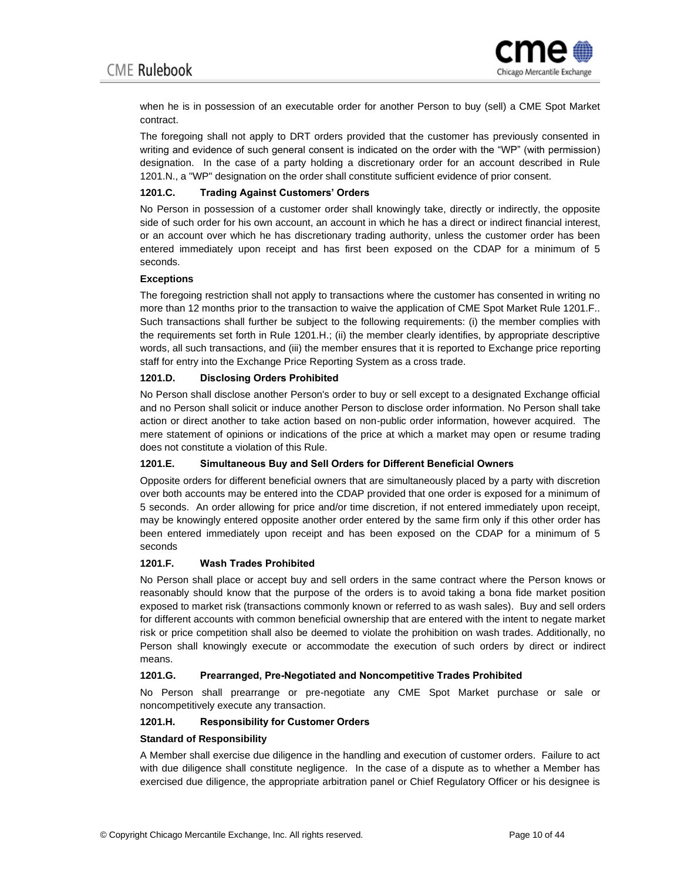when he is in possession of an executable order for another Person to buy (sell) a CME Spot Market contract.

The foregoing shall not apply to DRT orders provided that the customer has previously consented in writing and evidence of such general consent is indicated on the order with the "WP" (with permission) designation. In the case of a party holding a discretionary order for an account described in Rule 1201.N., a "WP" designation on the order shall constitute sufficient evidence of prior consent.

#### 1201.C. Trading Against Customers' Orders

No Person in possession of a customer order shall knowingly take, directly or indirectly, the opposite side of such order for his own account, an account in which he has a direct or indirect financial interest, or an account over which he has discretionary trading authority, unless the customer order has been entered immediately upon receipt and has first been exposed on the CDAP for a minimum of 5 seconds.

**Exceptions**

The foregoing restriction shall not apply to transactions where the customer has consented in writing no more than 12 months prior to the transaction to waive the application of CME Spot Market Rule 1201.F.. Such transactions shall further be subject to the following requirements: (i) the member complies with the requirements set forth in Rule 1201.H.; (ii) the member clearly identifies, by appropriate descriptive words, all such transactions, and (iii) the member ensures that it is reported to Exchange price reporting staff for entry into the Exchange Price Reporting System as a cross trade.

#### 1201.D. Disclosing Orders Prohibited

No Person shall disclose another Person's order to buy or sell except to a designated Exchange official and no Person shall solicit or induce another Person to disclose order information. No Person shall take action or direct another to take action based on non-public order information, however acquired. The mere statement of opinions or indications of the price at which a market may open or resume trading does not constitute a violation of this Rule.

#### 1201.E. Simultaneous Buy and Sell Orders for Different Beneficial Owners

Opposite orders for different beneficial owners that are simultaneously placed by a party with discretion over both accounts may be entered into the CDAP provided that one order is exposed for a minimum of 5 seconds. An order allowing for price and/or time discretion, if not entered immediately upon receipt, may be knowingly entered opposite another order entered by the same firm only if this other order has been entered immediately upon receipt and has been exposed on the CDAP for a minimum of 5 seconds

#### 1201.F. Wash Trades Prohibited

No Person shall place or accept buy and sell orders in the same contract where the Person knows or reasonably should know that the purpose of the orders is to avoid taking a bona fide market position exposed to market risk (transactions commonly known or referred to as wash sales). Buy and sell orders for different accounts with common beneficial ownership that are entered with the intent to negate market risk or price competition shall also be deemed to violate the prohibition on wash trades. Additionally, no Person shall knowingly execute or accommodate the execution of such orders by direct or indirect means.

#### 1201.G. Prearranged, Pre-Negotiated and Noncompetitive Trades Prohibited

No Person shall prearrange or pre-negotiate any CME Spot Market purchase or sale or noncompetitively execute any transaction.

#### 1201.H. Responsibility for Customer Orders

**Standard of Responsibility**

A Member shall exercise due diligence in the handling and execution of customer orders. Failure to act with due diligence shall constitute negligence. In the case of a dispute as to whether a Member has exercised due diligence, the appropriate arbitration panel or Chief Regulatory Officer or his designee is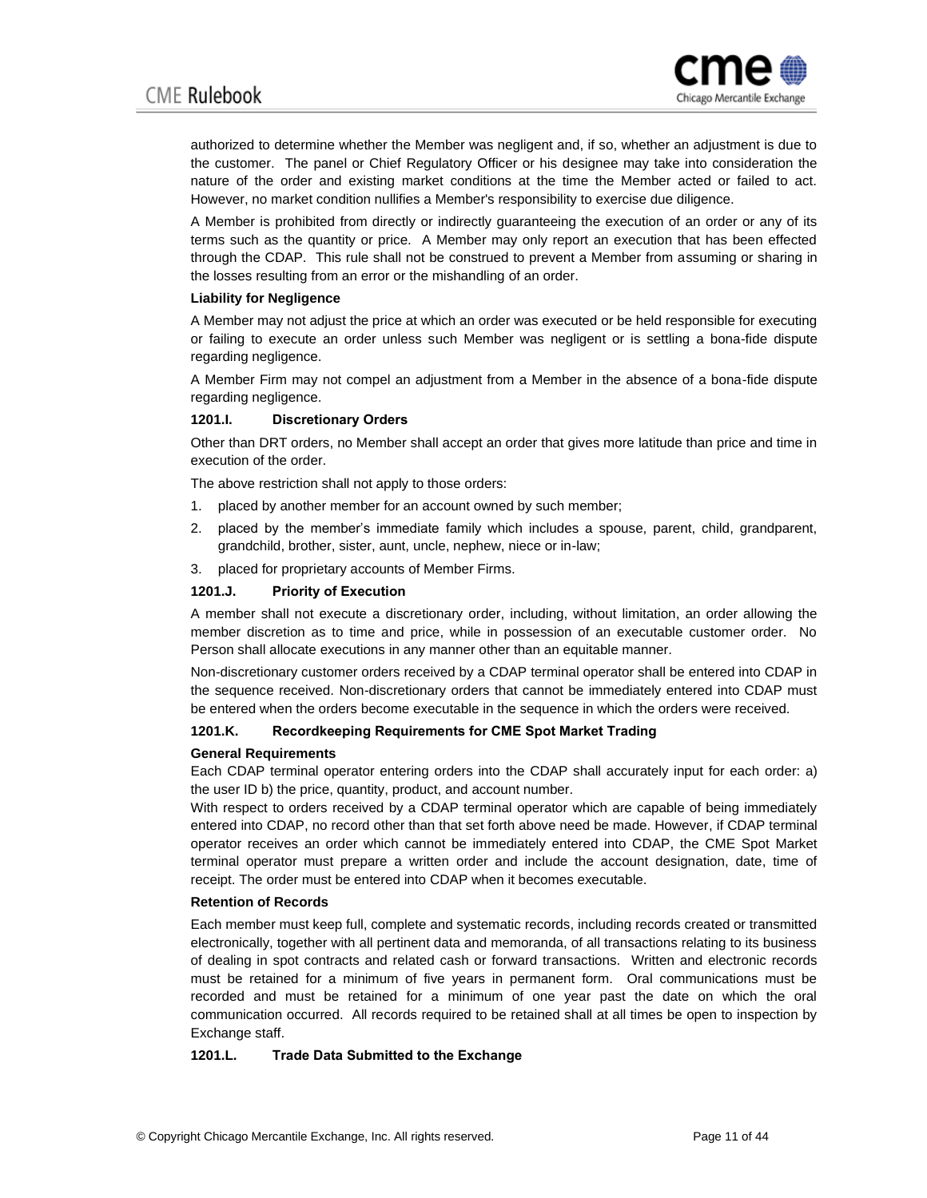authorized to determine whether the Member was negligent and, if so, whether an adjustment is due to the customer. The panel or Chief Regulatory Officer or his designee may take into consideration the nature of the order and existing market conditions at the time the Member acted or failed to act. However, no market condition nullifies a Member's responsibility to exercise due diligence.

A Member is prohibited from directly or indirectly guaranteeing the execution of an order or any of its terms such as the quantity or price. A Member may only report an execution that has been effected through the CDAP. This rule shall not be construed to prevent a Member from assuming or sharing in the losses resulting from an error or the mishandling of an order.

**Liability for Negligence**

A Member may not adjust the price at which an order was executed or be held responsible for executing or failing to execute an order unless such Member was negligent or is settling a bona-fide dispute regarding negligence.

A Member Firm may not compel an adjustment from a Member in the absence of a bona-fide dispute regarding negligence.

### 1201.I. Discretionary Orders

Other than DRT orders, no Member shall accept an order that gives more latitude than price and time in execution of the order.

The above restriction shall not apply to those orders:

1. placed by another member for an account owned by such member;
2. placed by the member's immediate family which includes a spouse, parent, child, grandparent, grandchild, brother, sister, aunt, uncle, nephew, niece or in-law;
3. placed for proprietary accounts of Member Firms.

### 1201.J. Priority of Execution

A member shall not execute a discretionary order, including, without limitation, an order allowing the member discretion as to time and price, while in possession of an executable customer order. No Person shall allocate executions in any manner other than an equitable manner.

Non-discretionary customer orders received by a CDAP terminal operator shall be entered into CDAP in the sequence received. Non-discretionary orders that cannot be immediately entered into CDAP must be entered when the orders become executable in the sequence in which the orders were received.

### 1201.K. Recordkeeping Requirements for CME Spot Market Trading

**General Requirements**

Each CDAP terminal operator entering orders into the CDAP shall accurately input for each order: a) the user ID b) the price, quantity, product, and account number.

With respect to orders received by a CDAP terminal operator which are capable of being immediately entered into CDAP, no record other than that set forth above need be made. However, if CDAP terminal operator receives an order which cannot be immediately entered into CDAP, the CME Spot Market terminal operator must prepare a written order and include the account designation, date, time of receipt. The order must be entered into CDAP when it becomes executable.

**Retention of Records**

Each member must keep full, complete and systematic records, including records created or transmitted electronically, together with all pertinent data and memoranda, of all transactions relating to its business of dealing in spot contracts and related cash or forward transactions. Written and electronic records must be retained for a minimum of five years in permanent form. Oral communications must be recorded and must be retained for a minimum of one year past the date on which the oral communication occurred. All records required to be retained shall at all times be open to inspection by Exchange staff.

### 1201.L. Trade Data Submitted to the Exchange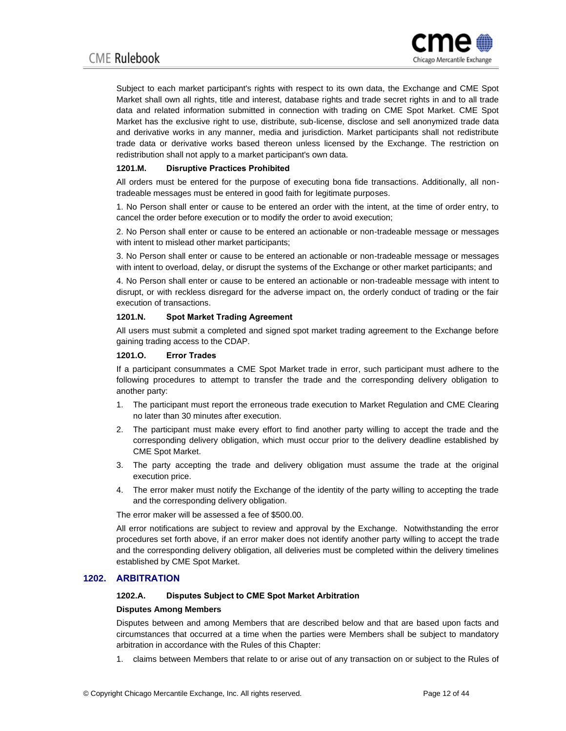Subject to each market participant's rights with respect to its own data, the Exchange and CME Spot Market shall own all rights, title and interest, database rights and trade secret rights in and to all trade data and related information submitted in connection with trading on CME Spot Market. CME Spot Market has the exclusive right to use, distribute, sub-license, disclose and sell anonymized trade data and derivative works in any manner, media and jurisdiction. Market participants shall not redistribute trade data or derivative works based thereon unless licensed by the Exchange. The restriction on redistribution shall not apply to a market participant's own data.

#### 1201.M. Disruptive Practices Prohibited

All orders must be entered for the purpose of executing bona fide transactions. Additionally, all non-tradeable messages must be entered in good faith for legitimate purposes.

1. No Person shall enter or cause to be entered an order with the intent, at the time of order entry, to cancel the order before execution or to modify the order to avoid execution;

2. No Person shall enter or cause to be entered an actionable or non-tradeable message or messages with intent to mislead other market participants;

3. No Person shall enter or cause to be entered an actionable or non-tradeable message or messages with intent to overload, delay, or disrupt the systems of the Exchange or other market participants; and

4. No Person shall enter or cause to be entered an actionable or non-tradeable message with intent to disrupt, or with reckless disregard for the adverse impact on, the orderly conduct of trading or the fair execution of transactions.

#### 1201.N. Spot Market Trading Agreement

All users must submit a completed and signed spot market trading agreement to the Exchange before gaining trading access to the CDAP.

#### 1201.O. Error Trades

If a participant consummates a CME Spot Market trade in error, such participant must adhere to the following procedures to attempt to transfer the trade and the corresponding delivery obligation to another party:

1. The participant must report the erroneous trade execution to Market Regulation and CME Clearing no later than 30 minutes after execution.
2. The participant must make every effort to find another party willing to accept the trade and the corresponding delivery obligation, which must occur prior to the delivery deadline established by CME Spot Market.
3. The party accepting the trade and delivery obligation must assume the trade at the original execution price.
4. The error maker must notify the Exchange of the identity of the party willing to accepting the trade and the corresponding delivery obligation.

The error maker will be assessed a fee of $500.00.

All error notifications are subject to review and approval by the Exchange. Notwithstanding the error procedures set forth above, if an error maker does not identify another party willing to accept the trade and the corresponding delivery obligation, all deliveries must be completed within the delivery timelines established by CME Spot Market.

## 1202. ARBITRATION

#### 1202.A. Disputes Subject to CME Spot Market Arbitration

**Disputes Among Members**

Disputes between and among Members that are described below and that are based upon facts and circumstances that occurred at a time when the parties were Members shall be subject to mandatory arbitration in accordance with the Rules of this Chapter:

1. claims between Members that relate to or arise out of any transaction on or subject to the Rules of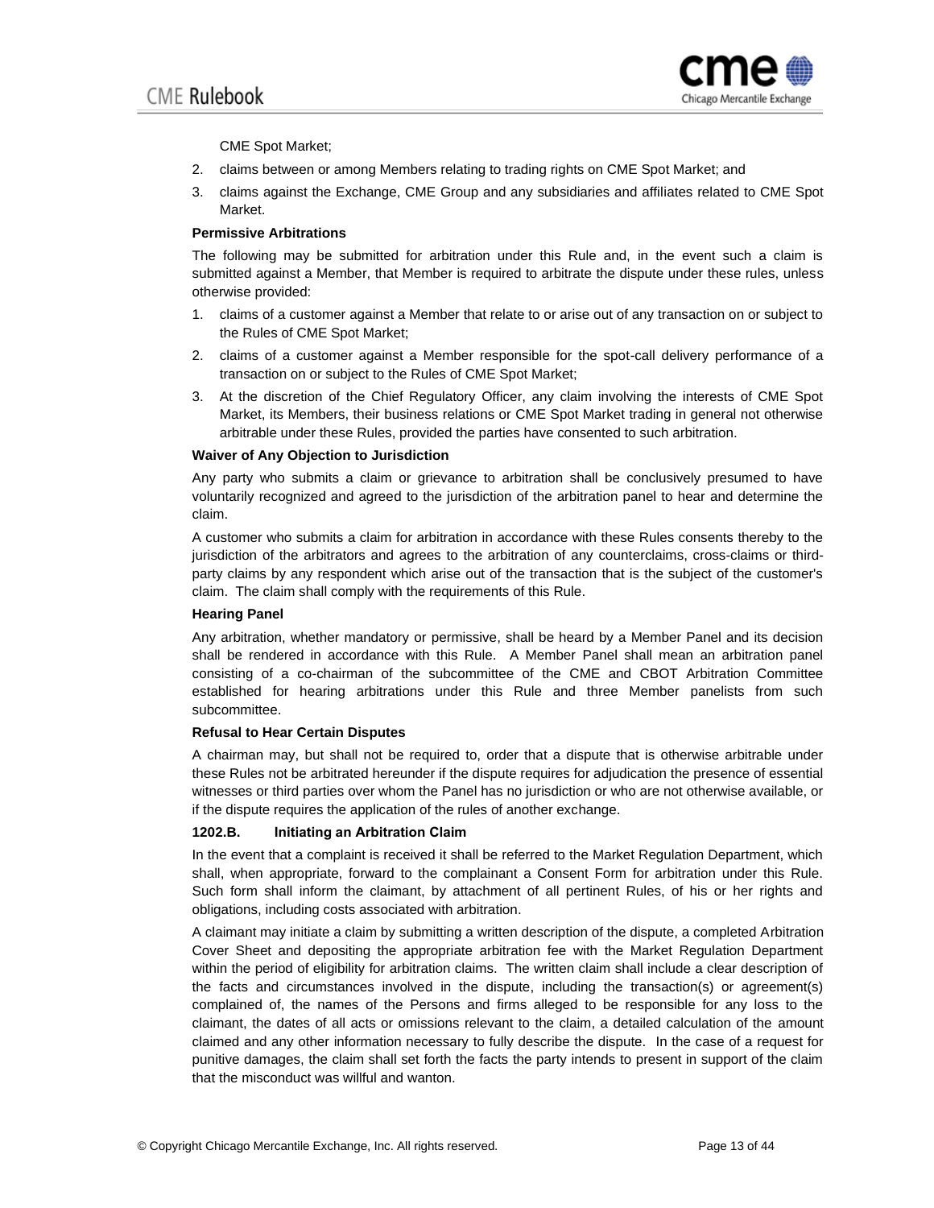CME Spot Market;

2. claims between or among Members relating to trading rights on CME Spot Market; and
3. claims against the Exchange, CME Group and any subsidiaries and affiliates related to CME Spot Market.

**Permissive Arbitrations**

The following may be submitted for arbitration under this Rule and, in the event such a claim is submitted against a Member, that Member is required to arbitrate the dispute under these rules, unless otherwise provided:

1. claims of a customer against a Member that relate to or arise out of any transaction on or subject to the Rules of CME Spot Market;
2. claims of a customer against a Member responsible for the spot-call delivery performance of a transaction on or subject to the Rules of CME Spot Market;
3. At the discretion of the Chief Regulatory Officer, any claim involving the interests of CME Spot Market, its Members, their business relations or CME Spot Market trading in general not otherwise arbitrable under these Rules, provided the parties have consented to such arbitration.

**Waiver of Any Objection to Jurisdiction**

Any party who submits a claim or grievance to arbitration shall be conclusively presumed to have voluntarily recognized and agreed to the jurisdiction of the arbitration panel to hear and determine the claim.

A customer who submits a claim for arbitration in accordance with these Rules consents thereby to the jurisdiction of the arbitrators and agrees to the arbitration of any counterclaims, cross-claims or third-party claims by any respondent which arise out of the transaction that is the subject of the customer's claim. The claim shall comply with the requirements of this Rule.

**Hearing Panel**

Any arbitration, whether mandatory or permissive, shall be heard by a Member Panel and its decision shall be rendered in accordance with this Rule. A Member Panel shall mean an arbitration panel consisting of a co-chairman of the subcommittee of the CME and CBOT Arbitration Committee established for hearing arbitrations under this Rule and three Member panelists from such subcommittee.

**Refusal to Hear Certain Disputes**

A chairman may, but shall not be required to, order that a dispute that is otherwise arbitrable under these Rules not be arbitrated hereunder if the dispute requires for adjudication the presence of essential witnesses or third parties over whom the Panel has no jurisdiction or who are not otherwise available, or if the dispute requires the application of the rules of another exchange.

**1202.B. Initiating an Arbitration Claim**

In the event that a complaint is received it shall be referred to the Market Regulation Department, which shall, when appropriate, forward to the complainant a Consent Form for arbitration under this Rule. Such form shall inform the claimant, by attachment of all pertinent Rules, of his or her rights and obligations, including costs associated with arbitration.

A claimant may initiate a claim by submitting a written description of the dispute, a completed Arbitration Cover Sheet and depositing the appropriate arbitration fee with the Market Regulation Department within the period of eligibility for arbitration claims. The written claim shall include a clear description of the facts and circumstances involved in the dispute, including the transaction(s) or agreement(s) complained of, the names of the Persons and firms alleged to be responsible for any loss to the claimant, the dates of all acts or omissions relevant to the claim, a detailed calculation of the amount claimed and any other information necessary to fully describe the dispute. In the case of a request for punitive damages, the claim shall set forth the facts the party intends to present in support of the claim that the misconduct was willful and wanton.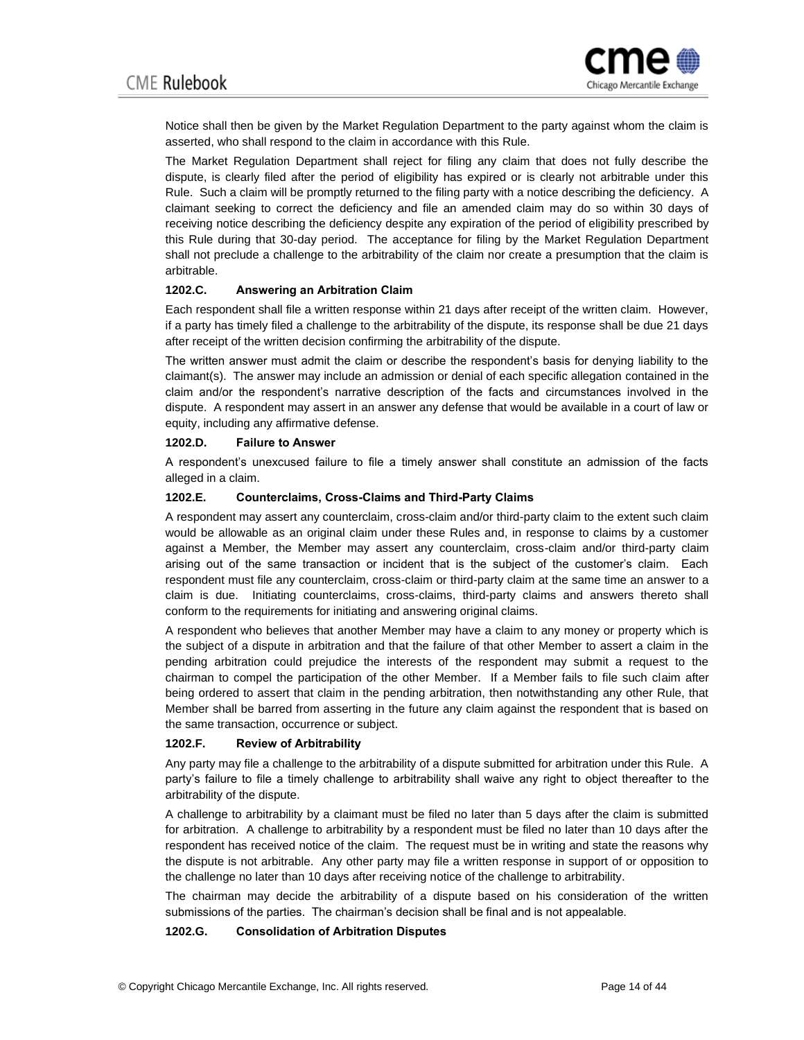Notice shall then be given by the Market Regulation Department to the party against whom the claim is asserted, who shall respond to the claim in accordance with this Rule.

The Market Regulation Department shall reject for filing any claim that does not fully describe the dispute, is clearly filed after the period of eligibility has expired or is clearly not arbitrable under this Rule. Such a claim will be promptly returned to the filing party with a notice describing the deficiency. A claimant seeking to correct the deficiency and file an amended claim may do so within 30 days of receiving notice describing the deficiency despite any expiration of the period of eligibility prescribed by this Rule during that 30-day period. The acceptance for filing by the Market Regulation Department shall not preclude a challenge to the arbitrability of the claim nor create a presumption that the claim is arbitrable.

### 1202.C. Answering an Arbitration Claim

Each respondent shall file a written response within 21 days after receipt of the written claim. However, if a party has timely filed a challenge to the arbitrability of the dispute, its response shall be due 21 days after receipt of the written decision confirming the arbitrability of the dispute.

The written answer must admit the claim or describe the respondent's basis for denying liability to the claimant(s). The answer may include an admission or denial of each specific allegation contained in the claim and/or the respondent's narrative description of the facts and circumstances involved in the dispute. A respondent may assert in an answer any defense that would be available in a court of law or equity, including any affirmative defense.

### 1202.D. Failure to Answer

A respondent's unexcused failure to file a timely answer shall constitute an admission of the facts alleged in a claim.

### 1202.E. Counterclaims, Cross-Claims and Third-Party Claims

A respondent may assert any counterclaim, cross-claim and/or third-party claim to the extent such claim would be allowable as an original claim under these Rules and, in response to claims by a customer against a Member, the Member may assert any counterclaim, cross-claim and/or third-party claim arising out of the same transaction or incident that is the subject of the customer's claim. Each respondent must file any counterclaim, cross-claim or third-party claim at the same time an answer to a claim is due. Initiating counterclaims, cross-claims, third-party claims and answers thereto shall conform to the requirements for initiating and answering original claims.

A respondent who believes that another Member may have a claim to any money or property which is the subject of a dispute in arbitration and that the failure of that other Member to assert a claim in the pending arbitration could prejudice the interests of the respondent may submit a request to the chairman to compel the participation of the other Member. If a Member fails to file such claim after being ordered to assert that claim in the pending arbitration, then notwithstanding any other Rule, that Member shall be barred from asserting in the future any claim against the respondent that is based on the same transaction, occurrence or subject.

### 1202.F. Review of Arbitrability

Any party may file a challenge to the arbitrability of a dispute submitted for arbitration under this Rule. A party's failure to file a timely challenge to arbitrability shall waive any right to object thereafter to the arbitrability of the dispute.

A challenge to arbitrability by a claimant must be filed no later than 5 days after the claim is submitted for arbitration. A challenge to arbitrability by a respondent must be filed no later than 10 days after the respondent has received notice of the claim. The request must be in writing and state the reasons why the dispute is not arbitrable. Any other party may file a written response in support of or opposition to the challenge no later than 10 days after receiving notice of the challenge to arbitrability.

The chairman may decide the arbitrability of a dispute based on his consideration of the written submissions of the parties. The chairman's decision shall be final and is not appealable.

### 1202.G. Consolidation of Arbitration Disputes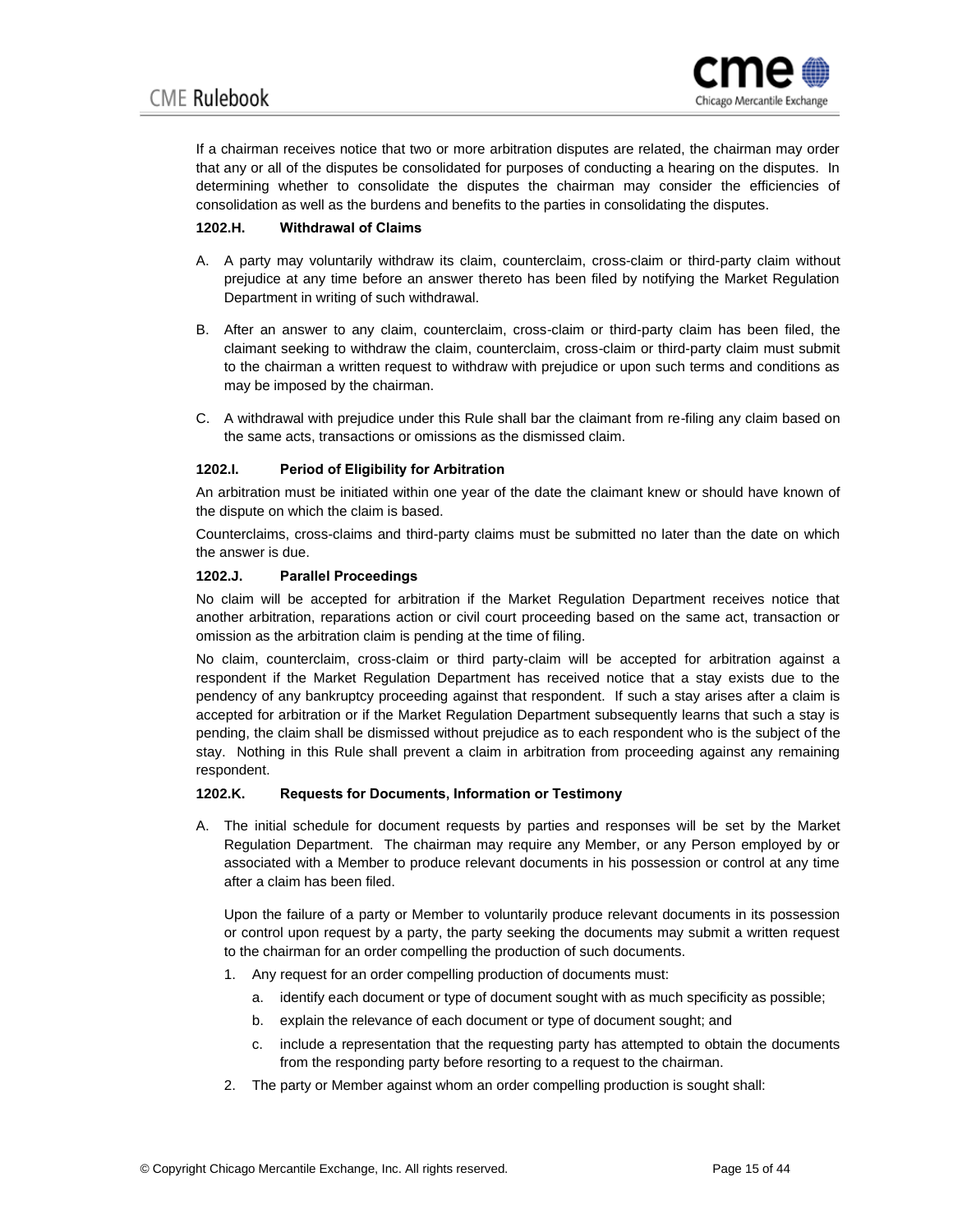If a chairman receives notice that two or more arbitration disputes are related, the chairman may order that any or all of the disputes be consolidated for purposes of conducting a hearing on the disputes. In determining whether to consolidate the disputes the chairman may consider the efficiencies of consolidation as well as the burdens and benefits to the parties in consolidating the disputes.

#### 1202.H. Withdrawal of Claims

A. A party may voluntarily withdraw its claim, counterclaim, cross-claim or third-party claim without prejudice at any time before an answer thereto has been filed by notifying the Market Regulation Department in writing of such withdrawal.

B. After an answer to any claim, counterclaim, cross-claim or third-party claim has been filed, the claimant seeking to withdraw the claim, counterclaim, cross-claim or third-party claim must submit to the chairman a written request to withdraw with prejudice or upon such terms and conditions as may be imposed by the chairman.

C. A withdrawal with prejudice under this Rule shall bar the claimant from re-filing any claim based on the same acts, transactions or omissions as the dismissed claim.

#### 1202.I. Period of Eligibility for Arbitration

An arbitration must be initiated within one year of the date the claimant knew or should have known of the dispute on which the claim is based.

Counterclaims, cross-claims and third-party claims must be submitted no later than the date on which the answer is due.

#### 1202.J. Parallel Proceedings

No claim will be accepted for arbitration if the Market Regulation Department receives notice that another arbitration, reparations action or civil court proceeding based on the same act, transaction or omission as the arbitration claim is pending at the time of filing.

No claim, counterclaim, cross-claim or third party-claim will be accepted for arbitration against a respondent if the Market Regulation Department has received notice that a stay exists due to the pendency of any bankruptcy proceeding against that respondent. If such a stay arises after a claim is accepted for arbitration or if the Market Regulation Department subsequently learns that such a stay is pending, the claim shall be dismissed without prejudice as to each respondent who is the subject of the stay. Nothing in this Rule shall prevent a claim in arbitration from proceeding against any remaining respondent.

#### 1202.K. Requests for Documents, Information or Testimony

A. The initial schedule for document requests by parties and responses will be set by the Market Regulation Department. The chairman may require any Member, or any Person employed by or associated with a Member to produce relevant documents in his possession or control at any time after a claim has been filed.

   Upon the failure of a party or Member to voluntarily produce relevant documents in its possession or control upon request by a party, the party seeking the documents may submit a written request to the chairman for an order compelling the production of such documents.

   1. Any request for an order compelling production of documents must:
      a. identify each document or type of document sought with as much specificity as possible;
      b. explain the relevance of each document or type of document sought; and
      c. include a representation that the requesting party has attempted to obtain the documents from the responding party before resorting to a request to the chairman.
   2. The party or Member against whom an order compelling production is sought shall: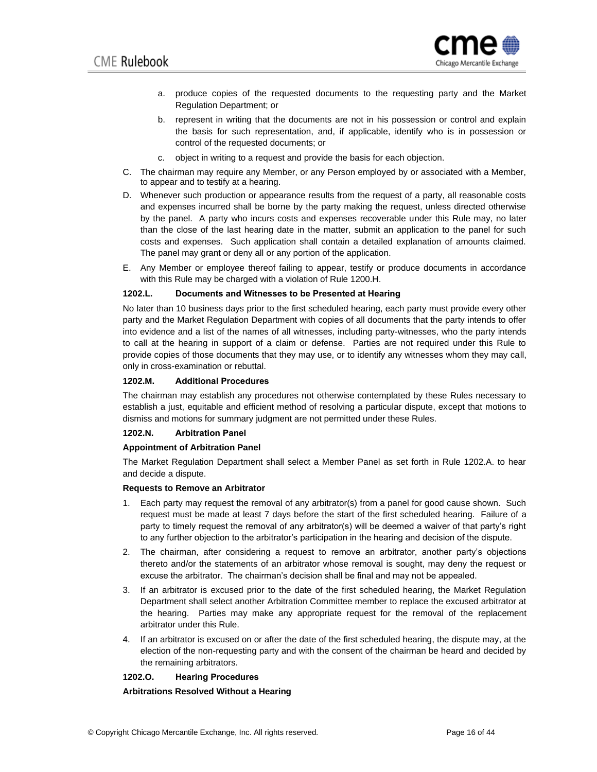a. produce copies of the requested documents to the requesting party and the Market Regulation Department; or

b. represent in writing that the documents are not in his possession or control and explain the basis for such representation, and, if applicable, identify who is in possession or control of the requested documents; or

c. object in writing to a request and provide the basis for each objection.

C. The chairman may require any Member, or any Person employed by or associated with a Member, to appear and to testify at a hearing.

D. Whenever such production or appearance results from the request of a party, all reasonable costs and expenses incurred shall be borne by the party making the request, unless directed otherwise by the panel. A party who incurs costs and expenses recoverable under this Rule may, no later than the close of the last hearing date in the matter, submit an application to the panel for such costs and expenses. Such application shall contain a detailed explanation of amounts claimed. The panel may grant or deny all or any portion of the application.

E. Any Member or employee thereof failing to appear, testify or produce documents in accordance with this Rule may be charged with a violation of Rule 1200.H.

**1202.L. Documents and Witnesses to be Presented at Hearing**

No later than 10 business days prior to the first scheduled hearing, each party must provide every other party and the Market Regulation Department with copies of all documents that the party intends to offer into evidence and a list of the names of all witnesses, including party-witnesses, who the party intends to call at the hearing in support of a claim or defense. Parties are not required under this Rule to provide copies of those documents that they may use, or to identify any witnesses whom they may call, only in cross-examination or rebuttal.

**1202.M. Additional Procedures**

The chairman may establish any procedures not otherwise contemplated by these Rules necessary to establish a just, equitable and efficient method of resolving a particular dispute, except that motions to dismiss and motions for summary judgment are not permitted under these Rules.

**1202.N. Arbitration Panel**

**Appointment of Arbitration Panel**

The Market Regulation Department shall select a Member Panel as set forth in Rule 1202.A. to hear and decide a dispute.

**Requests to Remove an Arbitrator**

1. Each party may request the removal of any arbitrator(s) from a panel for good cause shown. Such request must be made at least 7 days before the start of the first scheduled hearing. Failure of a party to timely request the removal of any arbitrator(s) will be deemed a waiver of that party's right to any further objection to the arbitrator's participation in the hearing and decision of the dispute.
2. The chairman, after considering a request to remove an arbitrator, another party's objections thereto and/or the statements of an arbitrator whose removal is sought, may deny the request or excuse the arbitrator. The chairman's decision shall be final and may not be appealed.
3. If an arbitrator is excused prior to the date of the first scheduled hearing, the Market Regulation Department shall select another Arbitration Committee member to replace the excused arbitrator at the hearing. Parties may make any appropriate request for the removal of the replacement arbitrator under this Rule.
4. If an arbitrator is excused on or after the date of the first scheduled hearing, the dispute may, at the election of the non-requesting party and with the consent of the chairman be heard and decided by the remaining arbitrators.

**1202.O. Hearing Procedures**

**Arbitrations Resolved Without a Hearing**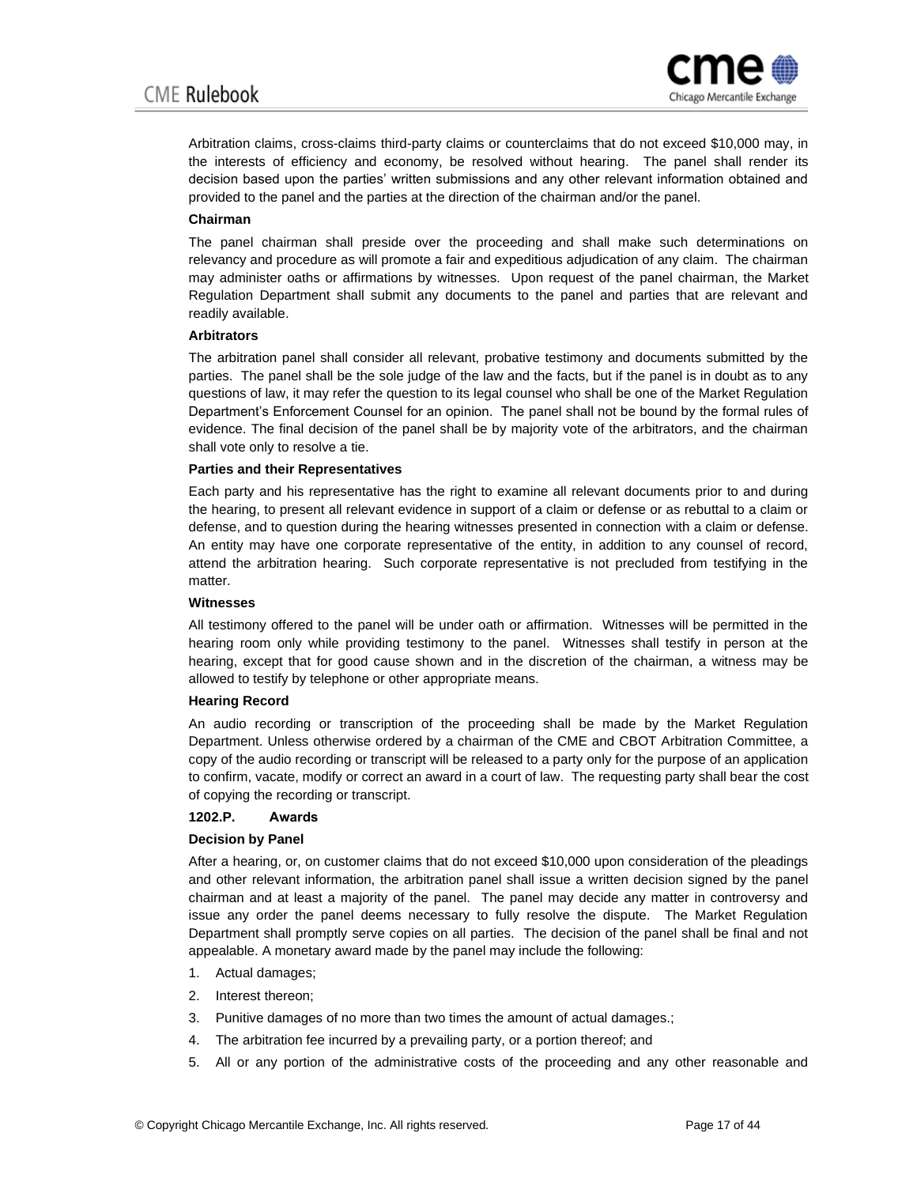Arbitration claims, cross-claims third-party claims or counterclaims that do not exceed $10,000 may, in the interests of efficiency and economy, be resolved without hearing. The panel shall render its decision based upon the parties' written submissions and any other relevant information obtained and provided to the panel and the parties at the direction of the chairman and/or the panel.

**Chairman**

The panel chairman shall preside over the proceeding and shall make such determinations on relevancy and procedure as will promote a fair and expeditious adjudication of any claim. The chairman may administer oaths or affirmations by witnesses. Upon request of the panel chairman, the Market Regulation Department shall submit any documents to the panel and parties that are relevant and readily available.

**Arbitrators**

The arbitration panel shall consider all relevant, probative testimony and documents submitted by the parties. The panel shall be the sole judge of the law and the facts, but if the panel is in doubt as to any questions of law, it may refer the question to its legal counsel who shall be one of the Market Regulation Department's Enforcement Counsel for an opinion. The panel shall not be bound by the formal rules of evidence. The final decision of the panel shall be by majority vote of the arbitrators, and the chairman shall vote only to resolve a tie.

**Parties and their Representatives**

Each party and his representative has the right to examine all relevant documents prior to and during the hearing, to present all relevant evidence in support of a claim or defense or as rebuttal to a claim or defense, and to question during the hearing witnesses presented in connection with a claim or defense. An entity may have one corporate representative of the entity, in addition to any counsel of record, attend the arbitration hearing. Such corporate representative is not precluded from testifying in the matter.

**Witnesses**

All testimony offered to the panel will be under oath or affirmation. Witnesses will be permitted in the hearing room only while providing testimony to the panel. Witnesses shall testify in person at the hearing, except that for good cause shown and in the discretion of the chairman, a witness may be allowed to testify by telephone or other appropriate means.

**Hearing Record**

An audio recording or transcription of the proceeding shall be made by the Market Regulation Department. Unless otherwise ordered by a chairman of the CME and CBOT Arbitration Committee, a copy of the audio recording or transcript will be released to a party only for the purpose of an application to confirm, vacate, modify or correct an award in a court of law. The requesting party shall bear the cost of copying the recording or transcript.

**1202.P. Awards**

**Decision by Panel**

After a hearing, or, on customer claims that do not exceed $10,000 upon consideration of the pleadings and other relevant information, the arbitration panel shall issue a written decision signed by the panel chairman and at least a majority of the panel. The panel may decide any matter in controversy and issue any order the panel deems necessary to fully resolve the dispute. The Market Regulation Department shall promptly serve copies on all parties. The decision of the panel shall be final and not appealable. A monetary award made by the panel may include the following:

1. Actual damages;
2. Interest thereon;
3. Punitive damages of no more than two times the amount of actual damages.;
4. The arbitration fee incurred by a prevailing party, or a portion thereof; and
5. All or any portion of the administrative costs of the proceeding and any other reasonable and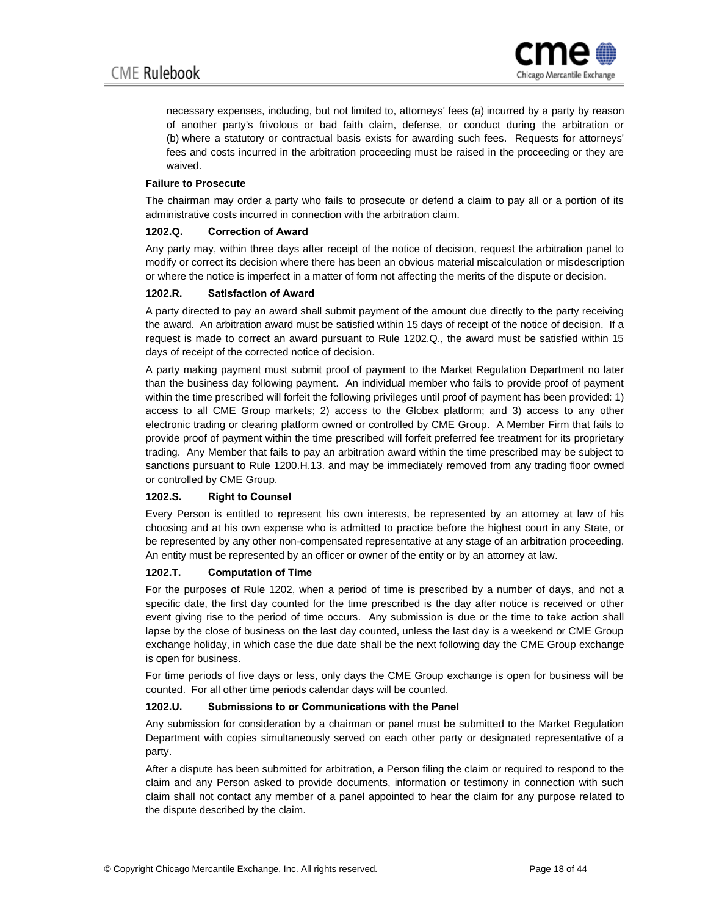necessary expenses, including, but not limited to, attorneys' fees (a) incurred by a party by reason of another party's frivolous or bad faith claim, defense, or conduct during the arbitration or (b) where a statutory or contractual basis exists for awarding such fees. Requests for attorneys' fees and costs incurred in the arbitration proceeding must be raised in the proceeding or they are waived.

**Failure to Prosecute**

The chairman may order a party who fails to prosecute or defend a claim to pay all or a portion of its administrative costs incurred in connection with the arbitration claim.

### 1202.Q. Correction of Award

Any party may, within three days after receipt of the notice of decision, request the arbitration panel to modify or correct its decision where there has been an obvious material miscalculation or misdescription or where the notice is imperfect in a matter of form not affecting the merits of the dispute or decision.

### 1202.R. Satisfaction of Award

A party directed to pay an award shall submit payment of the amount due directly to the party receiving the award. An arbitration award must be satisfied within 15 days of receipt of the notice of decision. If a request is made to correct an award pursuant to Rule 1202.Q., the award must be satisfied within 15 days of receipt of the corrected notice of decision.

A party making payment must submit proof of payment to the Market Regulation Department no later than the business day following payment. An individual member who fails to provide proof of payment within the time prescribed will forfeit the following privileges until proof of payment has been provided: 1) access to all CME Group markets; 2) access to the Globex platform; and 3) access to any other electronic trading or clearing platform owned or controlled by CME Group. A Member Firm that fails to provide proof of payment within the time prescribed will forfeit preferred fee treatment for its proprietary trading. Any Member that fails to pay an arbitration award within the time prescribed may be subject to sanctions pursuant to Rule 1200.H.13. and may be immediately removed from any trading floor owned or controlled by CME Group.

### 1202.S. Right to Counsel

Every Person is entitled to represent his own interests, be represented by an attorney at law of his choosing and at his own expense who is admitted to practice before the highest court in any State, or be represented by any other non-compensated representative at any stage of an arbitration proceeding. An entity must be represented by an officer or owner of the entity or by an attorney at law.

### 1202.T. Computation of Time

For the purposes of Rule 1202, when a period of time is prescribed by a number of days, and not a specific date, the first day counted for the time prescribed is the day after notice is received or other event giving rise to the period of time occurs. Any submission is due or the time to take action shall lapse by the close of business on the last day counted, unless the last day is a weekend or CME Group exchange holiday, in which case the due date shall be the next following day the CME Group exchange is open for business.

For time periods of five days or less, only days the CME Group exchange is open for business will be counted. For all other time periods calendar days will be counted.

### 1202.U. Submissions to or Communications with the Panel

Any submission for consideration by a chairman or panel must be submitted to the Market Regulation Department with copies simultaneously served on each other party or designated representative of a party.

After a dispute has been submitted for arbitration, a Person filing the claim or required to respond to the claim and any Person asked to provide documents, information or testimony in connection with such claim shall not contact any member of a panel appointed to hear the claim for any purpose related to the dispute described by the claim.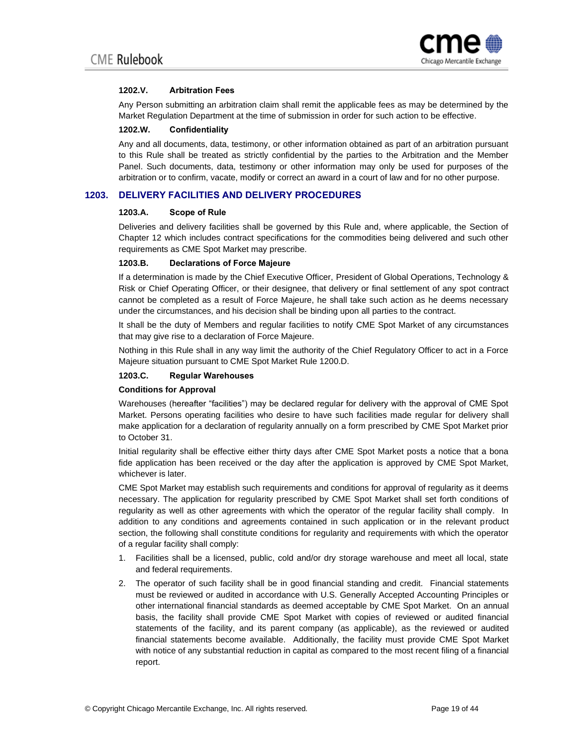#### 1202.V. Arbitration Fees

Any Person submitting an arbitration claim shall remit the applicable fees as may be determined by the Market Regulation Department at the time of submission in order for such action to be effective.

#### 1202.W. Confidentiality

Any and all documents, data, testimony, or other information obtained as part of an arbitration pursuant to this Rule shall be treated as strictly confidential by the parties to the Arbitration and the Member Panel. Such documents, data, testimony or other information may only be used for purposes of the arbitration or to confirm, vacate, modify or correct an award in a court of law and for no other purpose.

## 1203. DELIVERY FACILITIES AND DELIVERY PROCEDURES

#### 1203.A. Scope of Rule

Deliveries and delivery facilities shall be governed by this Rule and, where applicable, the Section of Chapter 12 which includes contract specifications for the commodities being delivered and such other requirements as CME Spot Market may prescribe.

#### 1203.B. Declarations of Force Majeure

If a determination is made by the Chief Executive Officer, President of Global Operations, Technology & Risk or Chief Operating Officer, or their designee, that delivery or final settlement of any spot contract cannot be completed as a result of Force Majeure, he shall take such action as he deems necessary under the circumstances, and his decision shall be binding upon all parties to the contract.

It shall be the duty of Members and regular facilities to notify CME Spot Market of any circumstances that may give rise to a declaration of Force Majeure.

Nothing in this Rule shall in any way limit the authority of the Chief Regulatory Officer to act in a Force Majeure situation pursuant to CME Spot Market Rule 1200.D.

#### 1203.C. Regular Warehouses

**Conditions for Approval**

Warehouses (hereafter "facilities") may be declared regular for delivery with the approval of CME Spot Market. Persons operating facilities who desire to have such facilities made regular for delivery shall make application for a declaration of regularity annually on a form prescribed by CME Spot Market prior to October 31.

Initial regularity shall be effective either thirty days after CME Spot Market posts a notice that a bona fide application has been received or the day after the application is approved by CME Spot Market, whichever is later.

CME Spot Market may establish such requirements and conditions for approval of regularity as it deems necessary. The application for regularity prescribed by CME Spot Market shall set forth conditions of regularity as well as other agreements with which the operator of the regular facility shall comply. In addition to any conditions and agreements contained in such application or in the relevant product section, the following shall constitute conditions for regularity and requirements with which the operator of a regular facility shall comply:

1. Facilities shall be a licensed, public, cold and/or dry storage warehouse and meet all local, state and federal requirements.
2. The operator of such facility shall be in good financial standing and credit. Financial statements must be reviewed or audited in accordance with U.S. Generally Accepted Accounting Principles or other international financial standards as deemed acceptable by CME Spot Market. On an annual basis, the facility shall provide CME Spot Market with copies of reviewed or audited financial statements of the facility, and its parent company (as applicable), as the reviewed or audited financial statements become available. Additionally, the facility must provide CME Spot Market with notice of any substantial reduction in capital as compared to the most recent filing of a financial report.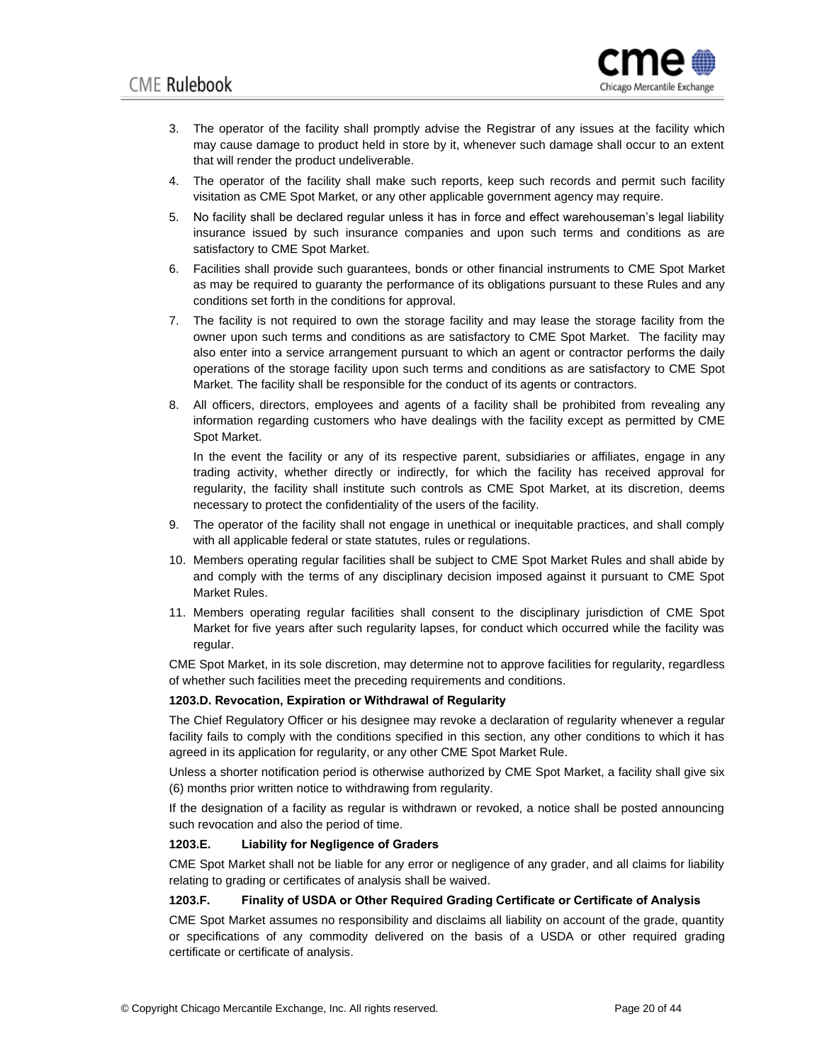3. The operator of the facility shall promptly advise the Registrar of any issues at the facility which may cause damage to product held in store by it, whenever such damage shall occur to an extent that will render the product undeliverable.
4. The operator of the facility shall make such reports, keep such records and permit such facility visitation as CME Spot Market, or any other applicable government agency may require.
5. No facility shall be declared regular unless it has in force and effect warehouseman's legal liability insurance issued by such insurance companies and upon such terms and conditions as are satisfactory to CME Spot Market.
6. Facilities shall provide such guarantees, bonds or other financial instruments to CME Spot Market as may be required to guaranty the performance of its obligations pursuant to these Rules and any conditions set forth in the conditions for approval.
7. The facility is not required to own the storage facility and may lease the storage facility from the owner upon such terms and conditions as are satisfactory to CME Spot Market. The facility may also enter into a service arrangement pursuant to which an agent or contractor performs the daily operations of the storage facility upon such terms and conditions as are satisfactory to CME Spot Market. The facility shall be responsible for the conduct of its agents or contractors.
8. All officers, directors, employees and agents of a facility shall be prohibited from revealing any information regarding customers who have dealings with the facility except as permitted by CME Spot Market.

   In the event the facility or any of its respective parent, subsidiaries or affiliates, engage in any trading activity, whether directly or indirectly, for which the facility has received approval for regularity, the facility shall institute such controls as CME Spot Market, at its discretion, deems necessary to protect the confidentiality of the users of the facility.
9. The operator of the facility shall not engage in unethical or inequitable practices, and shall comply with all applicable federal or state statutes, rules or regulations.
10. Members operating regular facilities shall be subject to CME Spot Market Rules and shall abide by and comply with the terms of any disciplinary decision imposed against it pursuant to CME Spot Market Rules.
11. Members operating regular facilities shall consent to the disciplinary jurisdiction of CME Spot Market for five years after such regularity lapses, for conduct which occurred while the facility was regular.

CME Spot Market, in its sole discretion, may determine not to approve facilities for regularity, regardless of whether such facilities meet the preceding requirements and conditions.

**1203.D. Revocation, Expiration or Withdrawal of Regularity**

The Chief Regulatory Officer or his designee may revoke a declaration of regularity whenever a regular facility fails to comply with the conditions specified in this section, any other conditions to which it has agreed in its application for regularity, or any other CME Spot Market Rule.

Unless a shorter notification period is otherwise authorized by CME Spot Market, a facility shall give six (6) months prior written notice to withdrawing from regularity.

If the designation of a facility as regular is withdrawn or revoked, a notice shall be posted announcing such revocation and also the period of time.

**1203.E. Liability for Negligence of Graders**

CME Spot Market shall not be liable for any error or negligence of any grader, and all claims for liability relating to grading or certificates of analysis shall be waived.

**1203.F. Finality of USDA or Other Required Grading Certificate or Certificate of Analysis**

CME Spot Market assumes no responsibility and disclaims all liability on account of the grade, quantity or specifications of any commodity delivered on the basis of a USDA or other required grading certificate or certificate of analysis.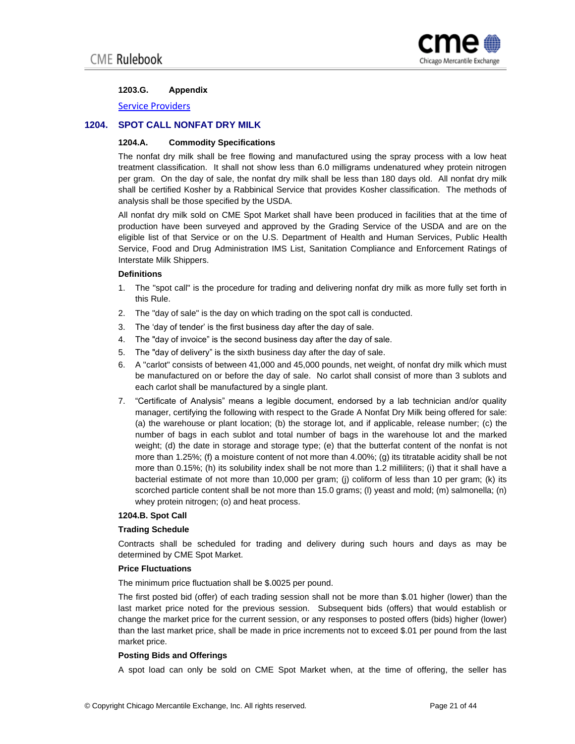#### 1203.G. Appendix

Service Providers

## 1204. SPOT CALL NONFAT DRY MILK

### 1204.A. Commodity Specifications

The nonfat dry milk shall be free flowing and manufactured using the spray process with a low heat treatment classification. It shall not show less than 6.0 milligrams undenatured whey protein nitrogen per gram. On the day of sale, the nonfat dry milk shall be less than 180 days old. All nonfat dry milk shall be certified Kosher by a Rabbinical Service that provides Kosher classification. The methods of analysis shall be those specified by the USDA.

All nonfat dry milk sold on CME Spot Market shall have been produced in facilities that at the time of production have been surveyed and approved by the Grading Service of the USDA and are on the eligible list of that Service or on the U.S. Department of Health and Human Services, Public Health Service, Food and Drug Administration IMS List, Sanitation Compliance and Enforcement Ratings of Interstate Milk Shippers.

**Definitions**

1. The "spot call" is the procedure for trading and delivering nonfat dry milk as more fully set forth in this Rule.
2. The "day of sale" is the day on which trading on the spot call is conducted.
3. The 'day of tender' is the first business day after the day of sale.
4. The "day of invoice" is the second business day after the day of sale.
5. The "day of delivery" is the sixth business day after the day of sale.
6. A "carlot" consists of between 41,000 and 45,000 pounds, net weight, of nonfat dry milk which must be manufactured on or before the day of sale. No carlot shall consist of more than 3 sublots and each carlot shall be manufactured by a single plant.
7. "Certificate of Analysis" means a legible document, endorsed by a lab technician and/or quality manager, certifying the following with respect to the Grade A Nonfat Dry Milk being offered for sale: (a) the warehouse or plant location; (b) the storage lot, and if applicable, release number; (c) the number of bags in each sublot and total number of bags in the warehouse lot and the marked weight; (d) the date in storage and storage type; (e) that the butterfat content of the nonfat is not more than 1.25%; (f) a moisture content of not more than 4.00%; (g) its titratable acidity shall be not more than 0.15%; (h) its solubility index shall be not more than 1.2 milliliters; (i) that it shall have a bacterial estimate of not more than 10,000 per gram; (j) coliform of less than 10 per gram; (k) its scorched particle content shall be not more than 15.0 grams; (l) yeast and mold; (m) salmonella; (n) whey protein nitrogen; (o) and heat process.

### 1204.B. Spot Call

**Trading Schedule**

Contracts shall be scheduled for trading and delivery during such hours and days as may be determined by CME Spot Market.

**Price Fluctuations**

The minimum price fluctuation shall be $.0025 per pound.

The first posted bid (offer) of each trading session shall not be more than $.01 higher (lower) than the last market price noted for the previous session. Subsequent bids (offers) that would establish or change the market price for the current session, or any responses to posted offers (bids) higher (lower) than the last market price, shall be made in price increments not to exceed $.01 per pound from the last market price.

**Posting Bids and Offerings**

A spot load can only be sold on CME Spot Market when, at the time of offering, the seller has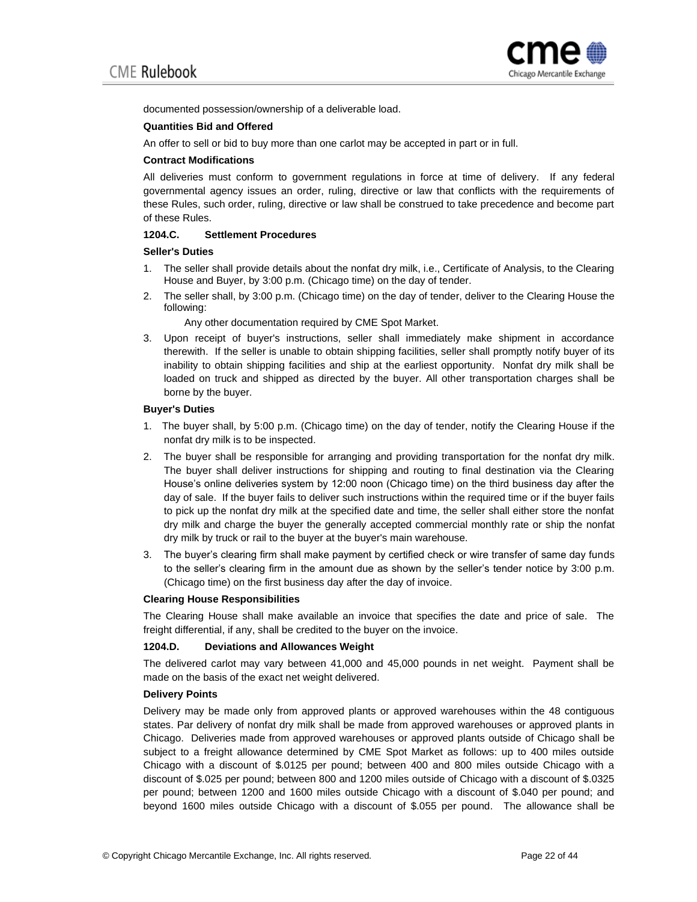documented possession/ownership of a deliverable load.

**Quantities Bid and Offered**

An offer to sell or bid to buy more than one carlot may be accepted in part or in full.

**Contract Modifications**

All deliveries must conform to government regulations in force at time of delivery. If any federal governmental agency issues an order, ruling, directive or law that conflicts with the requirements of these Rules, such order, ruling, directive or law shall be construed to take precedence and become part of these Rules.

### 1204.C. Settlement Procedures

**Seller's Duties**

1. The seller shall provide details about the nonfat dry milk, i.e., Certificate of Analysis, to the Clearing House and Buyer, by 3:00 p.m. (Chicago time) on the day of tender.
2. The seller shall, by 3:00 p.m. (Chicago time) on the day of tender, deliver to the Clearing House the following:

   Any other documentation required by CME Spot Market.
3. Upon receipt of buyer's instructions, seller shall immediately make shipment in accordance therewith. If the seller is unable to obtain shipping facilities, seller shall promptly notify buyer of its inability to obtain shipping facilities and ship at the earliest opportunity. Nonfat dry milk shall be loaded on truck and shipped as directed by the buyer. All other transportation charges shall be borne by the buyer.

**Buyer's Duties**

1. The buyer shall, by 5:00 p.m. (Chicago time) on the day of tender, notify the Clearing House if the nonfat dry milk is to be inspected.
2. The buyer shall be responsible for arranging and providing transportation for the nonfat dry milk. The buyer shall deliver instructions for shipping and routing to final destination via the Clearing House's online deliveries system by 12:00 noon (Chicago time) on the third business day after the day of sale. If the buyer fails to deliver such instructions within the required time or if the buyer fails to pick up the nonfat dry milk at the specified date and time, the seller shall either store the nonfat dry milk and charge the buyer the generally accepted commercial monthly rate or ship the nonfat dry milk by truck or rail to the buyer at the buyer's main warehouse.
3. The buyer's clearing firm shall make payment by certified check or wire transfer of same day funds to the seller's clearing firm in the amount due as shown by the seller's tender notice by 3:00 p.m. (Chicago time) on the first business day after the day of invoice.

**Clearing House Responsibilities**

The Clearing House shall make available an invoice that specifies the date and price of sale. The freight differential, if any, shall be credited to the buyer on the invoice.

### 1204.D. Deviations and Allowances Weight

The delivered carlot may vary between 41,000 and 45,000 pounds in net weight. Payment shall be made on the basis of the exact net weight delivered.

**Delivery Points**

Delivery may be made only from approved plants or approved warehouses within the 48 contiguous states. Par delivery of nonfat dry milk shall be made from approved warehouses or approved plants in Chicago. Deliveries made from approved warehouses or approved plants outside of Chicago shall be subject to a freight allowance determined by CME Spot Market as follows: up to 400 miles outside Chicago with a discount of $.0125 per pound; between 400 and 800 miles outside Chicago with a discount of $.025 per pound; between 800 and 1200 miles outside of Chicago with a discount of $.0325 per pound; between 1200 and 1600 miles outside Chicago with a discount of $.040 per pound; and beyond 1600 miles outside Chicago with a discount of $.055 per pound. The allowance shall be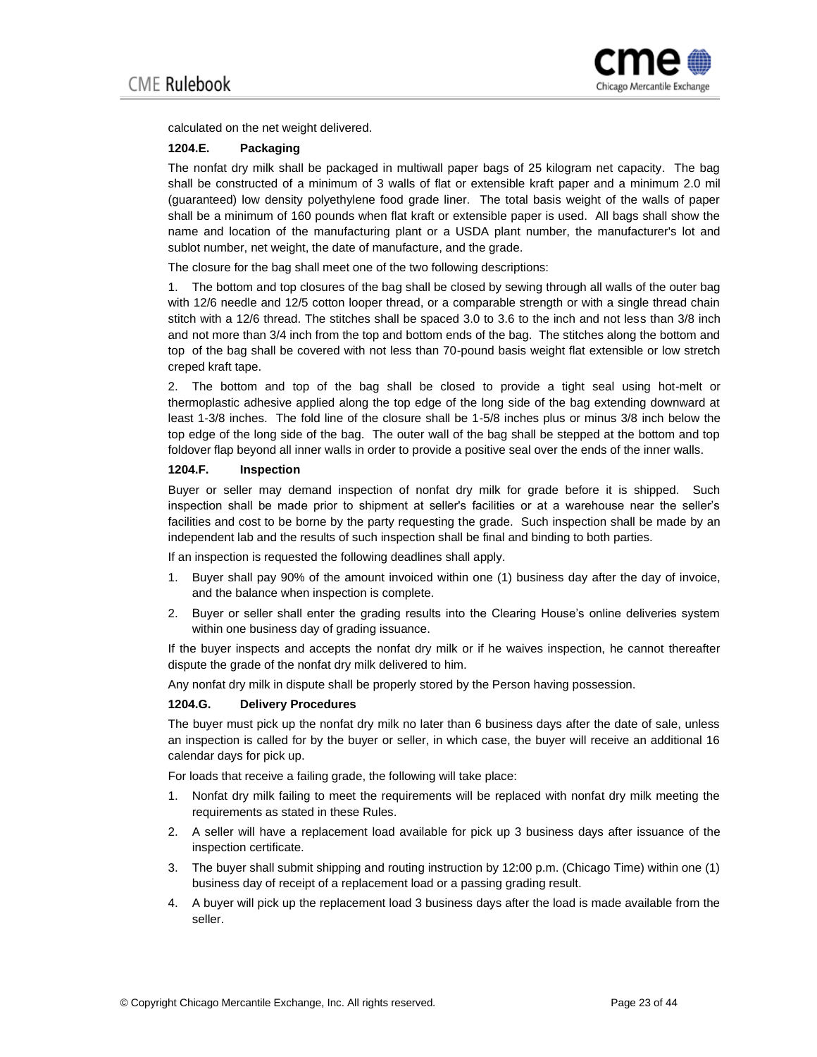calculated on the net weight delivered.

### 1204.E. Packaging

The nonfat dry milk shall be packaged in multiwall paper bags of 25 kilogram net capacity. The bag shall be constructed of a minimum of 3 walls of flat or extensible kraft paper and a minimum 2.0 mil (guaranteed) low density polyethylene food grade liner. The total basis weight of the walls of paper shall be a minimum of 160 pounds when flat kraft or extensible paper is used. All bags shall show the name and location of the manufacturing plant or a USDA plant number, the manufacturer's lot and sublot number, net weight, the date of manufacture, and the grade.

The closure for the bag shall meet one of the two following descriptions:

1. The bottom and top closures of the bag shall be closed by sewing through all walls of the outer bag with 12/6 needle and 12/5 cotton looper thread, or a comparable strength or with a single thread chain stitch with a 12/6 thread. The stitches shall be spaced 3.0 to 3.6 to the inch and not less than 3/8 inch and not more than 3/4 inch from the top and bottom ends of the bag. The stitches along the bottom and top of the bag shall be covered with not less than 70-pound basis weight flat extensible or low stretch creped kraft tape.

2. The bottom and top of the bag shall be closed to provide a tight seal using hot-melt or thermoplastic adhesive applied along the top edge of the long side of the bag extending downward at least 1-3/8 inches. The fold line of the closure shall be 1-5/8 inches plus or minus 3/8 inch below the top edge of the long side of the bag. The outer wall of the bag shall be stepped at the bottom and top foldover flap beyond all inner walls in order to provide a positive seal over the ends of the inner walls.

### 1204.F. Inspection

Buyer or seller may demand inspection of nonfat dry milk for grade before it is shipped. Such inspection shall be made prior to shipment at seller's facilities or at a warehouse near the seller's facilities and cost to be borne by the party requesting the grade. Such inspection shall be made by an independent lab and the results of such inspection shall be final and binding to both parties.

If an inspection is requested the following deadlines shall apply.

1. Buyer shall pay 90% of the amount invoiced within one (1) business day after the day of invoice, and the balance when inspection is complete.
2. Buyer or seller shall enter the grading results into the Clearing House's online deliveries system within one business day of grading issuance.

If the buyer inspects and accepts the nonfat dry milk or if he waives inspection, he cannot thereafter dispute the grade of the nonfat dry milk delivered to him.

Any nonfat dry milk in dispute shall be properly stored by the Person having possession.

### 1204.G. Delivery Procedures

The buyer must pick up the nonfat dry milk no later than 6 business days after the date of sale, unless an inspection is called for by the buyer or seller, in which case, the buyer will receive an additional 16 calendar days for pick up.

For loads that receive a failing grade, the following will take place:

1. Nonfat dry milk failing to meet the requirements will be replaced with nonfat dry milk meeting the requirements as stated in these Rules.
2. A seller will have a replacement load available for pick up 3 business days after issuance of the inspection certificate.
3. The buyer shall submit shipping and routing instruction by 12:00 p.m. (Chicago Time) within one (1) business day of receipt of a replacement load or a passing grading result.
4. A buyer will pick up the replacement load 3 business days after the load is made available from the seller.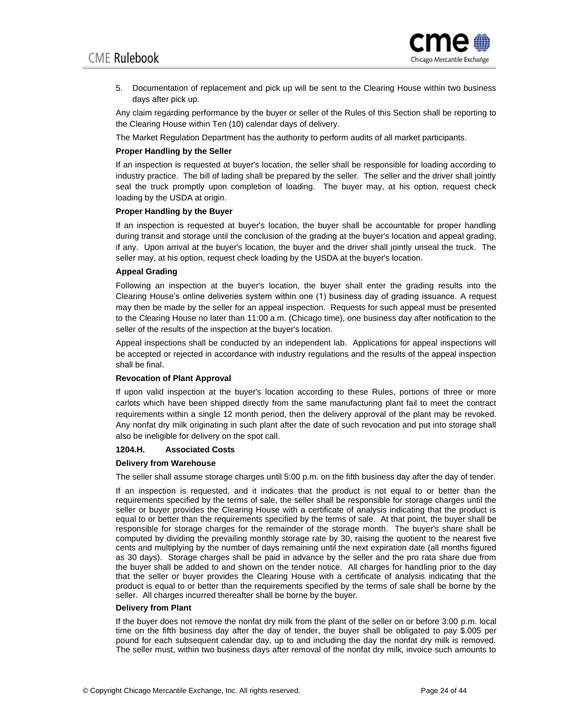5. Documentation of replacement and pick up will be sent to the Clearing House within two business days after pick up.

Any claim regarding performance by the buyer or seller of the Rules of this Section shall be reporting to the Clearing House within Ten (10) calendar days of delivery.

The Market Regulation Department has the authority to perform audits of all market participants.

**Proper Handling by the Seller**

If an inspection is requested at buyer's location, the seller shall be responsible for loading according to industry practice. The bill of lading shall be prepared by the seller. The seller and the driver shall jointly seal the truck promptly upon completion of loading. The buyer may, at his option, request check loading by the USDA at origin.

**Proper Handling by the Buyer**

If an inspection is requested at buyer's location, the buyer shall be accountable for proper handling during transit and storage until the conclusion of the grading at the buyer's location and appeal grading, if any. Upon arrival at the buyer's location, the buyer and the driver shall jointly unseal the truck. The seller may, at his option, request check loading by the USDA at the buyer's location.

**Appeal Grading**

Following an inspection at the buyer's location, the buyer shall enter the grading results into the Clearing House's online deliveries system within one (1) business day of grading issuance. A request may then be made by the seller for an appeal inspection. Requests for such appeal must be presented to the Clearing House no later than 11:00 a.m. (Chicago time), one business day after notification to the seller of the results of the inspection at the buyer's location.

Appeal inspections shall be conducted by an independent lab. Applications for appeal inspections will be accepted or rejected in accordance with industry regulations and the results of the appeal inspection shall be final.

**Revocation of Plant Approval**

If upon valid inspection at the buyer's location according to these Rules, portions of three or more carlots which have been shipped directly from the same manufacturing plant fail to meet the contract requirements within a single 12 month period, then the delivery approval of the plant may be revoked. Any nonfat dry milk originating in such plant after the date of such revocation and put into storage shall also be ineligible for delivery on the spot call.

**1204.H. Associated Costs**

**Delivery from Warehouse**

The seller shall assume storage charges until 5:00 p.m. on the fifth business day after the day of tender.

If an inspection is requested, and it indicates that the product is not equal to or better than the requirements specified by the terms of sale, the seller shall be responsible for storage charges until the seller or buyer provides the Clearing House with a certificate of analysis indicating that the product is equal to or better than the requirements specified by the terms of sale. At that point, the buyer shall be responsible for storage charges for the remainder of the storage month. The buyer's share shall be computed by dividing the prevailing monthly storage rate by 30, raising the quotient to the nearest five cents and multiplying by the number of days remaining until the next expiration date (all months figured as 30 days). Storage charges shall be paid in advance by the seller and the pro rata share due from the buyer shall be added to and shown on the tender notice. All charges for handling prior to the day that the seller or buyer provides the Clearing House with a certificate of analysis indicating that the product is equal to or better than the requirements specified by the terms of sale shall be borne by the seller. All charges incurred thereafter shall be borne by the buyer.

**Delivery from Plant**

If the buyer does not remove the nonfat dry milk from the plant of the seller on or before 3:00 p.m. local time on the fifth business day after the day of tender, the buyer shall be obligated to pay $.005 per pound for each subsequent calendar day, up to and including the day the nonfat dry milk is removed. The seller must, within two business days after removal of the nonfat dry milk, invoice such amounts to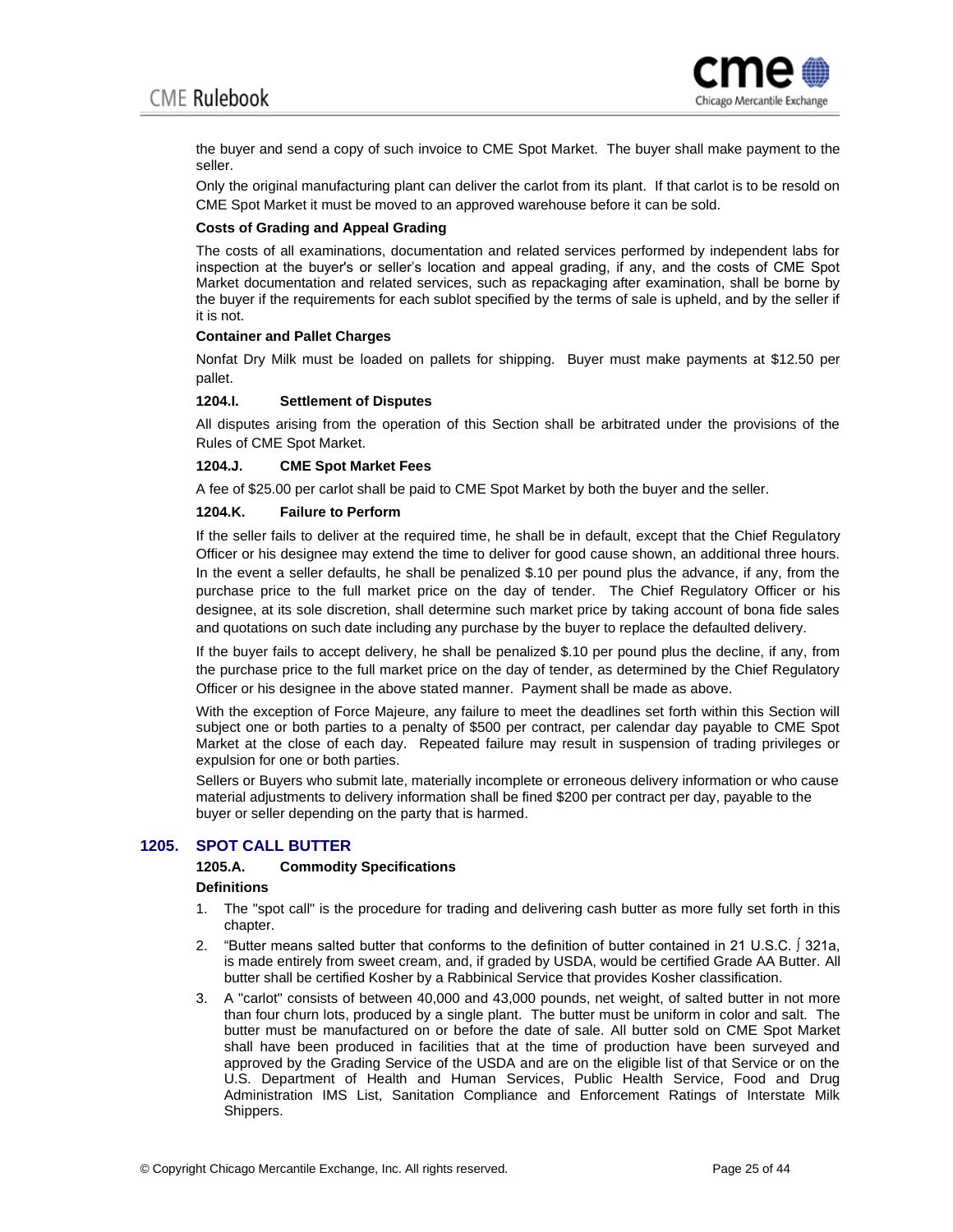the buyer and send a copy of such invoice to CME Spot Market. The buyer shall make payment to the seller.

Only the original manufacturing plant can deliver the carlot from its plant. If that carlot is to be resold on CME Spot Market it must be moved to an approved warehouse before it can be sold.

**Costs of Grading and Appeal Grading**

The costs of all examinations, documentation and related services performed by independent labs for inspection at the buyer's or seller's location and appeal grading, if any, and the costs of CME Spot Market documentation and related services, such as repackaging after examination, shall be borne by the buyer if the requirements for each sublot specified by the terms of sale is upheld, and by the seller if it is not.

**Container and Pallet Charges**

Nonfat Dry Milk must be loaded on pallets for shipping. Buyer must make payments at $12.50 per pallet.

**1204.I. Settlement of Disputes**

All disputes arising from the operation of this Section shall be arbitrated under the provisions of the Rules of CME Spot Market.

**1204.J. CME Spot Market Fees**

A fee of $25.00 per carlot shall be paid to CME Spot Market by both the buyer and the seller.

**1204.K. Failure to Perform**

If the seller fails to deliver at the required time, he shall be in default, except that the Chief Regulatory Officer or his designee may extend the time to deliver for good cause shown, an additional three hours. In the event a seller defaults, he shall be penalized $.10 per pound plus the advance, if any, from the purchase price to the full market price on the day of tender. The Chief Regulatory Officer or his designee, at its sole discretion, shall determine such market price by taking account of bona fide sales and quotations on such date including any purchase by the buyer to replace the defaulted delivery.

If the buyer fails to accept delivery, he shall be penalized $.10 per pound plus the decline, if any, from the purchase price to the full market price on the day of tender, as determined by the Chief Regulatory Officer or his designee in the above stated manner. Payment shall be made as above.

With the exception of Force Majeure, any failure to meet the deadlines set forth within this Section will subject one or both parties to a penalty of $500 per contract, per calendar day payable to CME Spot Market at the close of each day. Repeated failure may result in suspension of trading privileges or expulsion for one or both parties.

Sellers or Buyers who submit late, materially incomplete or erroneous delivery information or who cause material adjustments to delivery information shall be fined $200 per contract per day, payable to the buyer or seller depending on the party that is harmed.

## 1205. SPOT CALL BUTTER

**1205.A. Commodity Specifications**

**Definitions**

1. The "spot call" is the procedure for trading and delivering cash butter as more fully set forth in this chapter.
2. "Butter means salted butter that conforms to the definition of butter contained in 21 U.S.C. ∫ 321a, is made entirely from sweet cream, and, if graded by USDA, would be certified Grade AA Butter. All butter shall be certified Kosher by a Rabbinical Service that provides Kosher classification.
3. A "carlot" consists of between 40,000 and 43,000 pounds, net weight, of salted butter in not more than four churn lots, produced by a single plant. The butter must be uniform in color and salt. The butter must be manufactured on or before the date of sale. All butter sold on CME Spot Market shall have been produced in facilities that at the time of production have been surveyed and approved by the Grading Service of the USDA and are on the eligible list of that Service or on the U.S. Department of Health and Human Services, Public Health Service, Food and Drug Administration IMS List, Sanitation Compliance and Enforcement Ratings of Interstate Milk Shippers.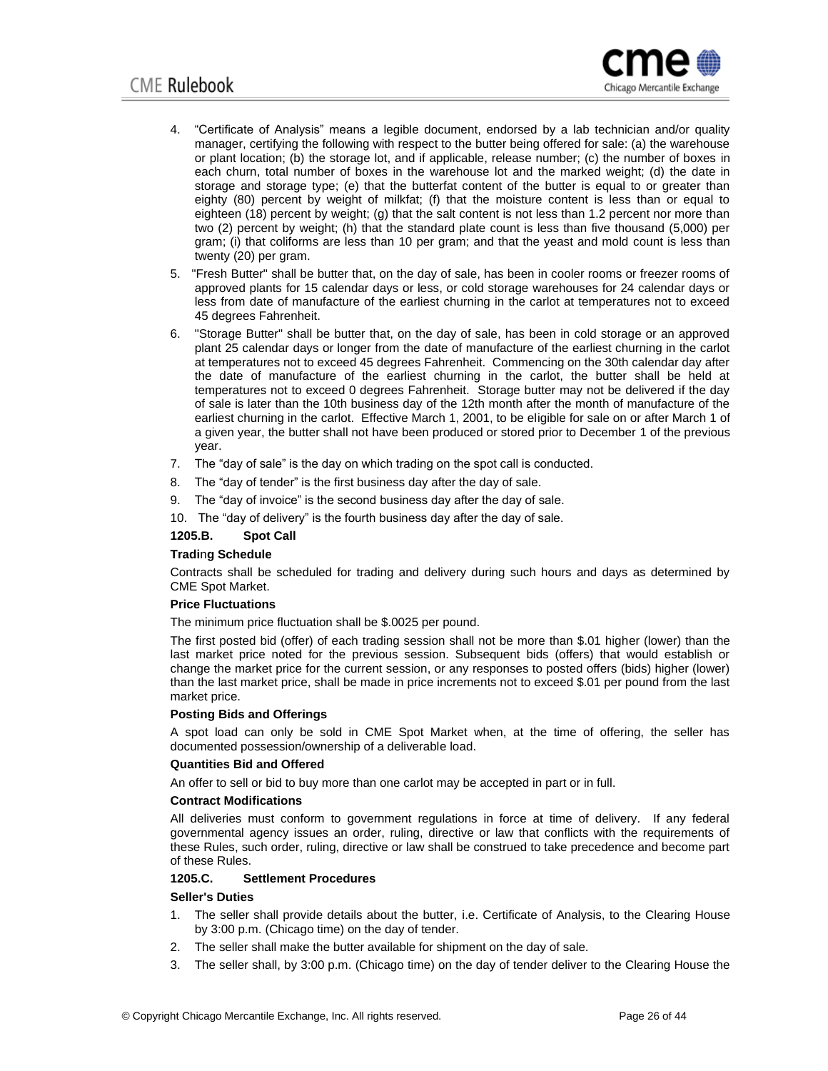4. “Certificate of Analysis” means a legible document, endorsed by a lab technician and/or quality manager, certifying the following with respect to the butter being offered for sale: (a) the warehouse or plant location; (b) the storage lot, and if applicable, release number; (c) the number of boxes in each churn, total number of boxes in the warehouse lot and the marked weight; (d) the date in storage and storage type; (e) that the butterfat content of the butter is equal to or greater than eighty (80) percent by weight of milkfat; (f) that the moisture content is less than or equal to eighteen (18) percent by weight; (g) that the salt content is not less than 1.2 percent nor more than two (2) percent by weight; (h) that the standard plate count is less than five thousand (5,000) per gram; (i) that coliforms are less than 10 per gram; and that the yeast and mold count is less than twenty (20) per gram.
5. "Fresh Butter" shall be butter that, on the day of sale, has been in cooler rooms or freezer rooms of approved plants for 15 calendar days or less, or cold storage warehouses for 24 calendar days or less from date of manufacture of the earliest churning in the carlot at temperatures not to exceed 45 degrees Fahrenheit.
6. "Storage Butter" shall be butter that, on the day of sale, has been in cold storage or an approved plant 25 calendar days or longer from the date of manufacture of the earliest churning in the carlot at temperatures not to exceed 45 degrees Fahrenheit. Commencing on the 30th calendar day after the date of manufacture of the earliest churning in the carlot, the butter shall be held at temperatures not to exceed 0 degrees Fahrenheit. Storage butter may not be delivered if the day of sale is later than the 10th business day of the 12th month after the month of manufacture of the earliest churning in the carlot. Effective March 1, 2001, to be eligible for sale on or after March 1 of a given year, the butter shall not have been produced or stored prior to December 1 of the previous year.
7. The “day of sale” is the day on which trading on the spot call is conducted.
8. The “day of tender” is the first business day after the day of sale.
9. The “day of invoice” is the second business day after the day of sale.
10. The “day of delivery” is the fourth business day after the day of sale.

**1205.B. Spot Call**

**Trading Schedule**

Contracts shall be scheduled for trading and delivery during such hours and days as determined by CME Spot Market.

**Price Fluctuations**

The minimum price fluctuation shall be $.0025 per pound.

The first posted bid (offer) of each trading session shall not be more than $.01 higher (lower) than the last market price noted for the previous session. Subsequent bids (offers) that would establish or change the market price for the current session, or any responses to posted offers (bids) higher (lower) than the last market price, shall be made in price increments not to exceed $.01 per pound from the last market price.

**Posting Bids and Offerings**

A spot load can only be sold in CME Spot Market when, at the time of offering, the seller has documented possession/ownership of a deliverable load.

**Quantities Bid and Offered**

An offer to sell or bid to buy more than one carlot may be accepted in part or in full.

**Contract Modifications**

All deliveries must conform to government regulations in force at time of delivery. If any federal governmental agency issues an order, ruling, directive or law that conflicts with the requirements of these Rules, such order, ruling, directive or law shall be construed to take precedence and become part of these Rules.

**1205.C. Settlement Procedures**

**Seller's Duties**

1. The seller shall provide details about the butter, i.e. Certificate of Analysis, to the Clearing House by 3:00 p.m. (Chicago time) on the day of tender.
2. The seller shall make the butter available for shipment on the day of sale.
3. The seller shall, by 3:00 p.m. (Chicago time) on the day of tender deliver to the Clearing House the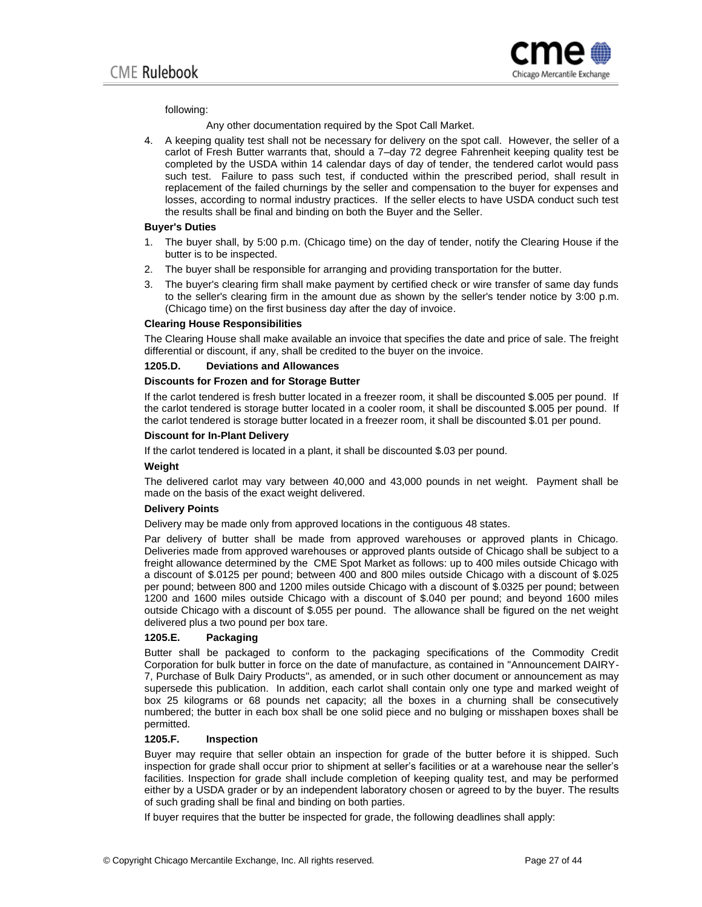following:

Any other documentation required by the Spot Call Market.

4. A keeping quality test shall not be necessary for delivery on the spot call. However, the seller of a carlot of Fresh Butter warrants that, should a 7–day 72 degree Fahrenheit keeping quality test be completed by the USDA within 14 calendar days of day of tender, the tendered carlot would pass such test. Failure to pass such test, if conducted within the prescribed period, shall result in replacement of the failed churnings by the seller and compensation to the buyer for expenses and losses, according to normal industry practices. If the seller elects to have USDA conduct such test the results shall be final and binding on both the Buyer and the Seller.

**Buyer's Duties**

1. The buyer shall, by 5:00 p.m. (Chicago time) on the day of tender, notify the Clearing House if the butter is to be inspected.
2. The buyer shall be responsible for arranging and providing transportation for the butter.
3. The buyer's clearing firm shall make payment by certified check or wire transfer of same day funds to the seller's clearing firm in the amount due as shown by the seller's tender notice by 3:00 p.m. (Chicago time) on the first business day after the day of invoice.

**Clearing House Responsibilities**

The Clearing House shall make available an invoice that specifies the date and price of sale. The freight differential or discount, if any, shall be credited to the buyer on the invoice.

**1205.D. Deviations and Allowances**

**Discounts for Frozen and for Storage Butter**

If the carlot tendered is fresh butter located in a freezer room, it shall be discounted $.005 per pound. If the carlot tendered is storage butter located in a cooler room, it shall be discounted $.005 per pound. If the carlot tendered is storage butter located in a freezer room, it shall be discounted $.01 per pound.

**Discount for In-Plant Delivery**

If the carlot tendered is located in a plant, it shall be discounted $.03 per pound.

**Weight**

The delivered carlot may vary between 40,000 and 43,000 pounds in net weight. Payment shall be made on the basis of the exact weight delivered.

**Delivery Points**

Delivery may be made only from approved locations in the contiguous 48 states.

Par delivery of butter shall be made from approved warehouses or approved plants in Chicago. Deliveries made from approved warehouses or approved plants outside of Chicago shall be subject to a freight allowance determined by the CME Spot Market as follows: up to 400 miles outside Chicago with a discount of $.0125 per pound; between 400 and 800 miles outside Chicago with a discount of $.025 per pound; between 800 and 1200 miles outside Chicago with a discount of $.0325 per pound; between 1200 and 1600 miles outside Chicago with a discount of $.040 per pound; and beyond 1600 miles outside Chicago with a discount of $.055 per pound. The allowance shall be figured on the net weight delivered plus a two pound per box tare.

**1205.E. Packaging**

Butter shall be packaged to conform to the packaging specifications of the Commodity Credit Corporation for bulk butter in force on the date of manufacture, as contained in "Announcement DAIRY-7, Purchase of Bulk Dairy Products", as amended, or in such other document or announcement as may supersede this publication. In addition, each carlot shall contain only one type and marked weight of box 25 kilograms or 68 pounds net capacity; all the boxes in a churning shall be consecutively numbered; the butter in each box shall be one solid piece and no bulging or misshapen boxes shall be permitted.

**1205.F. Inspection**

Buyer may require that seller obtain an inspection for grade of the butter before it is shipped. Such inspection for grade shall occur prior to shipment at seller's facilities or at a warehouse near the seller's facilities. Inspection for grade shall include completion of keeping quality test, and may be performed either by a USDA grader or by an independent laboratory chosen or agreed to by the buyer. The results of such grading shall be final and binding on both parties.

If buyer requires that the butter be inspected for grade, the following deadlines shall apply: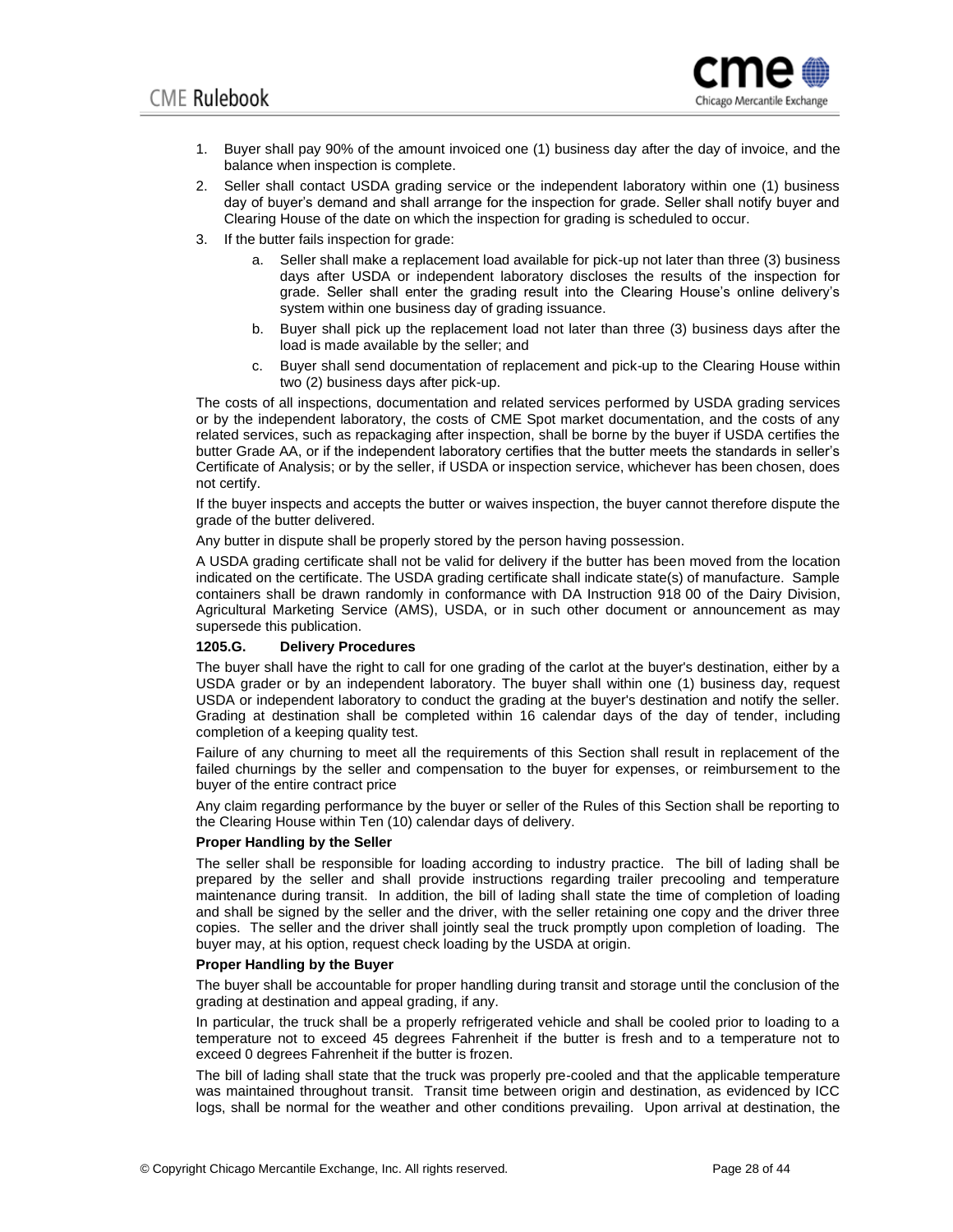1. Buyer shall pay 90% of the amount invoiced one (1) business day after the day of invoice, and the balance when inspection is complete.
2. Seller shall contact USDA grading service or the independent laboratory within one (1) business day of buyer's demand and shall arrange for the inspection for grade. Seller shall notify buyer and Clearing House of the date on which the inspection for grading is scheduled to occur.
3. If the butter fails inspection for grade:
   a. Seller shall make a replacement load available for pick-up not later than three (3) business days after USDA or independent laboratory discloses the results of the inspection for grade. Seller shall enter the grading result into the Clearing House's online delivery's system within one business day of grading issuance.
   b. Buyer shall pick up the replacement load not later than three (3) business days after the load is made available by the seller; and
   c. Buyer shall send documentation of replacement and pick-up to the Clearing House within two (2) business days after pick-up.

The costs of all inspections, documentation and related services performed by USDA grading services or by the independent laboratory, the costs of CME Spot market documentation, and the costs of any related services, such as repackaging after inspection, shall be borne by the buyer if USDA certifies the butter Grade AA, or if the independent laboratory certifies that the butter meets the standards in seller's Certificate of Analysis; or by the seller, if USDA or inspection service, whichever has been chosen, does not certify.

If the buyer inspects and accepts the butter or waives inspection, the buyer cannot therefore dispute the grade of the butter delivered.

Any butter in dispute shall be properly stored by the person having possession.

A USDA grading certificate shall not be valid for delivery if the butter has been moved from the location indicated on the certificate. The USDA grading certificate shall indicate state(s) of manufacture. Sample containers shall be drawn randomly in conformance with DA Instruction 918 00 of the Dairy Division, Agricultural Marketing Service (AMS), USDA, or in such other document or announcement as may supersede this publication.

### 1205.G. Delivery Procedures

The buyer shall have the right to call for one grading of the carlot at the buyer's destination, either by a USDA grader or by an independent laboratory. The buyer shall within one (1) business day, request USDA or independent laboratory to conduct the grading at the buyer's destination and notify the seller. Grading at destination shall be completed within 16 calendar days of the day of tender, including completion of a keeping quality test.

Failure of any churning to meet all the requirements of this Section shall result in replacement of the failed churnings by the seller and compensation to the buyer for expenses, or reimbursement to the buyer of the entire contract price

Any claim regarding performance by the buyer or seller of the Rules of this Section shall be reporting to the Clearing House within Ten (10) calendar days of delivery.

**Proper Handling by the Seller**

The seller shall be responsible for loading according to industry practice. The bill of lading shall be prepared by the seller and shall provide instructions regarding trailer precooling and temperature maintenance during transit. In addition, the bill of lading shall state the time of completion of loading and shall be signed by the seller and the driver, with the seller retaining one copy and the driver three copies. The seller and the driver shall jointly seal the truck promptly upon completion of loading. The buyer may, at his option, request check loading by the USDA at origin.

**Proper Handling by the Buyer**

The buyer shall be accountable for proper handling during transit and storage until the conclusion of the grading at destination and appeal grading, if any.

In particular, the truck shall be a properly refrigerated vehicle and shall be cooled prior to loading to a temperature not to exceed 45 degrees Fahrenheit if the butter is fresh and to a temperature not to exceed 0 degrees Fahrenheit if the butter is frozen.

The bill of lading shall state that the truck was properly pre-cooled and that the applicable temperature was maintained throughout transit. Transit time between origin and destination, as evidenced by ICC logs, shall be normal for the weather and other conditions prevailing. Upon arrival at destination, the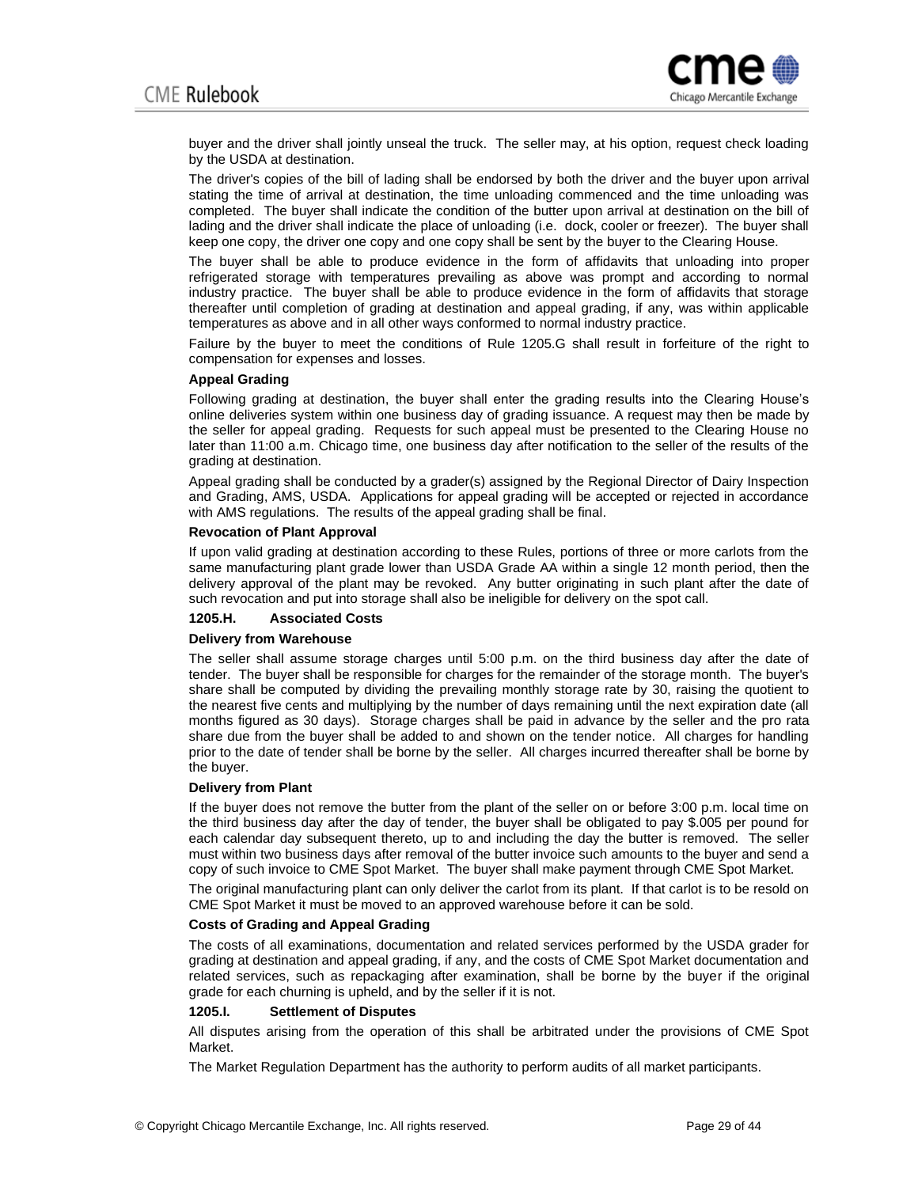buyer and the driver shall jointly unseal the truck. The seller may, at his option, request check loading by the USDA at destination.

The driver's copies of the bill of lading shall be endorsed by both the driver and the buyer upon arrival stating the time of arrival at destination, the time unloading commenced and the time unloading was completed. The buyer shall indicate the condition of the butter upon arrival at destination on the bill of lading and the driver shall indicate the place of unloading (i.e. dock, cooler or freezer). The buyer shall keep one copy, the driver one copy and one copy shall be sent by the buyer to the Clearing House.

The buyer shall be able to produce evidence in the form of affidavits that unloading into proper refrigerated storage with temperatures prevailing as above was prompt and according to normal industry practice. The buyer shall be able to produce evidence in the form of affidavits that storage thereafter until completion of grading at destination and appeal grading, if any, was within applicable temperatures as above and in all other ways conformed to normal industry practice.

Failure by the buyer to meet the conditions of Rule 1205.G shall result in forfeiture of the right to compensation for expenses and losses.

**Appeal Grading**

Following grading at destination, the buyer shall enter the grading results into the Clearing House's online deliveries system within one business day of grading issuance. A request may then be made by the seller for appeal grading. Requests for such appeal must be presented to the Clearing House no later than 11:00 a.m. Chicago time, one business day after notification to the seller of the results of the grading at destination.

Appeal grading shall be conducted by a grader(s) assigned by the Regional Director of Dairy Inspection and Grading, AMS, USDA. Applications for appeal grading will be accepted or rejected in accordance with AMS regulations. The results of the appeal grading shall be final.

**Revocation of Plant Approval**

If upon valid grading at destination according to these Rules, portions of three or more carlots from the same manufacturing plant grade lower than USDA Grade AA within a single 12 month period, then the delivery approval of the plant may be revoked. Any butter originating in such plant after the date of such revocation and put into storage shall also be ineligible for delivery on the spot call.

### 1205.H. Associated Costs

**Delivery from Warehouse**

The seller shall assume storage charges until 5:00 p.m. on the third business day after the date of tender. The buyer shall be responsible for charges for the remainder of the storage month. The buyer's share shall be computed by dividing the prevailing monthly storage rate by 30, raising the quotient to the nearest five cents and multiplying by the number of days remaining until the next expiration date (all months figured as 30 days). Storage charges shall be paid in advance by the seller and the pro rata share due from the buyer shall be added to and shown on the tender notice. All charges for handling prior to the date of tender shall be borne by the seller. All charges incurred thereafter shall be borne by the buyer.

**Delivery from Plant**

If the buyer does not remove the butter from the plant of the seller on or before 3:00 p.m. local time on the third business day after the day of tender, the buyer shall be obligated to pay $.005 per pound for each calendar day subsequent thereto, up to and including the day the butter is removed. The seller must within two business days after removal of the butter invoice such amounts to the buyer and send a copy of such invoice to CME Spot Market. The buyer shall make payment through CME Spot Market.

The original manufacturing plant can only deliver the carlot from its plant. If that carlot is to be resold on CME Spot Market it must be moved to an approved warehouse before it can be sold.

**Costs of Grading and Appeal Grading**

The costs of all examinations, documentation and related services performed by the USDA grader for grading at destination and appeal grading, if any, and the costs of CME Spot Market documentation and related services, such as repackaging after examination, shall be borne by the buyer if the original grade for each churning is upheld, and by the seller if it is not.

### 1205.I. Settlement of Disputes

All disputes arising from the operation of this shall be arbitrated under the provisions of CME Spot Market.

The Market Regulation Department has the authority to perform audits of all market participants.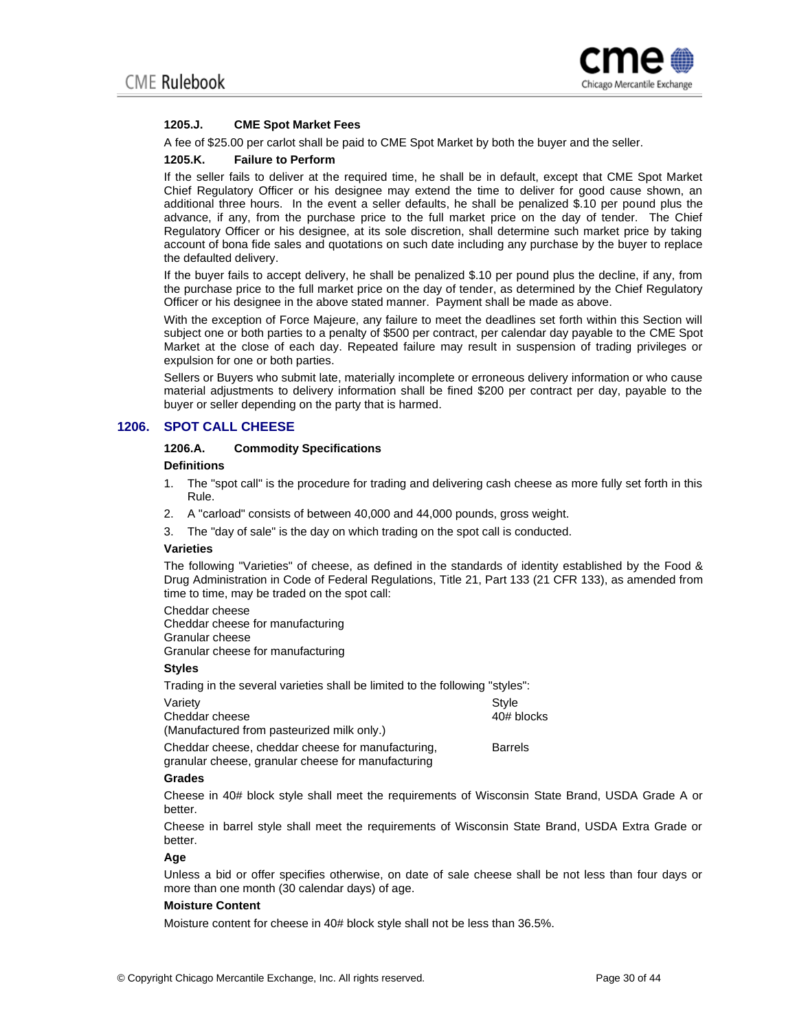### 1205.J. CME Spot Market Fees

A fee of $25.00 per carlot shall be paid to CME Spot Market by both the buyer and the seller.

### 1205.K. Failure to Perform

If the seller fails to deliver at the required time, he shall be in default, except that CME Spot Market Chief Regulatory Officer or his designee may extend the time to deliver for good cause shown, an additional three hours. In the event a seller defaults, he shall be penalized $.10 per pound plus the advance, if any, from the purchase price to the full market price on the day of tender. The Chief Regulatory Officer or his designee, at its sole discretion, shall determine such market price by taking account of bona fide sales and quotations on such date including any purchase by the buyer to replace the defaulted delivery.

If the buyer fails to accept delivery, he shall be penalized $.10 per pound plus the decline, if any, from the purchase price to the full market price on the day of tender, as determined by the Chief Regulatory Officer or his designee in the above stated manner. Payment shall be made as above.

With the exception of Force Majeure, any failure to meet the deadlines set forth within this Section will subject one or both parties to a penalty of $500 per contract, per calendar day payable to the CME Spot Market at the close of each day. Repeated failure may result in suspension of trading privileges or expulsion for one or both parties.

Sellers or Buyers who submit late, materially incomplete or erroneous delivery information or who cause material adjustments to delivery information shall be fined $200 per contract per day, payable to the buyer or seller depending on the party that is harmed.

## 1206. SPOT CALL CHEESE

### 1206.A. Commodity Specifications

**Definitions**

1. The "spot call" is the procedure for trading and delivering cash cheese as more fully set forth in this Rule.
2. A "carload" consists of between 40,000 and 44,000 pounds, gross weight.
3. The "day of sale" is the day on which trading on the spot call is conducted.

**Varieties**

The following "Varieties" of cheese, as defined in the standards of identity established by the Food & Drug Administration in Code of Federal Regulations, Title 21, Part 133 (21 CFR 133), as amended from time to time, may be traded on the spot call:

Cheddar cheese
Cheddar cheese for manufacturing
Granular cheese
Granular cheese for manufacturing

**Styles**

Trading in the several varieties shall be limited to the following "styles":

| Variety | Style |
|---|---|
| Cheddar cheese (Manufactured from pasteurized milk only.) | 40# blocks |
| Cheddar cheese, cheddar cheese for manufacturing, granular cheese, granular cheese for manufacturing | Barrels |

**Grades**

Cheese in 40# block style shall meet the requirements of Wisconsin State Brand, USDA Grade A or better.

Cheese in barrel style shall meet the requirements of Wisconsin State Brand, USDA Extra Grade or better.

**Age**

Unless a bid or offer specifies otherwise, on date of sale cheese shall be not less than four days or more than one month (30 calendar days) of age.

**Moisture Content**

Moisture content for cheese in 40# block style shall not be less than 36.5%.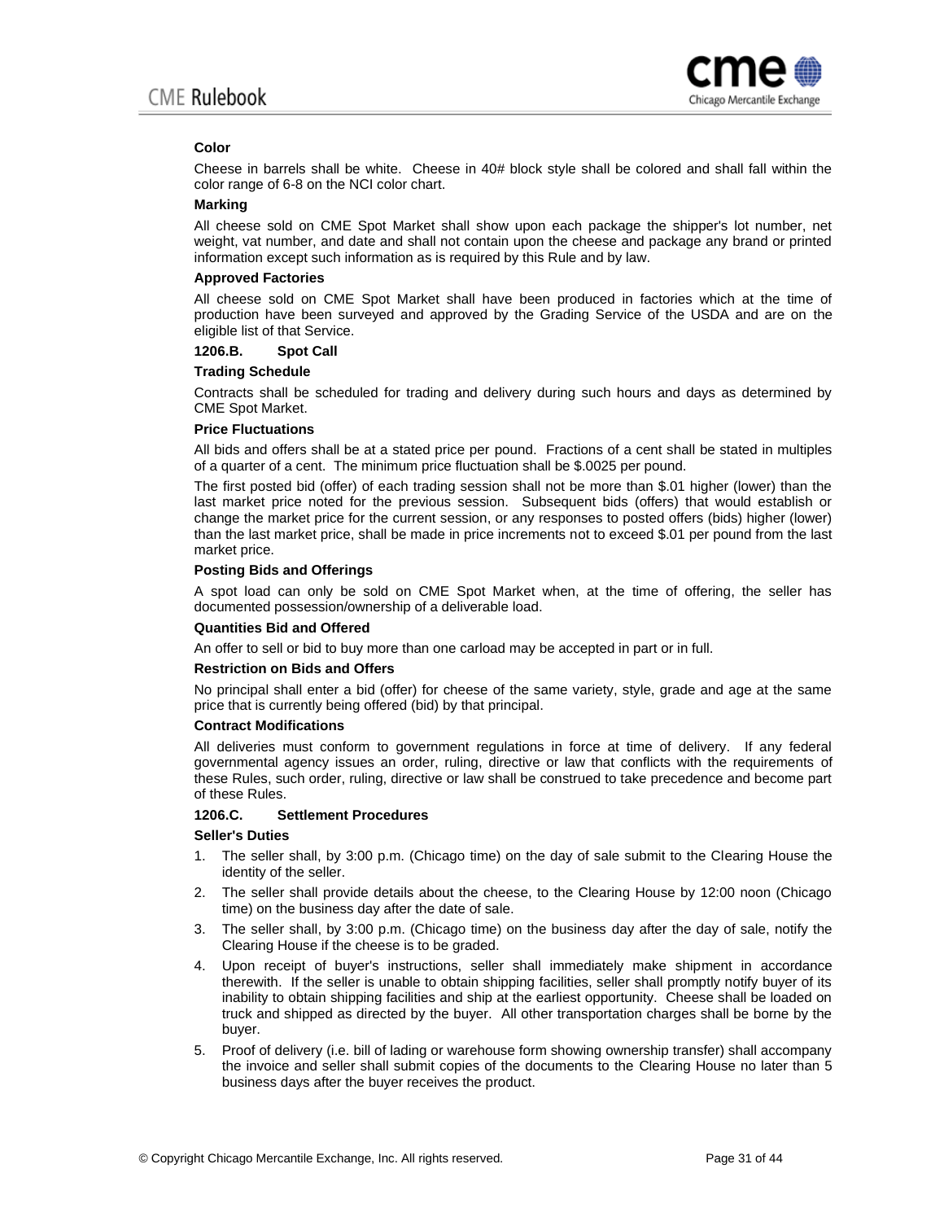**Color**

Cheese in barrels shall be white. Cheese in 40# block style shall be colored and shall fall within the color range of 6-8 on the NCI color chart.

**Marking**

All cheese sold on CME Spot Market shall show upon each package the shipper's lot number, net weight, vat number, and date and shall not contain upon the cheese and package any brand or printed information except such information as is required by this Rule and by law.

**Approved Factories**

All cheese sold on CME Spot Market shall have been produced in factories which at the time of production have been surveyed and approved by the Grading Service of the USDA and are on the eligible list of that Service.

**1206.B. Spot Call**

**Trading Schedule**

Contracts shall be scheduled for trading and delivery during such hours and days as determined by CME Spot Market.

**Price Fluctuations**

All bids and offers shall be at a stated price per pound. Fractions of a cent shall be stated in multiples of a quarter of a cent. The minimum price fluctuation shall be $.0025 per pound.

The first posted bid (offer) of each trading session shall not be more than $.01 higher (lower) than the last market price noted for the previous session. Subsequent bids (offers) that would establish or change the market price for the current session, or any responses to posted offers (bids) higher (lower) than the last market price, shall be made in price increments not to exceed $.01 per pound from the last market price.

**Posting Bids and Offerings**

A spot load can only be sold on CME Spot Market when, at the time of offering, the seller has documented possession/ownership of a deliverable load.

**Quantities Bid and Offered**

An offer to sell or bid to buy more than one carload may be accepted in part or in full.

**Restriction on Bids and Offers**

No principal shall enter a bid (offer) for cheese of the same variety, style, grade and age at the same price that is currently being offered (bid) by that principal.

**Contract Modifications**

All deliveries must conform to government regulations in force at time of delivery. If any federal governmental agency issues an order, ruling, directive or law that conflicts with the requirements of these Rules, such order, ruling, directive or law shall be construed to take precedence and become part of these Rules.

**1206.C. Settlement Procedures**

**Seller's Duties**

1. The seller shall, by 3:00 p.m. (Chicago time) on the day of sale submit to the Clearing House the identity of the seller.
2. The seller shall provide details about the cheese, to the Clearing House by 12:00 noon (Chicago time) on the business day after the date of sale.
3. The seller shall, by 3:00 p.m. (Chicago time) on the business day after the day of sale, notify the Clearing House if the cheese is to be graded.
4. Upon receipt of buyer's instructions, seller shall immediately make shipment in accordance therewith. If the seller is unable to obtain shipping facilities, seller shall promptly notify buyer of its inability to obtain shipping facilities and ship at the earliest opportunity. Cheese shall be loaded on truck and shipped as directed by the buyer. All other transportation charges shall be borne by the buyer.
5. Proof of delivery (i.e. bill of lading or warehouse form showing ownership transfer) shall accompany the invoice and seller shall submit copies of the documents to the Clearing House no later than 5 business days after the buyer receives the product.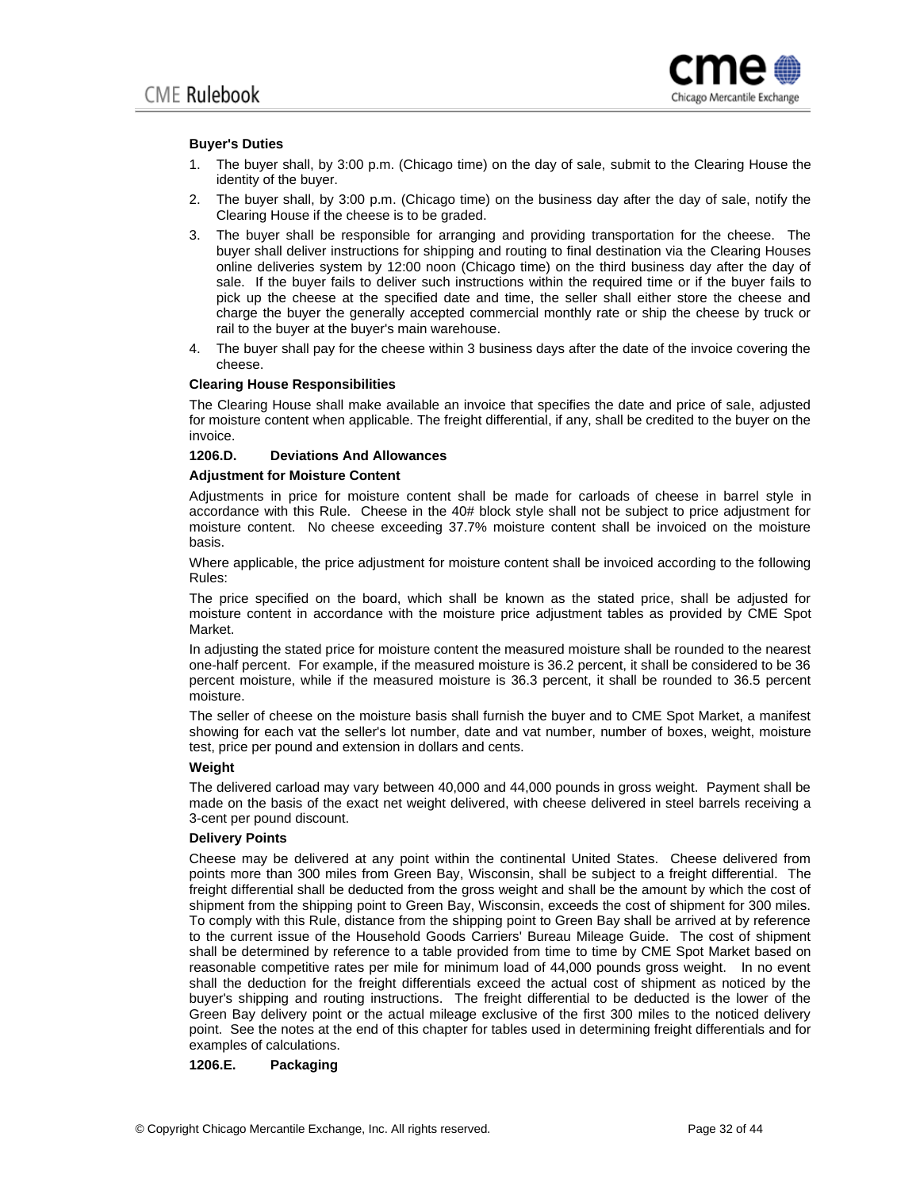**Buyer's Duties**

1. The buyer shall, by 3:00 p.m. (Chicago time) on the day of sale, submit to the Clearing House the identity of the buyer.
2. The buyer shall, by 3:00 p.m. (Chicago time) on the business day after the day of sale, notify the Clearing House if the cheese is to be graded.
3. The buyer shall be responsible for arranging and providing transportation for the cheese. The buyer shall deliver instructions for shipping and routing to final destination via the Clearing Houses online deliveries system by 12:00 noon (Chicago time) on the third business day after the day of sale. If the buyer fails to deliver such instructions within the required time or if the buyer fails to pick up the cheese at the specified date and time, the seller shall either store the cheese and charge the buyer the generally accepted commercial monthly rate or ship the cheese by truck or rail to the buyer at the buyer's main warehouse.
4. The buyer shall pay for the cheese within 3 business days after the date of the invoice covering the cheese.

**Clearing House Responsibilities**

The Clearing House shall make available an invoice that specifies the date and price of sale, adjusted for moisture content when applicable. The freight differential, if any, shall be credited to the buyer on the invoice.

**1206.D. Deviations And Allowances**

**Adjustment for Moisture Content**

Adjustments in price for moisture content shall be made for carloads of cheese in barrel style in accordance with this Rule. Cheese in the 40# block style shall not be subject to price adjustment for moisture content. No cheese exceeding 37.7% moisture content shall be invoiced on the moisture basis.

Where applicable, the price adjustment for moisture content shall be invoiced according to the following Rules:

The price specified on the board, which shall be known as the stated price, shall be adjusted for moisture content in accordance with the moisture price adjustment tables as provided by CME Spot Market.

In adjusting the stated price for moisture content the measured moisture shall be rounded to the nearest one-half percent. For example, if the measured moisture is 36.2 percent, it shall be considered to be 36 percent moisture, while if the measured moisture is 36.3 percent, it shall be rounded to 36.5 percent moisture.

The seller of cheese on the moisture basis shall furnish the buyer and to CME Spot Market, a manifest showing for each vat the seller's lot number, date and vat number, number of boxes, weight, moisture test, price per pound and extension in dollars and cents.

**Weight**

The delivered carload may vary between 40,000 and 44,000 pounds in gross weight. Payment shall be made on the basis of the exact net weight delivered, with cheese delivered in steel barrels receiving a 3-cent per pound discount.

**Delivery Points**

Cheese may be delivered at any point within the continental United States. Cheese delivered from points more than 300 miles from Green Bay, Wisconsin, shall be subject to a freight differential. The freight differential shall be deducted from the gross weight and shall be the amount by which the cost of shipment from the shipping point to Green Bay, Wisconsin, exceeds the cost of shipment for 300 miles. To comply with this Rule, distance from the shipping point to Green Bay shall be arrived at by reference to the current issue of the Household Goods Carriers' Bureau Mileage Guide. The cost of shipment shall be determined by reference to a table provided from time to time by CME Spot Market based on reasonable competitive rates per mile for minimum load of 44,000 pounds gross weight. In no event shall the deduction for the freight differentials exceed the actual cost of shipment as noticed by the buyer's shipping and routing instructions. The freight differential to be deducted is the lower of the Green Bay delivery point or the actual mileage exclusive of the first 300 miles to the noticed delivery point. See the notes at the end of this chapter for tables used in determining freight differentials and for examples of calculations.

**1206.E. Packaging**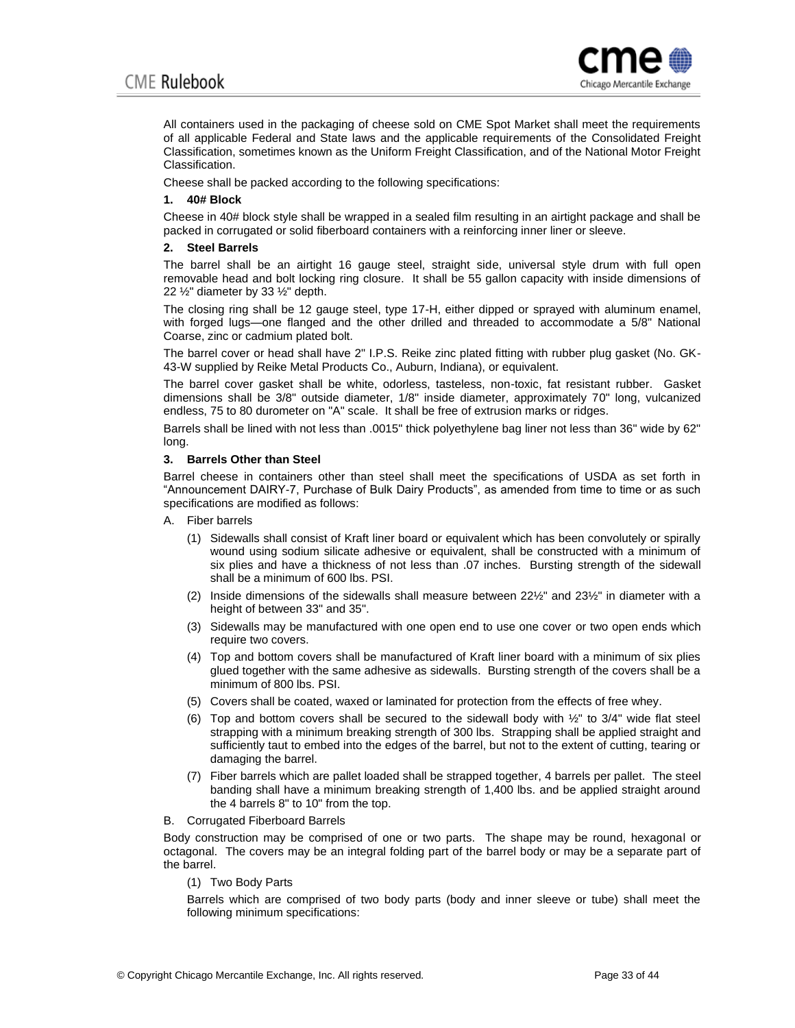All containers used in the packaging of cheese sold on CME Spot Market shall meet the requirements of all applicable Federal and State laws and the applicable requirements of the Consolidated Freight Classification, sometimes known as the Uniform Freight Classification, and of the National Motor Freight Classification.

Cheese shall be packed according to the following specifications:

**1. 40# Block**

Cheese in 40# block style shall be wrapped in a sealed film resulting in an airtight package and shall be packed in corrugated or solid fiberboard containers with a reinforcing inner liner or sleeve.

**2. Steel Barrels**

The barrel shall be an airtight 16 gauge steel, straight side, universal style drum with full open removable head and bolt locking ring closure. It shall be 55 gallon capacity with inside dimensions of 22 ½" diameter by 33 ½" depth.

The closing ring shall be 12 gauge steel, type 17-H, either dipped or sprayed with aluminum enamel, with forged lugs—one flanged and the other drilled and threaded to accommodate a 5/8" National Coarse, zinc or cadmium plated bolt.

The barrel cover or head shall have 2" I.P.S. Reike zinc plated fitting with rubber plug gasket (No. GK-43-W supplied by Reike Metal Products Co., Auburn, Indiana), or equivalent.

The barrel cover gasket shall be white, odorless, tasteless, non-toxic, fat resistant rubber. Gasket dimensions shall be 3/8" outside diameter, 1/8" inside diameter, approximately 70" long, vulcanized endless, 75 to 80 durometer on "A" scale. It shall be free of extrusion marks or ridges.

Barrels shall be lined with not less than .0015" thick polyethylene bag liner not less than 36" wide by 62" long.

**3. Barrels Other than Steel**

Barrel cheese in containers other than steel shall meet the specifications of USDA as set forth in "Announcement DAIRY-7, Purchase of Bulk Dairy Products", as amended from time to time or as such specifications are modified as follows:

A. Fiber barrels

(1) Sidewalls shall consist of Kraft liner board or equivalent which has been convolutely or spirally wound using sodium silicate adhesive or equivalent, shall be constructed with a minimum of six plies and have a thickness of not less than .07 inches. Bursting strength of the sidewall shall be a minimum of 600 lbs. PSI.

(2) Inside dimensions of the sidewalls shall measure between 22½" and 23½" in diameter with a height of between 33" and 35".

(3) Sidewalls may be manufactured with one open end to use one cover or two open ends which require two covers.

(4) Top and bottom covers shall be manufactured of Kraft liner board with a minimum of six plies glued together with the same adhesive as sidewalls. Bursting strength of the covers shall be a minimum of 800 lbs. PSI.

(5) Covers shall be coated, waxed or laminated for protection from the effects of free whey.

(6) Top and bottom covers shall be secured to the sidewall body with ½" to 3/4" wide flat steel strapping with a minimum breaking strength of 300 lbs. Strapping shall be applied straight and sufficiently taut to embed into the edges of the barrel, but not to the extent of cutting, tearing or damaging the barrel.

(7) Fiber barrels which are pallet loaded shall be strapped together, 4 barrels per pallet. The steel banding shall have a minimum breaking strength of 1,400 lbs. and be applied straight around the 4 barrels 8" to 10" from the top.

B. Corrugated Fiberboard Barrels

Body construction may be comprised of one or two parts. The shape may be round, hexagonal or octagonal. The covers may be an integral folding part of the barrel body or may be a separate part of the barrel.

(1) Two Body Parts

Barrels which are comprised of two body parts (body and inner sleeve or tube) shall meet the following minimum specifications: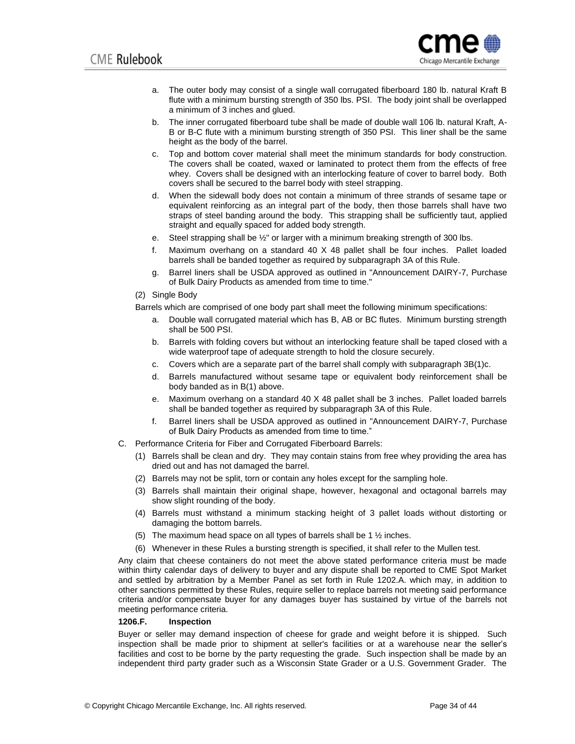a. The outer body may consist of a single wall corrugated fiberboard 180 lb. natural Kraft B flute with a minimum bursting strength of 350 lbs. PSI. The body joint shall be overlapped a minimum of 3 inches and glued.

b. The inner corrugated fiberboard tube shall be made of double wall 106 lb. natural Kraft, A-B or B-C flute with a minimum bursting strength of 350 PSI. This liner shall be the same height as the body of the barrel.

c. Top and bottom cover material shall meet the minimum standards for body construction. The covers shall be coated, waxed or laminated to protect them from the effects of free whey. Covers shall be designed with an interlocking feature of cover to barrel body. Both covers shall be secured to the barrel body with steel strapping.

d. When the sidewall body does not contain a minimum of three strands of sesame tape or equivalent reinforcing as an integral part of the body, then those barrels shall have two straps of steel banding around the body. This strapping shall be sufficiently taut, applied straight and equally spaced for added body strength.

e. Steel strapping shall be ½" or larger with a minimum breaking strength of 300 lbs.

f. Maximum overhang on a standard 40 X 48 pallet shall be four inches. Pallet loaded barrels shall be banded together as required by subparagraph 3A of this Rule.

g. Barrel liners shall be USDA approved as outlined in "Announcement DAIRY-7, Purchase of Bulk Dairy Products as amended from time to time."

(2) Single Body

Barrels which are comprised of one body part shall meet the following minimum specifications:

a. Double wall corrugated material which has B, AB or BC flutes. Minimum bursting strength shall be 500 PSI.

b. Barrels with folding covers but without an interlocking feature shall be taped closed with a wide waterproof tape of adequate strength to hold the closure securely.

c. Covers which are a separate part of the barrel shall comply with subparagraph 3B(1)c.

d. Barrels manufactured without sesame tape or equivalent body reinforcement shall be body banded as in B(1) above.

e. Maximum overhang on a standard 40 X 48 pallet shall be 3 inches. Pallet loaded barrels shall be banded together as required by subparagraph 3A of this Rule.

f. Barrel liners shall be USDA approved as outlined in "Announcement DAIRY-7, Purchase of Bulk Dairy Products as amended from time to time."

C. Performance Criteria for Fiber and Corrugated Fiberboard Barrels:

(1) Barrels shall be clean and dry. They may contain stains from free whey providing the area has dried out and has not damaged the barrel.

(2) Barrels may not be split, torn or contain any holes except for the sampling hole.

(3) Barrels shall maintain their original shape, however, hexagonal and octagonal barrels may show slight rounding of the body.

(4) Barrels must withstand a minimum stacking height of 3 pallet loads without distorting or damaging the bottom barrels.

(5) The maximum head space on all types of barrels shall be 1 ½ inches.

(6) Whenever in these Rules a bursting strength is specified, it shall refer to the Mullen test.

Any claim that cheese containers do not meet the above stated performance criteria must be made within thirty calendar days of delivery to buyer and any dispute shall be reported to CME Spot Market and settled by arbitration by a Member Panel as set forth in Rule 1202.A. which may, in addition to other sanctions permitted by these Rules, require seller to replace barrels not meeting said performance criteria and/or compensate buyer for any damages buyer has sustained by virtue of the barrels not meeting performance criteria.

**1206.F. Inspection**

Buyer or seller may demand inspection of cheese for grade and weight before it is shipped. Such inspection shall be made prior to shipment at seller's facilities or at a warehouse near the seller's facilities and cost to be borne by the party requesting the grade. Such inspection shall be made by an independent third party grader such as a Wisconsin State Grader or a U.S. Government Grader. The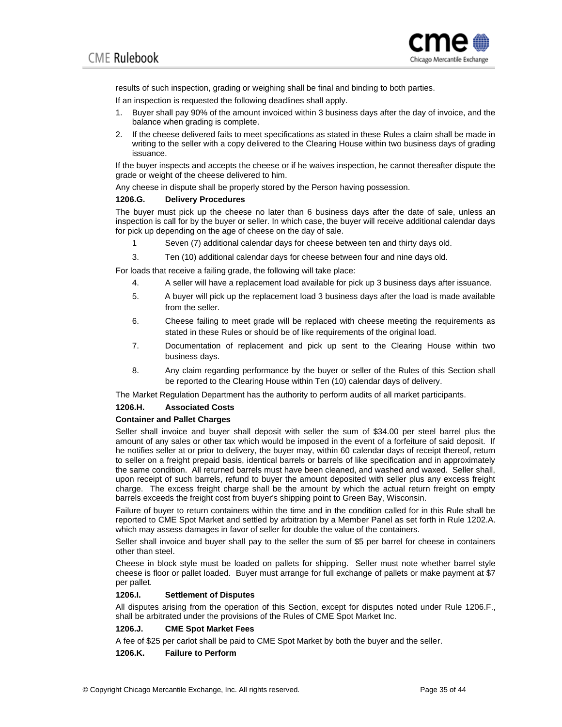results of such inspection, grading or weighing shall be final and binding to both parties.

If an inspection is requested the following deadlines shall apply.

1. Buyer shall pay 90% of the amount invoiced within 3 business days after the day of invoice, and the balance when grading is complete.
2. If the cheese delivered fails to meet specifications as stated in these Rules a claim shall be made in writing to the seller with a copy delivered to the Clearing House within two business days of grading issuance.

If the buyer inspects and accepts the cheese or if he waives inspection, he cannot thereafter dispute the grade or weight of the cheese delivered to him.

Any cheese in dispute shall be properly stored by the Person having possession.

**1206.G. Delivery Procedures**

The buyer must pick up the cheese no later than 6 business days after the date of sale, unless an inspection is call for by the buyer or seller. In which case, the buyer will receive additional calendar days for pick up depending on the age of cheese on the day of sale.

1 Seven (7) additional calendar days for cheese between ten and thirty days old.

3. Ten (10) additional calendar days for cheese between four and nine days old.

For loads that receive a failing grade, the following will take place:

4. A seller will have a replacement load available for pick up 3 business days after issuance.
5. A buyer will pick up the replacement load 3 business days after the load is made available from the seller.
6. Cheese failing to meet grade will be replaced with cheese meeting the requirements as stated in these Rules or should be of like requirements of the original load.
7. Documentation of replacement and pick up sent to the Clearing House within two business days.
8. Any claim regarding performance by the buyer or seller of the Rules of this Section shall be reported to the Clearing House within Ten (10) calendar days of delivery.

The Market Regulation Department has the authority to perform audits of all market participants.

**1206.H. Associated Costs**

**Container and Pallet Charges**

Seller shall invoice and buyer shall deposit with seller the sum of $34.00 per steel barrel plus the amount of any sales or other tax which would be imposed in the event of a forfeiture of said deposit. If he notifies seller at or prior to delivery, the buyer may, within 60 calendar days of receipt thereof, return to seller on a freight prepaid basis, identical barrels or barrels of like specification and in approximately the same condition. All returned barrels must have been cleaned, and washed and waxed. Seller shall, upon receipt of such barrels, refund to buyer the amount deposited with seller plus any excess freight charge. The excess freight charge shall be the amount by which the actual return freight on empty barrels exceeds the freight cost from buyer's shipping point to Green Bay, Wisconsin.

Failure of buyer to return containers within the time and in the condition called for in this Rule shall be reported to CME Spot Market and settled by arbitration by a Member Panel as set forth in Rule 1202.A. which may assess damages in favor of seller for double the value of the containers.

Seller shall invoice and buyer shall pay to the seller the sum of $5 per barrel for cheese in containers other than steel.

Cheese in block style must be loaded on pallets for shipping. Seller must note whether barrel style cheese is floor or pallet loaded. Buyer must arrange for full exchange of pallets or make payment at $7 per pallet.

**1206.I. Settlement of Disputes**

All disputes arising from the operation of this Section, except for disputes noted under Rule 1206.F., shall be arbitrated under the provisions of the Rules of CME Spot Market Inc.

**1206.J. CME Spot Market Fees**

A fee of $25 per carlot shall be paid to CME Spot Market by both the buyer and the seller.

**1206.K. Failure to Perform**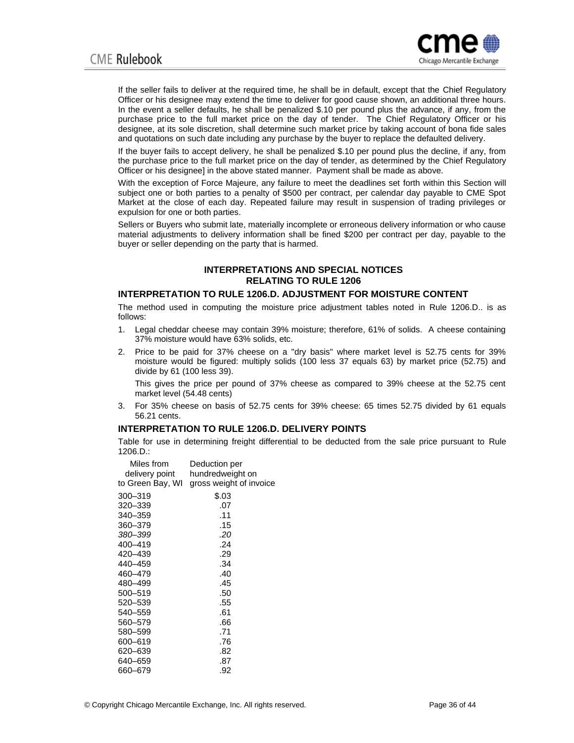If the seller fails to deliver at the required time, he shall be in default, except that the Chief Regulatory Officer or his designee may extend the time to deliver for good cause shown, an additional three hours. In the event a seller defaults, he shall be penalized $.10 per pound plus the advance, if any, from the purchase price to the full market price on the day of tender. The Chief Regulatory Officer or his designee, at its sole discretion, shall determine such market price by taking account of bona fide sales and quotations on such date including any purchase by the buyer to replace the defaulted delivery.

If the buyer fails to accept delivery, he shall be penalized $.10 per pound plus the decline, if any, from the purchase price to the full market price on the day of tender, as determined by the Chief Regulatory Officer or his designee] in the above stated manner. Payment shall be made as above.

With the exception of Force Majeure, any failure to meet the deadlines set forth within this Section will subject one or both parties to a penalty of $500 per contract, per calendar day payable to CME Spot Market at the close of each day. Repeated failure may result in suspension of trading privileges or expulsion for one or both parties.

Sellers or Buyers who submit late, materially incomplete or erroneous delivery information or who cause material adjustments to delivery information shall be fined $200 per contract per day, payable to the buyer or seller depending on the party that is harmed.

## INTERPRETATIONS AND SPECIAL NOTICES RELATING TO RULE 1206

### INTERPRETATION TO RULE 1206.D. ADJUSTMENT FOR MOISTURE CONTENT

The method used in computing the moisture price adjustment tables noted in Rule 1206.D.. is as follows:

1. Legal cheddar cheese may contain 39% moisture; therefore, 61% of solids. A cheese containing 37% moisture would have 63% solids, etc.
2. Price to be paid for 37% cheese on a "dry basis" where market level is 52.75 cents for 39% moisture would be figured: multiply solids (100 less 37 equals 63) by market price (52.75) and divide by 61 (100 less 39).

   This gives the price per pound of 37% cheese as compared to 39% cheese at the 52.75 cent market level (54.48 cents)
3. For 35% cheese on basis of 52.75 cents for 39% cheese: 65 times 52.75 divided by 61 equals 56.21 cents.

### INTERPRETATION TO RULE 1206.D. DELIVERY POINTS

Table for use in determining freight differential to be deducted from the sale price pursuant to Rule 1206.D.:

| Miles from delivery point to Green Bay, WI | Deduction per hundredweight on gross weight of invoice |
|---|---|
| 300–319 | $.03 |
| 320–339 | .07 |
| 340–359 | .11 |
| 360–379 | .15 |
| *380–399* | *.20* |
| 400–419 | .24 |
| 420–439 | .29 |
| 440–459 | .34 |
| 460–479 | .40 |
| 480–499 | .45 |
| 500–519 | .50 |
| 520–539 | .55 |
| 540–559 | .61 |
| 560–579 | .66 |
| 580–599 | .71 |
| 600–619 | .76 |
| 620–639 | .82 |
| 640–659 | .87 |
| 660–679 | .92 |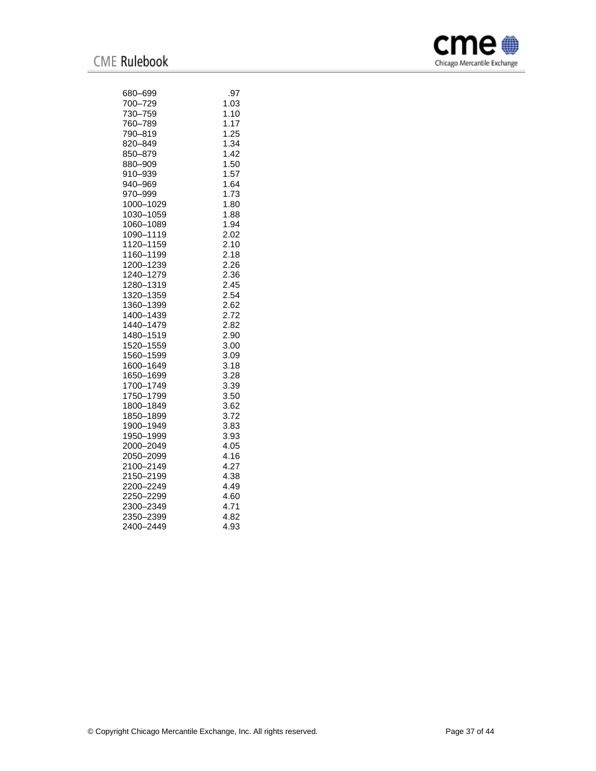| | |
|---|---|
| 680–699 | .97 |
| 700–729 | 1.03 |
| 730–759 | 1.10 |
| 760–789 | 1.17 |
| 790–819 | 1.25 |
| 820–849 | 1.34 |
| 850–879 | 1.42 |
| 880–909 | 1.50 |
| 910–939 | 1.57 |
| 940–969 | 1.64 |
| 970–999 | 1.73 |
| 1000–1029 | 1.80 |
| 1030–1059 | 1.88 |
| 1060–1089 | 1.94 |
| 1090–1119 | 2.02 |
| 1120–1159 | 2.10 |
| 1160–1199 | 2.18 |
| 1200–1239 | 2.26 |
| 1240–1279 | 2.36 |
| 1280–1319 | 2.45 |
| 1320–1359 | 2.54 |
| 1360–1399 | 2.62 |
| 1400–1439 | 2.72 |
| 1440–1479 | 2.82 |
| 1480–1519 | 2.90 |
| 1520–1559 | 3.00 |
| 1560–1599 | 3.09 |
| 1600–1649 | 3.18 |
| 1650–1699 | 3.28 |
| 1700–1749 | 3.39 |
| 1750–1799 | 3.50 |
| 1800–1849 | 3.62 |
| 1850–1899 | 3.72 |
| 1900–1949 | 3.83 |
| 1950–1999 | 3.93 |
| 2000–2049 | 4.05 |
| 2050–2099 | 4.16 |
| 2100–2149 | 4.27 |
| 2150–2199 | 4.38 |
| 2200–2249 | 4.49 |
| 2250–2299 | 4.60 |
| 2300–2349 | 4.71 |
| 2350–2399 | 4.82 |
| 2400–2449 | 4.93 |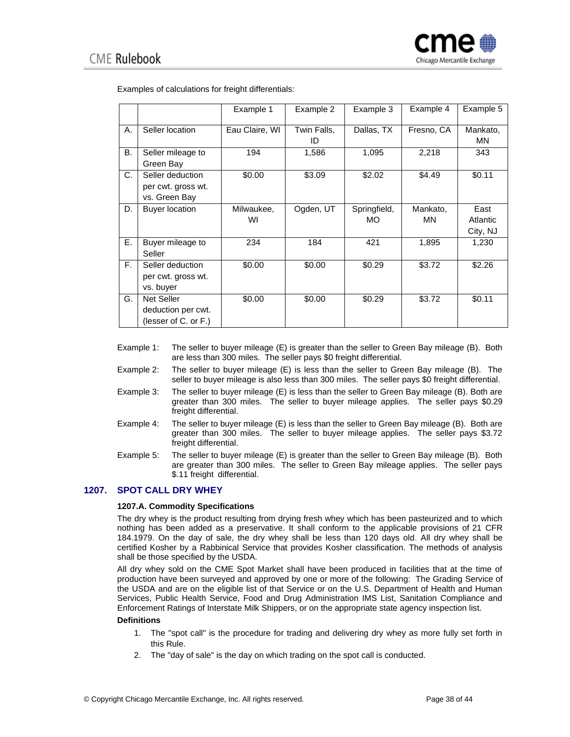Examples of calculations for freight differentials:

| | | Example 1 | Example 2 | Example 3 | Example 4 | Example 5 |
|---|---|---|---|---|---|---|
| A. | Seller location | Eau Claire, WI | Twin Falls, ID | Dallas, TX | Fresno, CA | Mankato, MN |
| B. | Seller mileage to Green Bay | 194 | 1,586 | 1,095 | 2,218 | 343 |
| C. | Seller deduction per cwt. gross wt. vs. Green Bay | $0.00 | $3.09 | $2.02 | $4.49 | $0.11 |
| D. | Buyer location | Milwaukee, WI | Ogden, UT | Springfield, MO | Mankato, MN | East Atlantic City, NJ |
| E. | Buyer mileage to Seller | 234 | 184 | 421 | 1,895 | 1,230 |
| F. | Seller deduction per cwt. gross wt. vs. buyer | $0.00 | $0.00 | $0.29 | $3.72 | $2.26 |
| G. | Net Seller deduction per cwt. (lesser of C. or F.) | $0.00 | $0.00 | $0.29 | $3.72 | $0.11 |

Example 1: The seller to buyer mileage (E) is greater than the seller to Green Bay mileage (B). Both are less than 300 miles. The seller pays $0 freight differential.

Example 2: The seller to buyer mileage (E) is less than the seller to Green Bay mileage (B). The seller to buyer mileage is also less than 300 miles. The seller pays $0 freight differential.

Example 3: The seller to buyer mileage (E) is less than the seller to Green Bay mileage (B). Both are greater than 300 miles. The seller to buyer mileage applies. The seller pays $0.29 freight differential.

Example 4: The seller to buyer mileage (E) is less than the seller to Green Bay mileage (B). Both are greater than 300 miles. The seller to buyer mileage applies. The seller pays $3.72 freight differential.

Example 5: The seller to buyer mileage (E) is greater than the seller to Green Bay mileage (B). Both are greater than 300 miles. The seller to Green Bay mileage applies. The seller pays $.11 freight differential.

## 1207. SPOT CALL DRY WHEY

### 1207.A. Commodity Specifications

The dry whey is the product resulting from drying fresh whey which has been pasteurized and to which nothing has been added as a preservative. It shall conform to the applicable provisions of 21 CFR 184.1979. On the day of sale, the dry whey shall be less than 120 days old. All dry whey shall be certified Kosher by a Rabbinical Service that provides Kosher classification. The methods of analysis shall be those specified by the USDA.

All dry whey sold on the CME Spot Market shall have been produced in facilities that at the time of production have been surveyed and approved by one or more of the following: The Grading Service of the USDA and are on the eligible list of that Service or on the U.S. Department of Health and Human Services, Public Health Service, Food and Drug Administration IMS List, Sanitation Compliance and Enforcement Ratings of Interstate Milk Shippers, or on the appropriate state agency inspection list.

**Definitions**

1. The "spot call" is the procedure for trading and delivering dry whey as more fully set forth in this Rule.
2. The "day of sale" is the day on which trading on the spot call is conducted.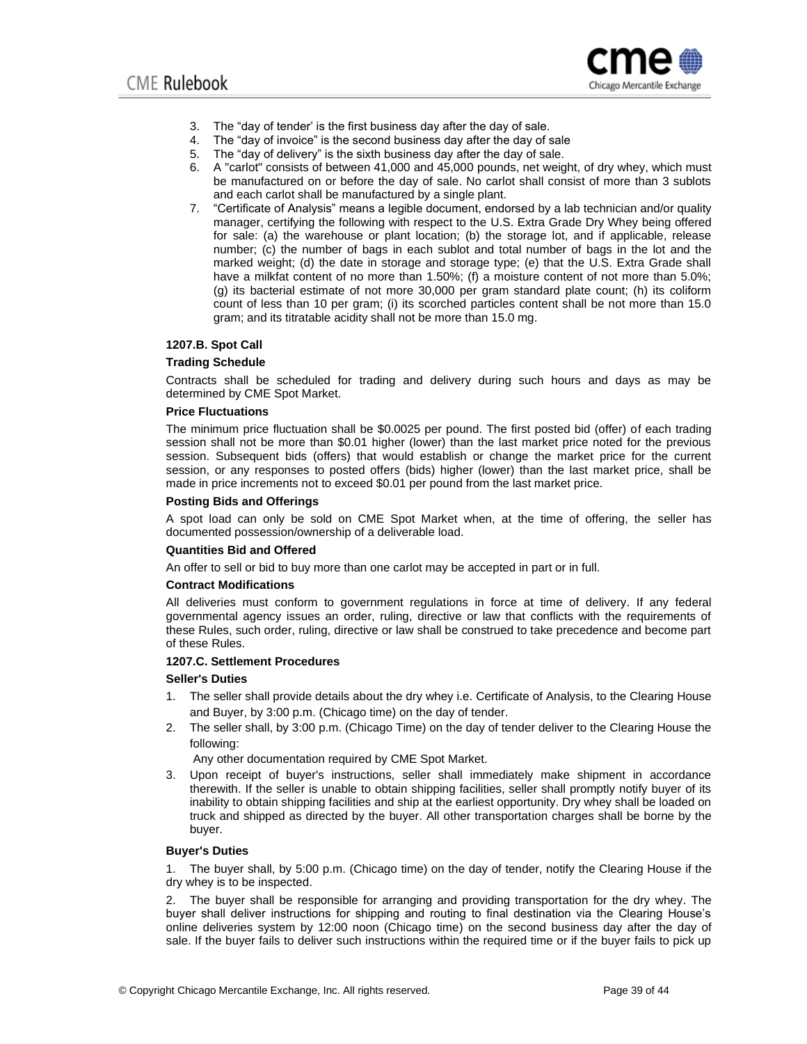3. The "day of tender' is the first business day after the day of sale.
4. The "day of invoice" is the second business day after the day of sale
5. The "day of delivery" is the sixth business day after the day of sale.
6. A "carlot" consists of between 41,000 and 45,000 pounds, net weight, of dry whey, which must be manufactured on or before the day of sale. No carlot shall consist of more than 3 sublots and each carlot shall be manufactured by a single plant.
7. "Certificate of Analysis" means a legible document, endorsed by a lab technician and/or quality manager, certifying the following with respect to the U.S. Extra Grade Dry Whey being offered for sale: (a) the warehouse or plant location; (b) the storage lot, and if applicable, release number; (c) the number of bags in each sublot and total number of bags in the lot and the marked weight; (d) the date in storage and storage type; (e) that the U.S. Extra Grade shall have a milkfat content of no more than 1.50%; (f) a moisture content of not more than 5.0%; (g) its bacterial estimate of not more 30,000 per gram standard plate count; (h) its coliform count of less than 10 per gram; (i) its scorched particles content shall be not more than 15.0 gram; and its titratable acidity shall not be more than 15.0 mg.

**1207.B. Spot Call**

**Trading Schedule**

Contracts shall be scheduled for trading and delivery during such hours and days as may be determined by CME Spot Market.

**Price Fluctuations**

The minimum price fluctuation shall be $0.0025 per pound. The first posted bid (offer) of each trading session shall not be more than $0.01 higher (lower) than the last market price noted for the previous session. Subsequent bids (offers) that would establish or change the market price for the current session, or any responses to posted offers (bids) higher (lower) than the last market price, shall be made in price increments not to exceed $0.01 per pound from the last market price.

**Posting Bids and Offerings**

A spot load can only be sold on CME Spot Market when, at the time of offering, the seller has documented possession/ownership of a deliverable load.

**Quantities Bid and Offered**

An offer to sell or bid to buy more than one carlot may be accepted in part or in full.

**Contract Modifications**

All deliveries must conform to government regulations in force at time of delivery. If any federal governmental agency issues an order, ruling, directive or law that conflicts with the requirements of these Rules, such order, ruling, directive or law shall be construed to take precedence and become part of these Rules.

**1207.C. Settlement Procedures**

**Seller's Duties**

1. The seller shall provide details about the dry whey i.e. Certificate of Analysis, to the Clearing House and Buyer, by 3:00 p.m. (Chicago time) on the day of tender.
2. The seller shall, by 3:00 p.m. (Chicago Time) on the day of tender deliver to the Clearing House the following:

   Any other documentation required by CME Spot Market.
3. Upon receipt of buyer's instructions, seller shall immediately make shipment in accordance therewith. If the seller is unable to obtain shipping facilities, seller shall promptly notify buyer of its inability to obtain shipping facilities and ship at the earliest opportunity. Dry whey shall be loaded on truck and shipped as directed by the buyer. All other transportation charges shall be borne by the buyer.

**Buyer's Duties**

1. The buyer shall, by 5:00 p.m. (Chicago time) on the day of tender, notify the Clearing House if the dry whey is to be inspected.

2. The buyer shall be responsible for arranging and providing transportation for the dry whey. The buyer shall deliver instructions for shipping and routing to final destination via the Clearing House's online deliveries system by 12:00 noon (Chicago time) on the second business day after the day of sale. If the buyer fails to deliver such instructions within the required time or if the buyer fails to pick up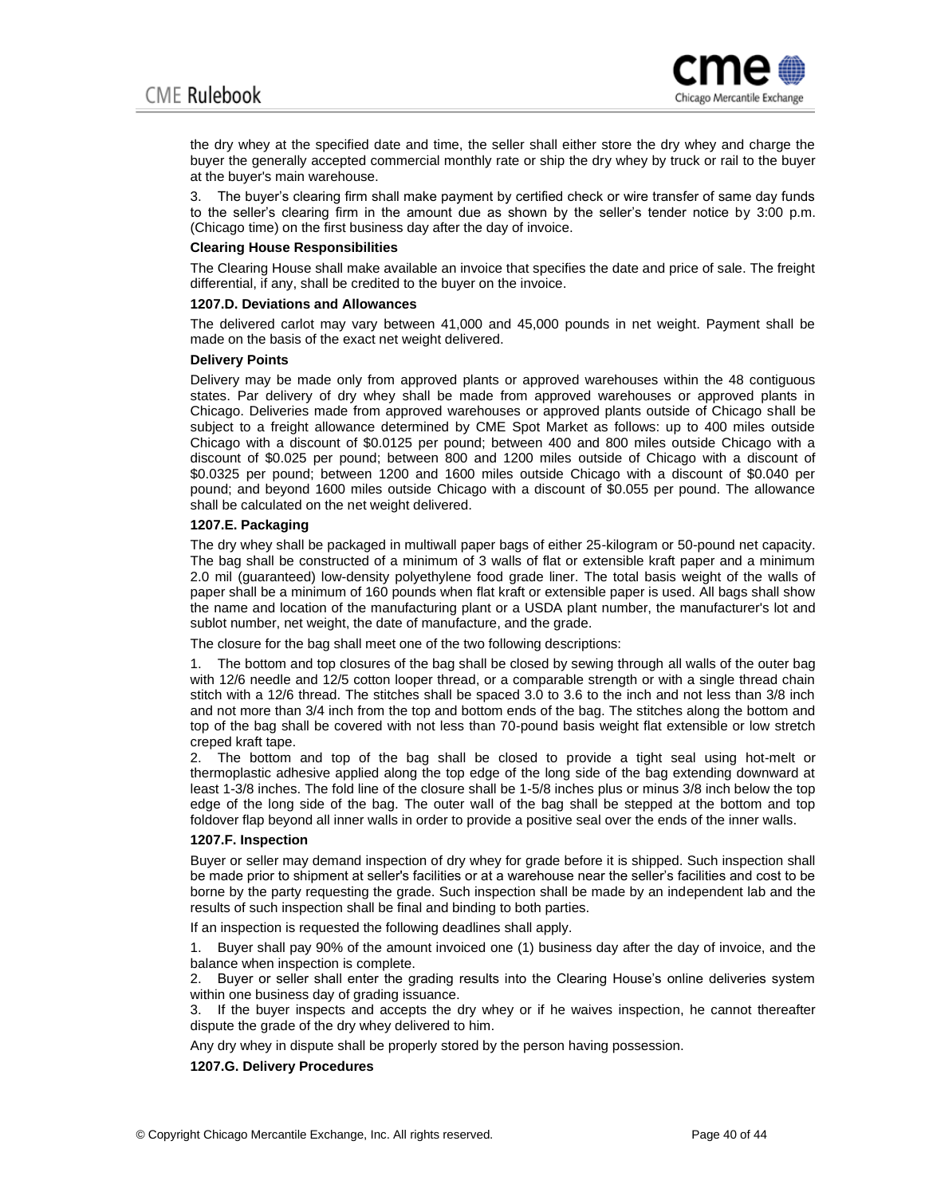the dry whey at the specified date and time, the seller shall either store the dry whey and charge the buyer the generally accepted commercial monthly rate or ship the dry whey by truck or rail to the buyer at the buyer's main warehouse.

3. The buyer's clearing firm shall make payment by certified check or wire transfer of same day funds to the seller's clearing firm in the amount due as shown by the seller's tender notice by 3:00 p.m. (Chicago time) on the first business day after the day of invoice.

**Clearing House Responsibilities**

The Clearing House shall make available an invoice that specifies the date and price of sale. The freight differential, if any, shall be credited to the buyer on the invoice.

**1207.D. Deviations and Allowances**

The delivered carlot may vary between 41,000 and 45,000 pounds in net weight. Payment shall be made on the basis of the exact net weight delivered.

**Delivery Points**

Delivery may be made only from approved plants or approved warehouses within the 48 contiguous states. Par delivery of dry whey shall be made from approved warehouses or approved plants in Chicago. Deliveries made from approved warehouses or approved plants outside of Chicago shall be subject to a freight allowance determined by CME Spot Market as follows: up to 400 miles outside Chicago with a discount of $0.0125 per pound; between 400 and 800 miles outside Chicago with a discount of $0.025 per pound; between 800 and 1200 miles outside of Chicago with a discount of $0.0325 per pound; between 1200 and 1600 miles outside Chicago with a discount of $0.040 per pound; and beyond 1600 miles outside Chicago with a discount of $0.055 per pound. The allowance shall be calculated on the net weight delivered.

**1207.E. Packaging**

The dry whey shall be packaged in multiwall paper bags of either 25-kilogram or 50-pound net capacity. The bag shall be constructed of a minimum of 3 walls of flat or extensible kraft paper and a minimum 2.0 mil (guaranteed) low-density polyethylene food grade liner. The total basis weight of the walls of paper shall be a minimum of 160 pounds when flat kraft or extensible paper is used. All bags shall show the name and location of the manufacturing plant or a USDA plant number, the manufacturer's lot and sublot number, net weight, the date of manufacture, and the grade.

The closure for the bag shall meet one of the two following descriptions:

1. The bottom and top closures of the bag shall be closed by sewing through all walls of the outer bag with 12/6 needle and 12/5 cotton looper thread, or a comparable strength or with a single thread chain stitch with a 12/6 thread. The stitches shall be spaced 3.0 to 3.6 to the inch and not less than 3/8 inch and not more than 3/4 inch from the top and bottom ends of the bag. The stitches along the bottom and top of the bag shall be covered with not less than 70-pound basis weight flat extensible or low stretch creped kraft tape.
2. The bottom and top of the bag shall be closed to provide a tight seal using hot-melt or thermoplastic adhesive applied along the top edge of the long side of the bag extending downward at least 1-3/8 inches. The fold line of the closure shall be 1-5/8 inches plus or minus 3/8 inch below the top edge of the long side of the bag. The outer wall of the bag shall be stepped at the bottom and top foldover flap beyond all inner walls in order to provide a positive seal over the ends of the inner walls.

**1207.F. Inspection**

Buyer or seller may demand inspection of dry whey for grade before it is shipped. Such inspection shall be made prior to shipment at seller's facilities or at a warehouse near the seller's facilities and cost to be borne by the party requesting the grade. Such inspection shall be made by an independent lab and the results of such inspection shall be final and binding to both parties.

If an inspection is requested the following deadlines shall apply.

1. Buyer shall pay 90% of the amount invoiced one (1) business day after the day of invoice, and the balance when inspection is complete.
2. Buyer or seller shall enter the grading results into the Clearing House's online deliveries system within one business day of grading issuance.
3. If the buyer inspects and accepts the dry whey or if he waives inspection, he cannot thereafter dispute the grade of the dry whey delivered to him.

Any dry whey in dispute shall be properly stored by the person having possession.

**1207.G. Delivery Procedures**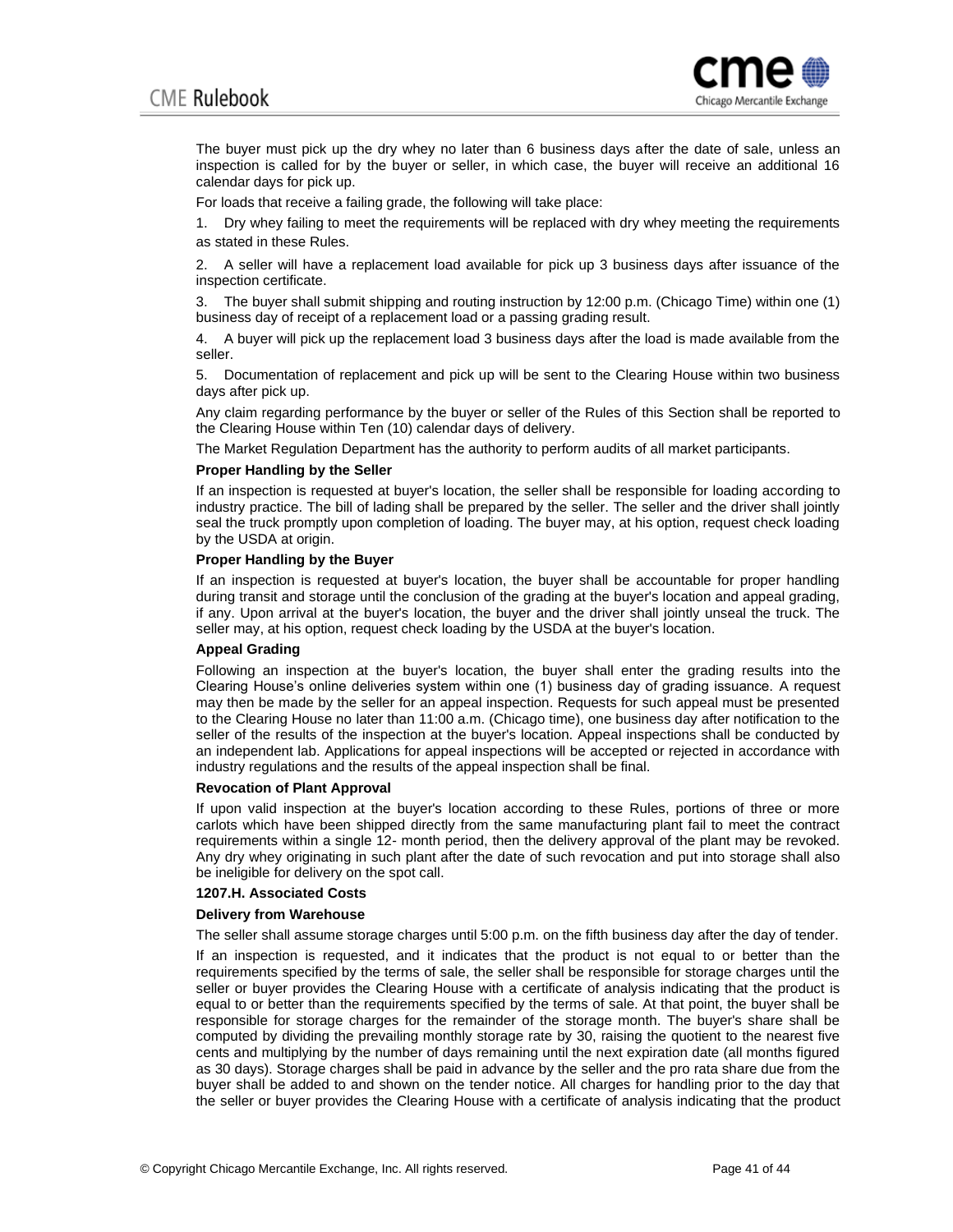The buyer must pick up the dry whey no later than 6 business days after the date of sale, unless an inspection is called for by the buyer or seller, in which case, the buyer will receive an additional 16 calendar days for pick up.

For loads that receive a failing grade, the following will take place:

1. Dry whey failing to meet the requirements will be replaced with dry whey meeting the requirements as stated in these Rules.

2. A seller will have a replacement load available for pick up 3 business days after issuance of the inspection certificate.

3. The buyer shall submit shipping and routing instruction by 12:00 p.m. (Chicago Time) within one (1) business day of receipt of a replacement load or a passing grading result.

4. A buyer will pick up the replacement load 3 business days after the load is made available from the seller.

5. Documentation of replacement and pick up will be sent to the Clearing House within two business days after pick up.

Any claim regarding performance by the buyer or seller of the Rules of this Section shall be reported to the Clearing House within Ten (10) calendar days of delivery.

The Market Regulation Department has the authority to perform audits of all market participants.

**Proper Handling by the Seller**

If an inspection is requested at buyer's location, the seller shall be responsible for loading according to industry practice. The bill of lading shall be prepared by the seller. The seller and the driver shall jointly seal the truck promptly upon completion of loading. The buyer may, at his option, request check loading by the USDA at origin.

**Proper Handling by the Buyer**

If an inspection is requested at buyer's location, the buyer shall be accountable for proper handling during transit and storage until the conclusion of the grading at the buyer's location and appeal grading, if any. Upon arrival at the buyer's location, the buyer and the driver shall jointly unseal the truck. The seller may, at his option, request check loading by the USDA at the buyer's location.

**Appeal Grading**

Following an inspection at the buyer's location, the buyer shall enter the grading results into the Clearing House's online deliveries system within one (1) business day of grading issuance. A request may then be made by the seller for an appeal inspection. Requests for such appeal must be presented to the Clearing House no later than 11:00 a.m. (Chicago time), one business day after notification to the seller of the results of the inspection at the buyer's location. Appeal inspections shall be conducted by an independent lab. Applications for appeal inspections will be accepted or rejected in accordance with industry regulations and the results of the appeal inspection shall be final.

**Revocation of Plant Approval**

If upon valid inspection at the buyer's location according to these Rules, portions of three or more carlots which have been shipped directly from the same manufacturing plant fail to meet the contract requirements within a single 12- month period, then the delivery approval of the plant may be revoked. Any dry whey originating in such plant after the date of such revocation and put into storage shall also be ineligible for delivery on the spot call.

**1207.H. Associated Costs**

**Delivery from Warehouse**

The seller shall assume storage charges until 5:00 p.m. on the fifth business day after the day of tender.

If an inspection is requested, and it indicates that the product is not equal to or better than the requirements specified by the terms of sale, the seller shall be responsible for storage charges until the seller or buyer provides the Clearing House with a certificate of analysis indicating that the product is equal to or better than the requirements specified by the terms of sale. At that point, the buyer shall be responsible for storage charges for the remainder of the storage month. The buyer's share shall be computed by dividing the prevailing monthly storage rate by 30, raising the quotient to the nearest five cents and multiplying by the number of days remaining until the next expiration date (all months figured as 30 days). Storage charges shall be paid in advance by the seller and the pro rata share due from the buyer shall be added to and shown on the tender notice. All charges for handling prior to the day that the seller or buyer provides the Clearing House with a certificate of analysis indicating that the product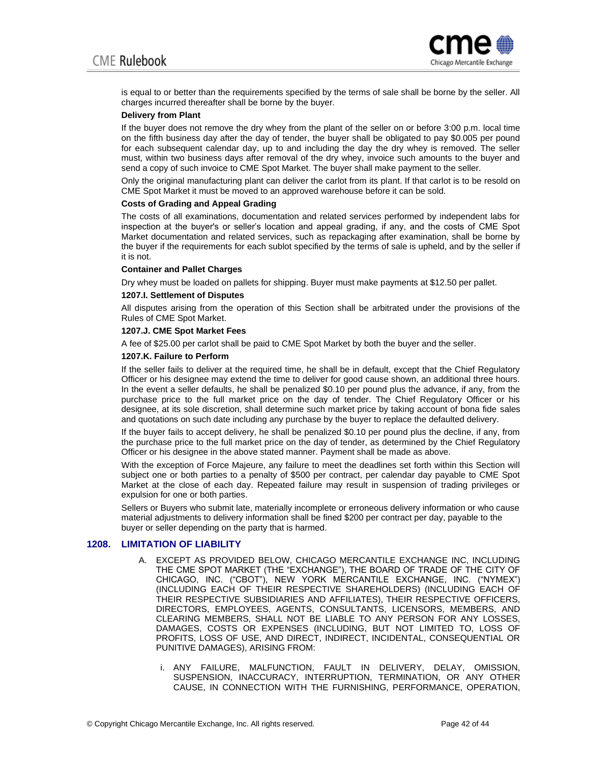is equal to or better than the requirements specified by the terms of sale shall be borne by the seller. All charges incurred thereafter shall be borne by the buyer.

**Delivery from Plant**

If the buyer does not remove the dry whey from the plant of the seller on or before 3:00 p.m. local time on the fifth business day after the day of tender, the buyer shall be obligated to pay $0.005 per pound for each subsequent calendar day, up to and including the day the dry whey is removed. The seller must, within two business days after removal of the dry whey, invoice such amounts to the buyer and send a copy of such invoice to CME Spot Market. The buyer shall make payment to the seller.

Only the original manufacturing plant can deliver the carlot from its plant. If that carlot is to be resold on CME Spot Market it must be moved to an approved warehouse before it can be sold.

**Costs of Grading and Appeal Grading**

The costs of all examinations, documentation and related services performed by independent labs for inspection at the buyer's or seller's location and appeal grading, if any, and the costs of CME Spot Market documentation and related services, such as repackaging after examination, shall be borne by the buyer if the requirements for each sublot specified by the terms of sale is upheld, and by the seller if it is not.

**Container and Pallet Charges**

Dry whey must be loaded on pallets for shipping. Buyer must make payments at $12.50 per pallet.

**1207.I. Settlement of Disputes**

All disputes arising from the operation of this Section shall be arbitrated under the provisions of the Rules of CME Spot Market.

**1207.J. CME Spot Market Fees**

A fee of $25.00 per carlot shall be paid to CME Spot Market by both the buyer and the seller.

**1207.K. Failure to Perform**

If the seller fails to deliver at the required time, he shall be in default, except that the Chief Regulatory Officer or his designee may extend the time to deliver for good cause shown, an additional three hours. In the event a seller defaults, he shall be penalized $0.10 per pound plus the advance, if any, from the purchase price to the full market price on the day of tender. The Chief Regulatory Officer or his designee, at its sole discretion, shall determine such market price by taking account of bona fide sales and quotations on such date including any purchase by the buyer to replace the defaulted delivery.

If the buyer fails to accept delivery, he shall be penalized $0.10 per pound plus the decline, if any, from the purchase price to the full market price on the day of tender, as determined by the Chief Regulatory Officer or his designee in the above stated manner. Payment shall be made as above.

With the exception of Force Majeure, any failure to meet the deadlines set forth within this Section will subject one or both parties to a penalty of $500 per contract, per calendar day payable to CME Spot Market at the close of each day. Repeated failure may result in suspension of trading privileges or expulsion for one or both parties.

Sellers or Buyers who submit late, materially incomplete or erroneous delivery information or who cause material adjustments to delivery information shall be fined $200 per contract per day, payable to the buyer or seller depending on the party that is harmed.

## 1208. LIMITATION OF LIABILITY

A. EXCEPT AS PROVIDED BELOW, CHICAGO MERCANTILE EXCHANGE INC, INCLUDING THE CME SPOT MARKET (THE "EXCHANGE"), THE BOARD OF TRADE OF THE CITY OF CHICAGO, INC. ("CBOT"), NEW YORK MERCANTILE EXCHANGE, INC. ("NYMEX") (INCLUDING EACH OF THEIR RESPECTIVE SHAREHOLDERS) (INCLUDING EACH OF THEIR RESPECTIVE SUBSIDIARIES AND AFFILIATES), THEIR RESPECTIVE OFFICERS, DIRECTORS, EMPLOYEES, AGENTS, CONSULTANTS, LICENSORS, MEMBERS, AND CLEARING MEMBERS, SHALL NOT BE LIABLE TO ANY PERSON FOR ANY LOSSES, DAMAGES, COSTS OR EXPENSES (INCLUDING, BUT NOT LIMITED TO, LOSS OF PROFITS, LOSS OF USE, AND DIRECT, INDIRECT, INCIDENTAL, CONSEQUENTIAL OR PUNITIVE DAMAGES), ARISING FROM:

i. ANY FAILURE, MALFUNCTION, FAULT IN DELIVERY, DELAY, OMISSION, SUSPENSION, INACCURACY, INTERRUPTION, TERMINATION, OR ANY OTHER CAUSE, IN CONNECTION WITH THE FURNISHING, PERFORMANCE, OPERATION,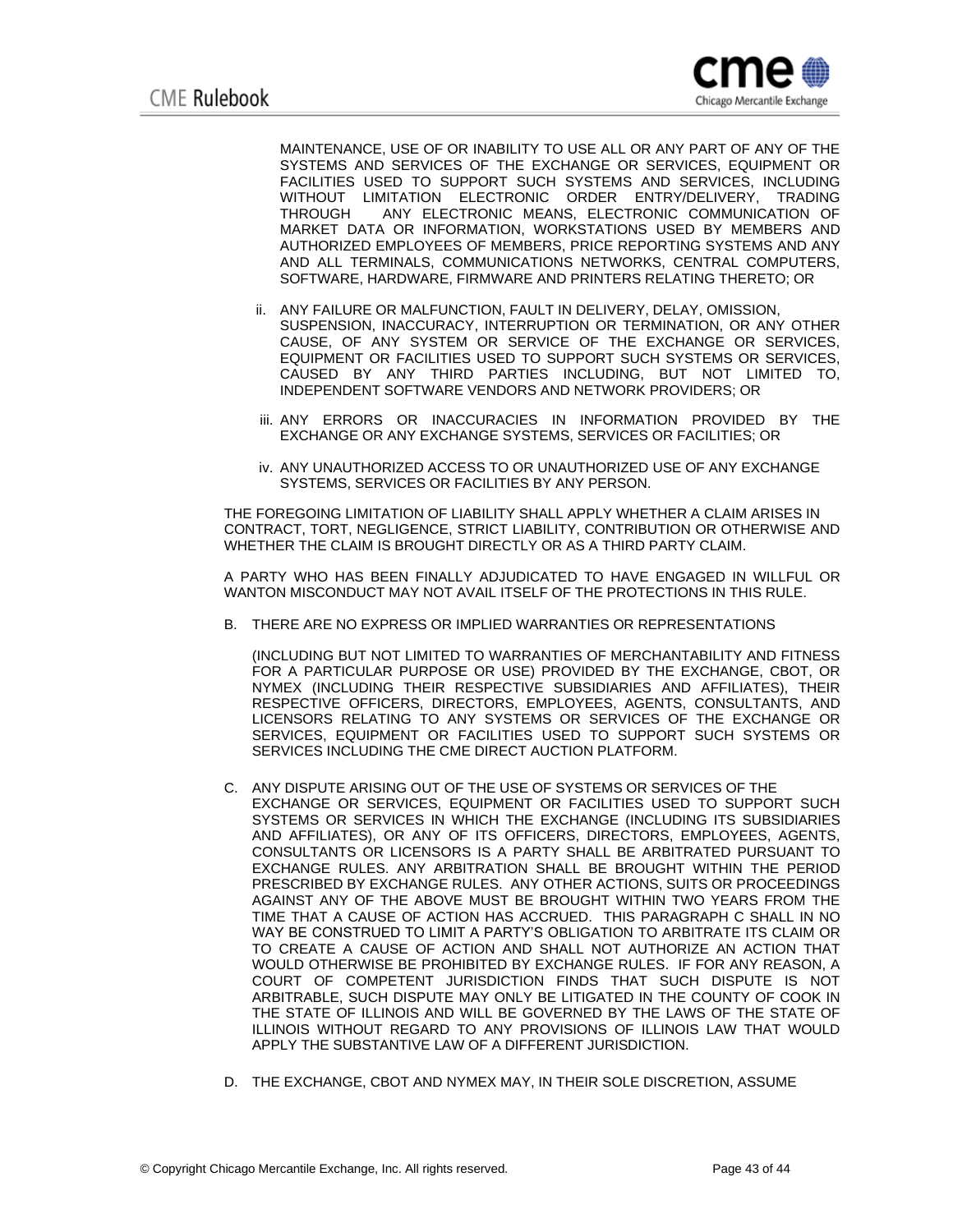MAINTENANCE, USE OF OR INABILITY TO USE ALL OR ANY PART OF ANY OF THE SYSTEMS AND SERVICES OF THE EXCHANGE OR SERVICES, EQUIPMENT OR FACILITIES USED TO SUPPORT SUCH SYSTEMS AND SERVICES, INCLUDING WITHOUT LIMITATION ELECTRONIC ORDER ENTRY/DELIVERY, TRADING THROUGH ANY ELECTRONIC MEANS, ELECTRONIC COMMUNICATION OF MARKET DATA OR INFORMATION, WORKSTATIONS USED BY MEMBERS AND AUTHORIZED EMPLOYEES OF MEMBERS, PRICE REPORTING SYSTEMS AND ANY AND ALL TERMINALS, COMMUNICATIONS NETWORKS, CENTRAL COMPUTERS, SOFTWARE, HARDWARE, FIRMWARE AND PRINTERS RELATING THERETO; OR

ii. ANY FAILURE OR MALFUNCTION, FAULT IN DELIVERY, DELAY, OMISSION, SUSPENSION, INACCURACY, INTERRUPTION OR TERMINATION, OR ANY OTHER CAUSE, OF ANY SYSTEM OR SERVICE OF THE EXCHANGE OR SERVICES, EQUIPMENT OR FACILITIES USED TO SUPPORT SUCH SYSTEMS OR SERVICES, CAUSED BY ANY THIRD PARTIES INCLUDING, BUT NOT LIMITED TO, INDEPENDENT SOFTWARE VENDORS AND NETWORK PROVIDERS; OR

iii. ANY ERRORS OR INACCURACIES IN INFORMATION PROVIDED BY THE EXCHANGE OR ANY EXCHANGE SYSTEMS, SERVICES OR FACILITIES; OR

iv. ANY UNAUTHORIZED ACCESS TO OR UNAUTHORIZED USE OF ANY EXCHANGE SYSTEMS, SERVICES OR FACILITIES BY ANY PERSON.

THE FOREGOING LIMITATION OF LIABILITY SHALL APPLY WHETHER A CLAIM ARISES IN CONTRACT, TORT, NEGLIGENCE, STRICT LIABILITY, CONTRIBUTION OR OTHERWISE AND WHETHER THE CLAIM IS BROUGHT DIRECTLY OR AS A THIRD PARTY CLAIM.

A PARTY WHO HAS BEEN FINALLY ADJUDICATED TO HAVE ENGAGED IN WILLFUL OR WANTON MISCONDUCT MAY NOT AVAIL ITSELF OF THE PROTECTIONS IN THIS RULE.

B. THERE ARE NO EXPRESS OR IMPLIED WARRANTIES OR REPRESENTATIONS

(INCLUDING BUT NOT LIMITED TO WARRANTIES OF MERCHANTABILITY AND FITNESS FOR A PARTICULAR PURPOSE OR USE) PROVIDED BY THE EXCHANGE, CBOT, OR NYMEX (INCLUDING THEIR RESPECTIVE SUBSIDIARIES AND AFFILIATES), THEIR RESPECTIVE OFFICERS, DIRECTORS, EMPLOYEES, AGENTS, CONSULTANTS, AND LICENSORS RELATING TO ANY SYSTEMS OR SERVICES OF THE EXCHANGE OR SERVICES, EQUIPMENT OR FACILITIES USED TO SUPPORT SUCH SYSTEMS OR SERVICES INCLUDING THE CME DIRECT AUCTION PLATFORM.

C. ANY DISPUTE ARISING OUT OF THE USE OF SYSTEMS OR SERVICES OF THE EXCHANGE OR SERVICES, EQUIPMENT OR FACILITIES USED TO SUPPORT SUCH SYSTEMS OR SERVICES IN WHICH THE EXCHANGE (INCLUDING ITS SUBSIDIARIES AND AFFILIATES), OR ANY OF ITS OFFICERS, DIRECTORS, EMPLOYEES, AGENTS, CONSULTANTS OR LICENSORS IS A PARTY SHALL BE ARBITRATED PURSUANT TO EXCHANGE RULES. ANY ARBITRATION SHALL BE BROUGHT WITHIN THE PERIOD PRESCRIBED BY EXCHANGE RULES. ANY OTHER ACTIONS, SUITS OR PROCEEDINGS AGAINST ANY OF THE ABOVE MUST BE BROUGHT WITHIN TWO YEARS FROM THE TIME THAT A CAUSE OF ACTION HAS ACCRUED. THIS PARAGRAPH C SHALL IN NO WAY BE CONSTRUED TO LIMIT A PARTY'S OBLIGATION TO ARBITRATE ITS CLAIM OR TO CREATE A CAUSE OF ACTION AND SHALL NOT AUTHORIZE AN ACTION THAT WOULD OTHERWISE BE PROHIBITED BY EXCHANGE RULES. IF FOR ANY REASON, A COURT OF COMPETENT JURISDICTION FINDS THAT SUCH DISPUTE IS NOT ARBITRABLE, SUCH DISPUTE MAY ONLY BE LITIGATED IN THE COUNTY OF COOK IN THE STATE OF ILLINOIS AND WILL BE GOVERNED BY THE LAWS OF THE STATE OF ILLINOIS WITHOUT REGARD TO ANY PROVISIONS OF ILLINOIS LAW THAT WOULD APPLY THE SUBSTANTIVE LAW OF A DIFFERENT JURISDICTION.

D. THE EXCHANGE, CBOT AND NYMEX MAY, IN THEIR SOLE DISCRETION, ASSUME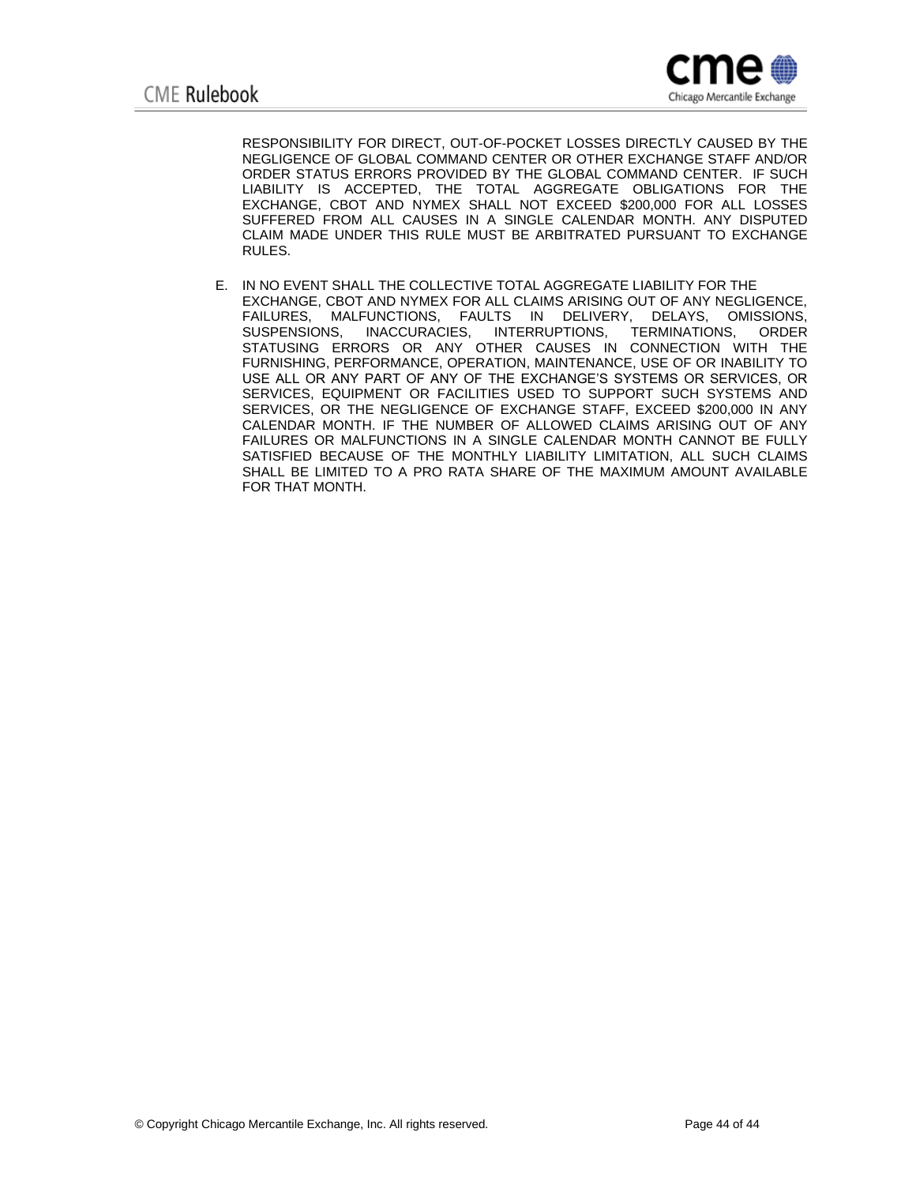RESPONSIBILITY FOR DIRECT, OUT-OF-POCKET LOSSES DIRECTLY CAUSED BY THE NEGLIGENCE OF GLOBAL COMMAND CENTER OR OTHER EXCHANGE STAFF AND/OR ORDER STATUS ERRORS PROVIDED BY THE GLOBAL COMMAND CENTER. IF SUCH LIABILITY IS ACCEPTED, THE TOTAL AGGREGATE OBLIGATIONS FOR THE EXCHANGE, CBOT AND NYMEX SHALL NOT EXCEED $200,000 FOR ALL LOSSES SUFFERED FROM ALL CAUSES IN A SINGLE CALENDAR MONTH. ANY DISPUTED CLAIM MADE UNDER THIS RULE MUST BE ARBITRATED PURSUANT TO EXCHANGE RULES.

E. IN NO EVENT SHALL THE COLLECTIVE TOTAL AGGREGATE LIABILITY FOR THE EXCHANGE, CBOT AND NYMEX FOR ALL CLAIMS ARISING OUT OF ANY NEGLIGENCE, FAILURES, MALFUNCTIONS, FAULTS IN DELIVERY, DELAYS, OMISSIONS, SUSPENSIONS, INACCURACIES, INTERRUPTIONS, TERMINATIONS, ORDER STATUSING ERRORS OR ANY OTHER CAUSES IN CONNECTION WITH THE FURNISHING, PERFORMANCE, OPERATION, MAINTENANCE, USE OF OR INABILITY TO USE ALL OR ANY PART OF ANY OF THE EXCHANGE'S SYSTEMS OR SERVICES, OR SERVICES, EQUIPMENT OR FACILITIES USED TO SUPPORT SUCH SYSTEMS AND SERVICES, OR THE NEGLIGENCE OF EXCHANGE STAFF, EXCEED $200,000 IN ANY CALENDAR MONTH. IF THE NUMBER OF ALLOWED CLAIMS ARISING OUT OF ANY FAILURES OR MALFUNCTIONS IN A SINGLE CALENDAR MONTH CANNOT BE FULLY SATISFIED BECAUSE OF THE MONTHLY LIABILITY LIMITATION, ALL SUCH CLAIMS SHALL BE LIMITED TO A PRO RATA SHARE OF THE MAXIMUM AMOUNT AVAILABLE FOR THAT MONTH.